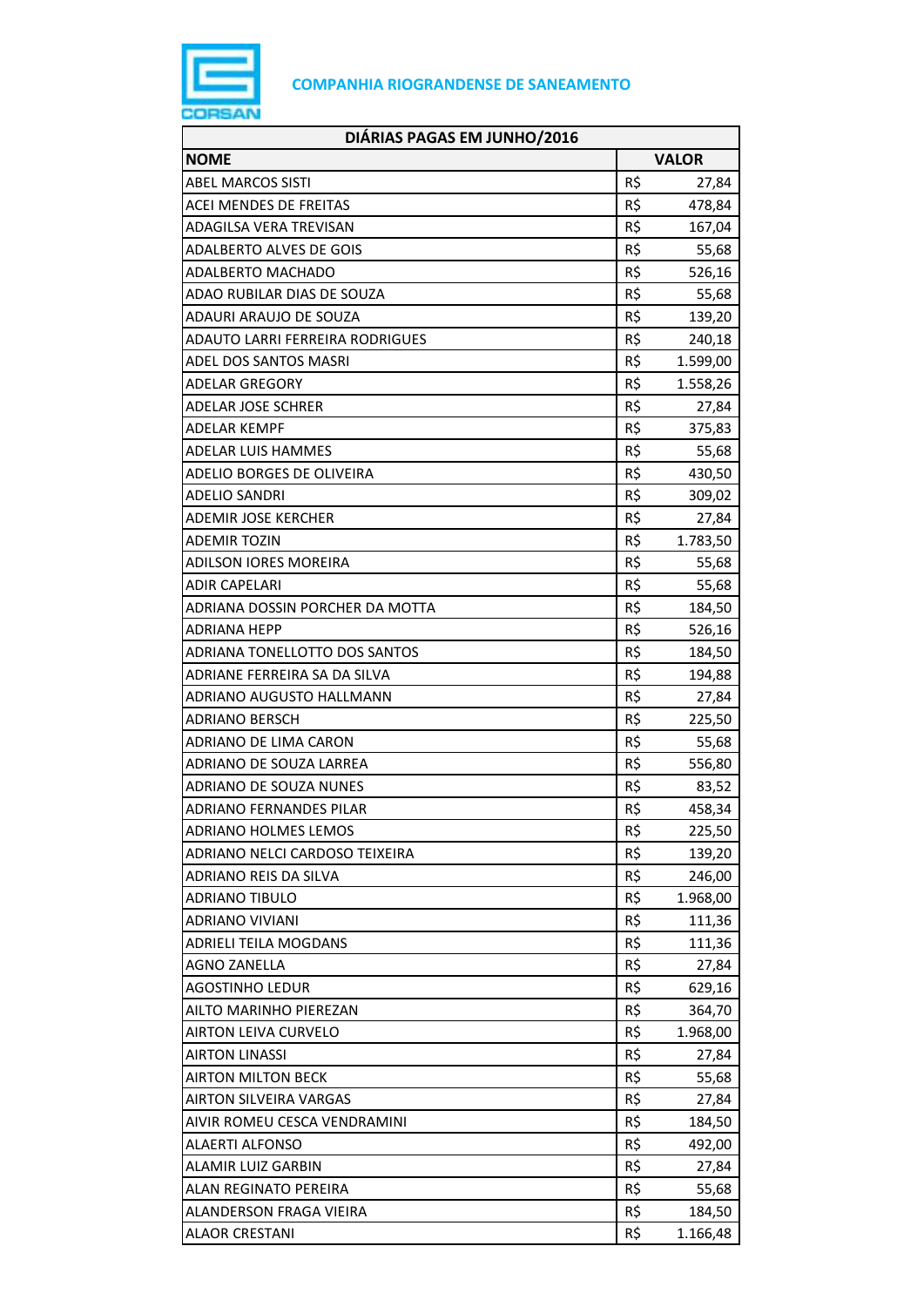**COMPANHIA RIOGRANDENSE DE SANEAMENTO**

| DIÁRIAS PAGAS EM JUNHO/2016 | | |
|---|---|---|
| **NOME** | **VALOR** | |
| ABEL MARCOS SISTI | R$ | 27,84 |
| ACEI MENDES DE FREITAS | R$ | 478,84 |
| ADAGILSA VERA TREVISAN | R$ | 167,04 |
| ADALBERTO ALVES DE GOIS | R$ | 55,68 |
| ADALBERTO MACHADO | R$ | 526,16 |
| ADAO RUBILAR DIAS DE SOUZA | R$ | 55,68 |
| ADAURI ARAUJO DE SOUZA | R$ | 139,20 |
| ADAUTO LARRI FERREIRA RODRIGUES | R$ | 240,18 |
| ADEL DOS SANTOS MASRI | R$ | 1.599,00 |
| ADELAR GREGORY | R$ | 1.558,26 |
| ADELAR JOSE SCHRER | R$ | 27,84 |
| ADELAR KEMPF | R$ | 375,83 |
| ADELAR LUIS HAMMES | R$ | 55,68 |
| ADELIO BORGES DE OLIVEIRA | R$ | 430,50 |
| ADELIO SANDRI | R$ | 309,02 |
| ADEMIR JOSE KERCHER | R$ | 27,84 |
| ADEMIR TOZIN | R$ | 1.783,50 |
| ADILSON IORES MOREIRA | R$ | 55,68 |
| ADIR CAPELARI | R$ | 55,68 |
| ADRIANA DOSSIN PORCHER DA MOTTA | R$ | 184,50 |
| ADRIANA HEPP | R$ | 526,16 |
| ADRIANA TONELLOTTO DOS SANTOS | R$ | 184,50 |
| ADRIANE FERREIRA SA DA SILVA | R$ | 194,88 |
| ADRIANO AUGUSTO HALLMANN | R$ | 27,84 |
| ADRIANO BERSCH | R$ | 225,50 |
| ADRIANO DE LIMA CARON | R$ | 55,68 |
| ADRIANO DE SOUZA LARREA | R$ | 556,80 |
| ADRIANO DE SOUZA NUNES | R$ | 83,52 |
| ADRIANO FERNANDES PILAR | R$ | 458,34 |
| ADRIANO HOLMES LEMOS | R$ | 225,50 |
| ADRIANO NELCI CARDOSO TEIXEIRA | R$ | 139,20 |
| ADRIANO REIS DA SILVA | R$ | 246,00 |
| ADRIANO TIBULO | R$ | 1.968,00 |
| ADRIANO VIVIANI | R$ | 111,36 |
| ADRIELI TEILA MOGDANS | R$ | 111,36 |
| AGNO ZANELLA | R$ | 27,84 |
| AGOSTINHO LEDUR | R$ | 629,16 |
| AILTO MARINHO PIEREZAN | R$ | 364,70 |
| AIRTON LEIVA CURVELO | R$ | 1.968,00 |
| AIRTON LINASSI | R$ | 27,84 |
| AIRTON MILTON BECK | R$ | 55,68 |
| AIRTON SILVEIRA VARGAS | R$ | 27,84 |
| AIVIR ROMEU CESCA VENDRAMINI | R$ | 184,50 |
| ALAERTI ALFONSO | R$ | 492,00 |
| ALAMIR LUIZ GARBIN | R$ | 27,84 |
| ALAN REGINATO PEREIRA | R$ | 55,68 |
| ALANDERSON FRAGA VIEIRA | R$ | 184,50 |
| ALAOR CRESTANI | R$ | 1.166,48 |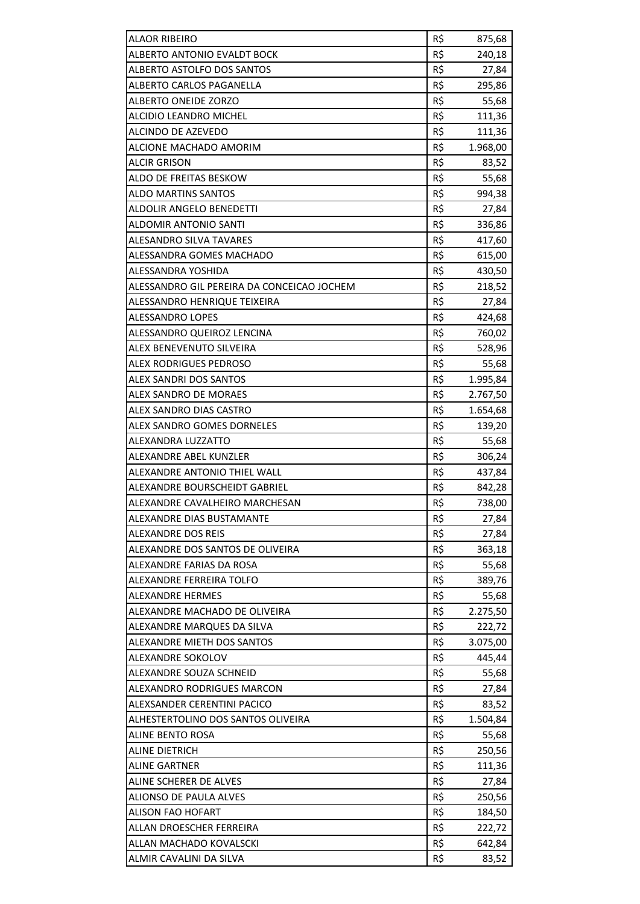| | | |
|---|---|---|
| ALAOR RIBEIRO | R$ | 875,68 |
| ALBERTO ANTONIO EVALDT BOCK | R$ | 240,18 |
| ALBERTO ASTOLFO DOS SANTOS | R$ | 27,84 |
| ALBERTO CARLOS PAGANELLA | R$ | 295,86 |
| ALBERTO ONEIDE ZORZO | R$ | 55,68 |
| ALCIDIO LEANDRO MICHEL | R$ | 111,36 |
| ALCINDO DE AZEVEDO | R$ | 111,36 |
| ALCIONE MACHADO AMORIM | R$ | 1.968,00 |
| ALCIR GRISON | R$ | 83,52 |
| ALDO DE FREITAS BESKOW | R$ | 55,68 |
| ALDO MARTINS SANTOS | R$ | 994,38 |
| ALDOLIR ANGELO BENEDETTI | R$ | 27,84 |
| ALDOMIR ANTONIO SANTI | R$ | 336,86 |
| ALESANDRO SILVA TAVARES | R$ | 417,60 |
| ALESSANDRA GOMES MACHADO | R$ | 615,00 |
| ALESSANDRA YOSHIDA | R$ | 430,50 |
| ALESSANDRO GIL PEREIRA DA CONCEICAO JOCHEM | R$ | 218,52 |
| ALESSANDRO HENRIQUE TEIXEIRA | R$ | 27,84 |
| ALESSANDRO LOPES | R$ | 424,68 |
| ALESSANDRO QUEIROZ LENCINA | R$ | 760,02 |
| ALEX BENEVENUTO SILVEIRA | R$ | 528,96 |
| ALEX RODRIGUES PEDROSO | R$ | 55,68 |
| ALEX SANDRI DOS SANTOS | R$ | 1.995,84 |
| ALEX SANDRO DE MORAES | R$ | 2.767,50 |
| ALEX SANDRO DIAS CASTRO | R$ | 1.654,68 |
| ALEX SANDRO GOMES DORNELES | R$ | 139,20 |
| ALEXANDRA LUZZATTO | R$ | 55,68 |
| ALEXANDRE ABEL KUNZLER | R$ | 306,24 |
| ALEXANDRE ANTONIO THIEL WALL | R$ | 437,84 |
| ALEXANDRE BOURSCHEIDT GABRIEL | R$ | 842,28 |
| ALEXANDRE CAVALHEIRO MARCHESAN | R$ | 738,00 |
| ALEXANDRE DIAS BUSTAMANTE | R$ | 27,84 |
| ALEXANDRE DOS REIS | R$ | 27,84 |
| ALEXANDRE DOS SANTOS DE OLIVEIRA | R$ | 363,18 |
| ALEXANDRE FARIAS DA ROSA | R$ | 55,68 |
| ALEXANDRE FERREIRA TOLFO | R$ | 389,76 |
| ALEXANDRE HERMES | R$ | 55,68 |
| ALEXANDRE MACHADO DE OLIVEIRA | R$ | 2.275,50 |
| ALEXANDRE MARQUES DA SILVA | R$ | 222,72 |
| ALEXANDRE MIETH DOS SANTOS | R$ | 3.075,00 |
| ALEXANDRE SOKOLOV | R$ | 445,44 |
| ALEXANDRE SOUZA SCHNEID | R$ | 55,68 |
| ALEXANDRO RODRIGUES MARCON | R$ | 27,84 |
| ALEXSANDER CERENTINI PACICO | R$ | 83,52 |
| ALHESTERTOLINO DOS SANTOS OLIVEIRA | R$ | 1.504,84 |
| ALINE BENTO ROSA | R$ | 55,68 |
| ALINE DIETRICH | R$ | 250,56 |
| ALINE GARTNER | R$ | 111,36 |
| ALINE SCHERER DE ALVES | R$ | 27,84 |
| ALIONSO DE PAULA ALVES | R$ | 250,56 |
| ALISON FAO HOFART | R$ | 184,50 |
| ALLAN DROESCHER FERREIRA | R$ | 222,72 |
| ALLAN MACHADO KOVALSCKI | R$ | 642,84 |
| ALMIR CAVALINI DA SILVA | R$ | 83,52 |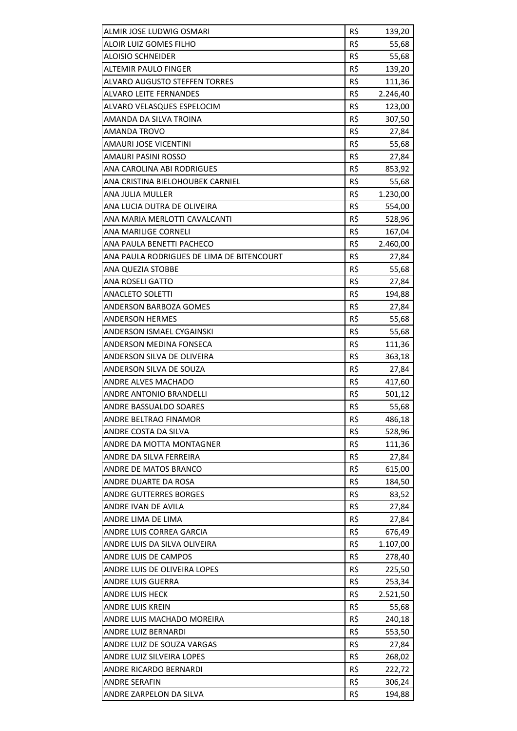| ALMIR JOSE LUDWIG OSMARI | R$ | 139,20 |
|---|---|---|
| ALOIR LUIZ GOMES FILHO | R$ | 55,68 |
| ALOISIO SCHNEIDER | R$ | 55,68 |
| ALTEMIR PAULO FINGER | R$ | 139,20 |
| ALVARO AUGUSTO STEFFEN TORRES | R$ | 111,36 |
| ALVARO LEITE FERNANDES | R$ | 2.246,40 |
| ALVARO VELASQUES ESPELOCIM | R$ | 123,00 |
| AMANDA DA SILVA TROINA | R$ | 307,50 |
| AMANDA TROVO | R$ | 27,84 |
| AMAURI JOSE VICENTINI | R$ | 55,68 |
| AMAURI PASINI ROSSO | R$ | 27,84 |
| ANA CAROLINA ABI RODRIGUES | R$ | 853,92 |
| ANA CRISTINA BIELOHOUBEK CARNIEL | R$ | 55,68 |
| ANA JULIA MULLER | R$ | 1.230,00 |
| ANA LUCIA DUTRA DE OLIVEIRA | R$ | 554,00 |
| ANA MARIA MERLOTTI CAVALCANTI | R$ | 528,96 |
| ANA MARILIGE CORNELI | R$ | 167,04 |
| ANA PAULA BENETTI PACHECO | R$ | 2.460,00 |
| ANA PAULA RODRIGUES DE LIMA DE BITENCOURT | R$ | 27,84 |
| ANA QUEZIA STOBBE | R$ | 55,68 |
| ANA ROSELI GATTO | R$ | 27,84 |
| ANACLETO SOLETTI | R$ | 194,88 |
| ANDERSON BARBOZA GOMES | R$ | 27,84 |
| ANDERSON HERMES | R$ | 55,68 |
| ANDERSON ISMAEL CYGAINSKI | R$ | 55,68 |
| ANDERSON MEDINA FONSECA | R$ | 111,36 |
| ANDERSON SILVA DE OLIVEIRA | R$ | 363,18 |
| ANDERSON SILVA DE SOUZA | R$ | 27,84 |
| ANDRE ALVES MACHADO | R$ | 417,60 |
| ANDRE ANTONIO BRANDELLI | R$ | 501,12 |
| ANDRE BASSUALDO SOARES | R$ | 55,68 |
| ANDRE BELTRAO FINAMOR | R$ | 486,18 |
| ANDRE COSTA DA SILVA | R$ | 528,96 |
| ANDRE DA MOTTA MONTAGNER | R$ | 111,36 |
| ANDRE DA SILVA FERREIRA | R$ | 27,84 |
| ANDRE DE MATOS BRANCO | R$ | 615,00 |
| ANDRE DUARTE DA ROSA | R$ | 184,50 |
| ANDRE GUTTERRES BORGES | R$ | 83,52 |
| ANDRE IVAN DE AVILA | R$ | 27,84 |
| ANDRE LIMA DE LIMA | R$ | 27,84 |
| ANDRE LUIS CORREA GARCIA | R$ | 676,49 |
| ANDRE LUIS DA SILVA OLIVEIRA | R$ | 1.107,00 |
| ANDRE LUIS DE CAMPOS | R$ | 278,40 |
| ANDRE LUIS DE OLIVEIRA LOPES | R$ | 225,50 |
| ANDRE LUIS GUERRA | R$ | 253,34 |
| ANDRE LUIS HECK | R$ | 2.521,50 |
| ANDRE LUIS KREIN | R$ | 55,68 |
| ANDRE LUIS MACHADO MOREIRA | R$ | 240,18 |
| ANDRE LUIZ BERNARDI | R$ | 553,50 |
| ANDRE LUIZ DE SOUZA VARGAS | R$ | 27,84 |
| ANDRE LUIZ SILVEIRA LOPES | R$ | 268,02 |
| ANDRE RICARDO BERNARDI | R$ | 222,72 |
| ANDRE SERAFIN | R$ | 306,24 |
| ANDRE ZARPELON DA SILVA | R$ | 194,88 |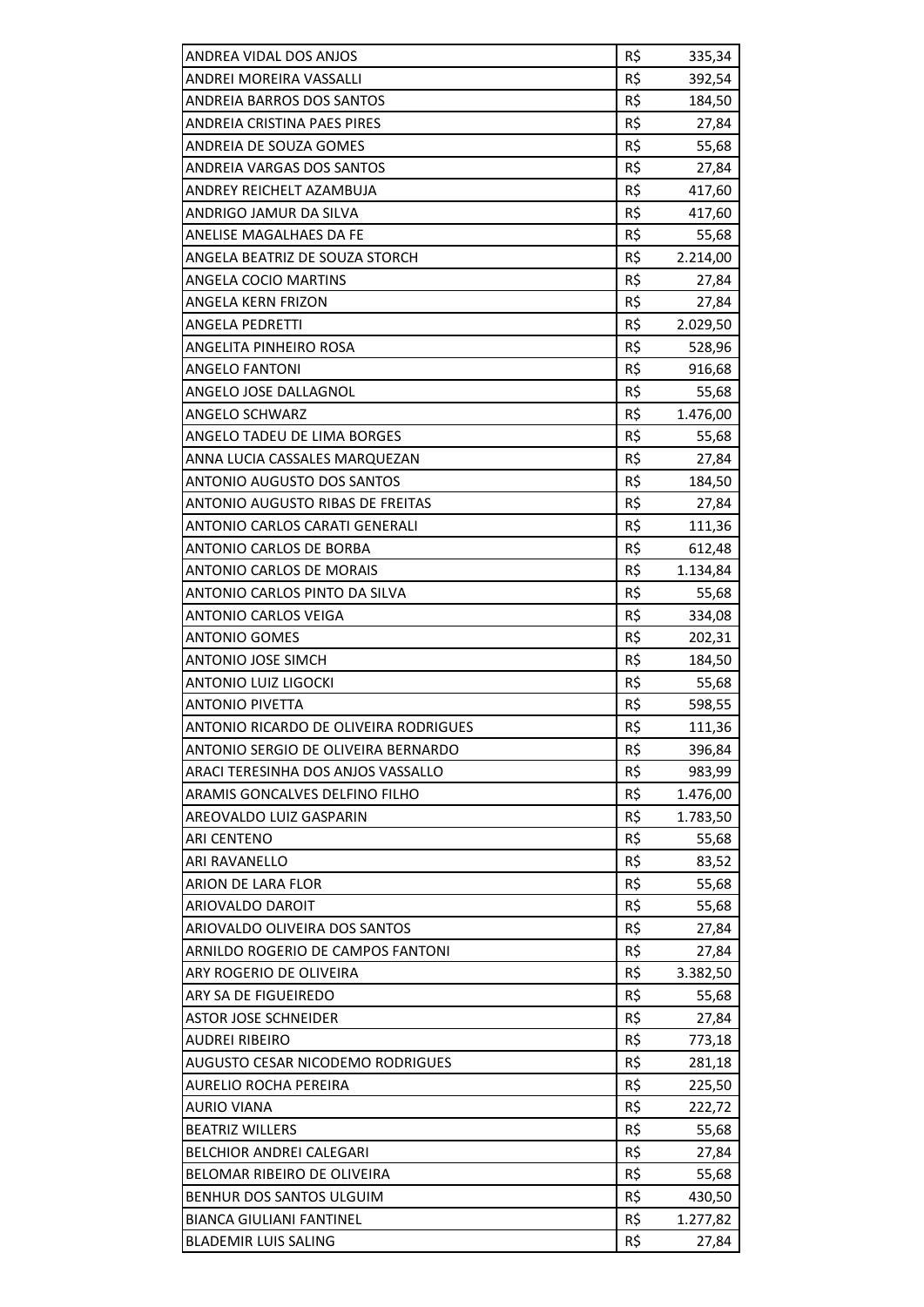| | | |
|---|---|---|
| ANDREA VIDAL DOS ANJOS | R$ | 335,34 |
| ANDREI MOREIRA VASSALLI | R$ | 392,54 |
| ANDREIA BARROS DOS SANTOS | R$ | 184,50 |
| ANDREIA CRISTINA PAES PIRES | R$ | 27,84 |
| ANDREIA DE SOUZA GOMES | R$ | 55,68 |
| ANDREIA VARGAS DOS SANTOS | R$ | 27,84 |
| ANDREY REICHELT AZAMBUJA | R$ | 417,60 |
| ANDRIGO JAMUR DA SILVA | R$ | 417,60 |
| ANELISE MAGALHAES DA FE | R$ | 55,68 |
| ANGELA BEATRIZ DE SOUZA STORCH | R$ | 2.214,00 |
| ANGELA COCIO MARTINS | R$ | 27,84 |
| ANGELA KERN FRIZON | R$ | 27,84 |
| ANGELA PEDRETTI | R$ | 2.029,50 |
| ANGELITA PINHEIRO ROSA | R$ | 528,96 |
| ANGELO FANTONI | R$ | 916,68 |
| ANGELO JOSE DALLAGNOL | R$ | 55,68 |
| ANGELO SCHWARZ | R$ | 1.476,00 |
| ANGELO TADEU DE LIMA BORGES | R$ | 55,68 |
| ANNA LUCIA CASSALES MARQUEZAN | R$ | 27,84 |
| ANTONIO AUGUSTO DOS SANTOS | R$ | 184,50 |
| ANTONIO AUGUSTO RIBAS DE FREITAS | R$ | 27,84 |
| ANTONIO CARLOS CARATI GENERALI | R$ | 111,36 |
| ANTONIO CARLOS DE BORBA | R$ | 612,48 |
| ANTONIO CARLOS DE MORAIS | R$ | 1.134,84 |
| ANTONIO CARLOS PINTO DA SILVA | R$ | 55,68 |
| ANTONIO CARLOS VEIGA | R$ | 334,08 |
| ANTONIO GOMES | R$ | 202,31 |
| ANTONIO JOSE SIMCH | R$ | 184,50 |
| ANTONIO LUIZ LIGOCKI | R$ | 55,68 |
| ANTONIO PIVETTA | R$ | 598,55 |
| ANTONIO RICARDO DE OLIVEIRA RODRIGUES | R$ | 111,36 |
| ANTONIO SERGIO DE OLIVEIRA BERNARDO | R$ | 396,84 |
| ARACI TERESINHA DOS ANJOS VASSALLO | R$ | 983,99 |
| ARAMIS GONCALVES DELFINO FILHO | R$ | 1.476,00 |
| AREOVALDO LUIZ GASPARIN | R$ | 1.783,50 |
| ARI CENTENO | R$ | 55,68 |
| ARI RAVANELLO | R$ | 83,52 |
| ARION DE LARA FLOR | R$ | 55,68 |
| ARIOVALDO DAROIT | R$ | 55,68 |
| ARIOVALDO OLIVEIRA DOS SANTOS | R$ | 27,84 |
| ARNILDO ROGERIO DE CAMPOS FANTONI | R$ | 27,84 |
| ARY ROGERIO DE OLIVEIRA | R$ | 3.382,50 |
| ARY SA DE FIGUEIREDO | R$ | 55,68 |
| ASTOR JOSE SCHNEIDER | R$ | 27,84 |
| AUDREI RIBEIRO | R$ | 773,18 |
| AUGUSTO CESAR NICODEMO RODRIGUES | R$ | 281,18 |
| AURELIO ROCHA PEREIRA | R$ | 225,50 |
| AURIO VIANA | R$ | 222,72 |
| BEATRIZ WILLERS | R$ | 55,68 |
| BELCHIOR ANDREI CALEGARI | R$ | 27,84 |
| BELOMAR RIBEIRO DE OLIVEIRA | R$ | 55,68 |
| BENHUR DOS SANTOS ULGUIM | R$ | 430,50 |
| BIANCA GIULIANI FANTINEL | R$ | 1.277,82 |
| BLADEMIR LUIS SALING | R$ | 27,84 |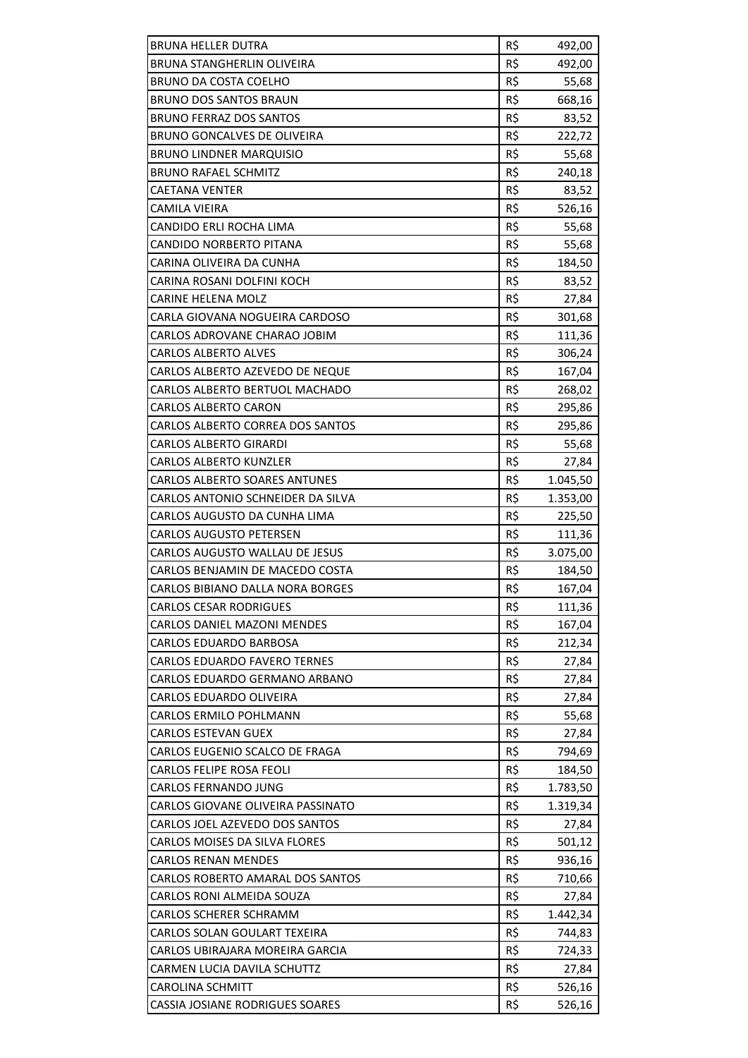| | | |
|---|---|---|
| BRUNA HELLER DUTRA | R$ | 492,00 |
| BRUNA STANGHERLIN OLIVEIRA | R$ | 492,00 |
| BRUNO DA COSTA COELHO | R$ | 55,68 |
| BRUNO DOS SANTOS BRAUN | R$ | 668,16 |
| BRUNO FERRAZ DOS SANTOS | R$ | 83,52 |
| BRUNO GONCALVES DE OLIVEIRA | R$ | 222,72 |
| BRUNO LINDNER MARQUISIO | R$ | 55,68 |
| BRUNO RAFAEL SCHMITZ | R$ | 240,18 |
| CAETANA VENTER | R$ | 83,52 |
| CAMILA VIEIRA | R$ | 526,16 |
| CANDIDO ERLI ROCHA LIMA | R$ | 55,68 |
| CANDIDO NORBERTO PITANA | R$ | 55,68 |
| CARINA OLIVEIRA DA CUNHA | R$ | 184,50 |
| CARINA ROSANI DOLFINI KOCH | R$ | 83,52 |
| CARINE HELENA MOLZ | R$ | 27,84 |
| CARLA GIOVANA NOGUEIRA CARDOSO | R$ | 301,68 |
| CARLOS ADROVANE CHARAO JOBIM | R$ | 111,36 |
| CARLOS ALBERTO ALVES | R$ | 306,24 |
| CARLOS ALBERTO AZEVEDO DE NEQUE | R$ | 167,04 |
| CARLOS ALBERTO BERTUOL MACHADO | R$ | 268,02 |
| CARLOS ALBERTO CARON | R$ | 295,86 |
| CARLOS ALBERTO CORREA DOS SANTOS | R$ | 295,86 |
| CARLOS ALBERTO GIRARDI | R$ | 55,68 |
| CARLOS ALBERTO KUNZLER | R$ | 27,84 |
| CARLOS ALBERTO SOARES ANTUNES | R$ | 1.045,50 |
| CARLOS ANTONIO SCHNEIDER DA SILVA | R$ | 1.353,00 |
| CARLOS AUGUSTO DA CUNHA LIMA | R$ | 225,50 |
| CARLOS AUGUSTO PETERSEN | R$ | 111,36 |
| CARLOS AUGUSTO WALLAU DE JESUS | R$ | 3.075,00 |
| CARLOS BENJAMIN DE MACEDO COSTA | R$ | 184,50 |
| CARLOS BIBIANO DALLA NORA BORGES | R$ | 167,04 |
| CARLOS CESAR RODRIGUES | R$ | 111,36 |
| CARLOS DANIEL MAZONI MENDES | R$ | 167,04 |
| CARLOS EDUARDO BARBOSA | R$ | 212,34 |
| CARLOS EDUARDO FAVERO TERNES | R$ | 27,84 |
| CARLOS EDUARDO GERMANO ARBANO | R$ | 27,84 |
| CARLOS EDUARDO OLIVEIRA | R$ | 27,84 |
| CARLOS ERMILO POHLMANN | R$ | 55,68 |
| CARLOS ESTEVAN GUEX | R$ | 27,84 |
| CARLOS EUGENIO SCALCO DE FRAGA | R$ | 794,69 |
| CARLOS FELIPE ROSA FEOLI | R$ | 184,50 |
| CARLOS FERNANDO JUNG | R$ | 1.783,50 |
| CARLOS GIOVANE OLIVEIRA PASSINATO | R$ | 1.319,34 |
| CARLOS JOEL AZEVEDO DOS SANTOS | R$ | 27,84 |
| CARLOS MOISES DA SILVA FLORES | R$ | 501,12 |
| CARLOS RENAN MENDES | R$ | 936,16 |
| CARLOS ROBERTO AMARAL DOS SANTOS | R$ | 710,66 |
| CARLOS RONI ALMEIDA SOUZA | R$ | 27,84 |
| CARLOS SCHERER SCHRAMM | R$ | 1.442,34 |
| CARLOS SOLAN GOULART TEXEIRA | R$ | 744,83 |
| CARLOS UBIRAJARA MOREIRA GARCIA | R$ | 724,33 |
| CARMEN LUCIA DAVILA SCHUTTZ | R$ | 27,84 |
| CAROLINA SCHMITT | R$ | 526,16 |
| CASSIA JOSIANE RODRIGUES SOARES | R$ | 526,16 |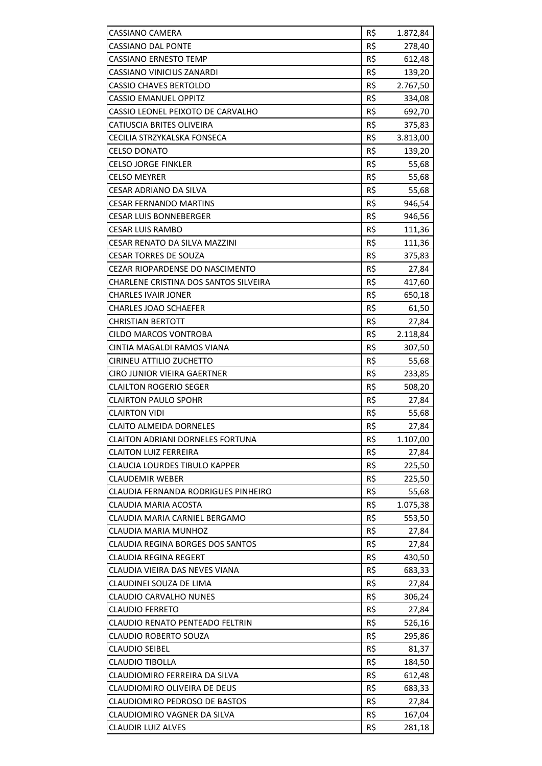| | | |
|---|---|---|
| CASSIANO CAMERA | R$ | 1.872,84 |
| CASSIANO DAL PONTE | R$ | 278,40 |
| CASSIANO ERNESTO TEMP | R$ | 612,48 |
| CASSIANO VINICIUS ZANARDI | R$ | 139,20 |
| CASSIO CHAVES BERTOLDO | R$ | 2.767,50 |
| CASSIO EMANUEL OPPITZ | R$ | 334,08 |
| CASSIO LEONEL PEIXOTO DE CARVALHO | R$ | 692,70 |
| CATIUSCIA BRITES OLIVEIRA | R$ | 375,83 |
| CECILIA STRZYKALSKA FONSECA | R$ | 3.813,00 |
| CELSO DONATO | R$ | 139,20 |
| CELSO JORGE FINKLER | R$ | 55,68 |
| CELSO MEYRER | R$ | 55,68 |
| CESAR ADRIANO DA SILVA | R$ | 55,68 |
| CESAR FERNANDO MARTINS | R$ | 946,54 |
| CESAR LUIS BONNEBERGER | R$ | 946,56 |
| CESAR LUIS RAMBO | R$ | 111,36 |
| CESAR RENATO DA SILVA MAZZINI | R$ | 111,36 |
| CESAR TORRES DE SOUZA | R$ | 375,83 |
| CEZAR RIOPARDENSE DO NASCIMENTO | R$ | 27,84 |
| CHARLENE CRISTINA DOS SANTOS SILVEIRA | R$ | 417,60 |
| CHARLES IVAIR JONER | R$ | 650,18 |
| CHARLES JOAO SCHAEFER | R$ | 61,50 |
| CHRISTIAN BERTOTT | R$ | 27,84 |
| CILDO MARCOS VONTROBA | R$ | 2.118,84 |
| CINTIA MAGALDI RAMOS VIANA | R$ | 307,50 |
| CIRINEU ATTILIO ZUCHETTO | R$ | 55,68 |
| CIRO JUNIOR VIEIRA GAERTNER | R$ | 233,85 |
| CLAILTON ROGERIO SEGER | R$ | 508,20 |
| CLAIRTON PAULO SPOHR | R$ | 27,84 |
| CLAIRTON VIDI | R$ | 55,68 |
| CLAITO ALMEIDA DORNELES | R$ | 27,84 |
| CLAITON ADRIANI DORNELES FORTUNA | R$ | 1.107,00 |
| CLAITON LUIZ FERREIRA | R$ | 27,84 |
| CLAUCIA LOURDES TIBULO KAPPER | R$ | 225,50 |
| CLAUDEMIR WEBER | R$ | 225,50 |
| CLAUDIA FERNANDA RODRIGUES PINHEIRO | R$ | 55,68 |
| CLAUDIA MARIA ACOSTA | R$ | 1.075,38 |
| CLAUDIA MARIA CARNIEL BERGAMO | R$ | 553,50 |
| CLAUDIA MARIA MUNHOZ | R$ | 27,84 |
| CLAUDIA REGINA BORGES DOS SANTOS | R$ | 27,84 |
| CLAUDIA REGINA REGERT | R$ | 430,50 |
| CLAUDIA VIEIRA DAS NEVES VIANA | R$ | 683,33 |
| CLAUDINEI SOUZA DE LIMA | R$ | 27,84 |
| CLAUDIO CARVALHO NUNES | R$ | 306,24 |
| CLAUDIO FERRETO | R$ | 27,84 |
| CLAUDIO RENATO PENTEADO FELTRIN | R$ | 526,16 |
| CLAUDIO ROBERTO SOUZA | R$ | 295,86 |
| CLAUDIO SEIBEL | R$ | 81,37 |
| CLAUDIO TIBOLLA | R$ | 184,50 |
| CLAUDIOMIRO FERREIRA DA SILVA | R$ | 612,48 |
| CLAUDIOMIRO OLIVEIRA DE DEUS | R$ | 683,33 |
| CLAUDIOMIRO PEDROSO DE BASTOS | R$ | 27,84 |
| CLAUDIOMIRO VAGNER DA SILVA | R$ | 167,04 |
| CLAUDIR LUIZ ALVES | R$ | 281,18 |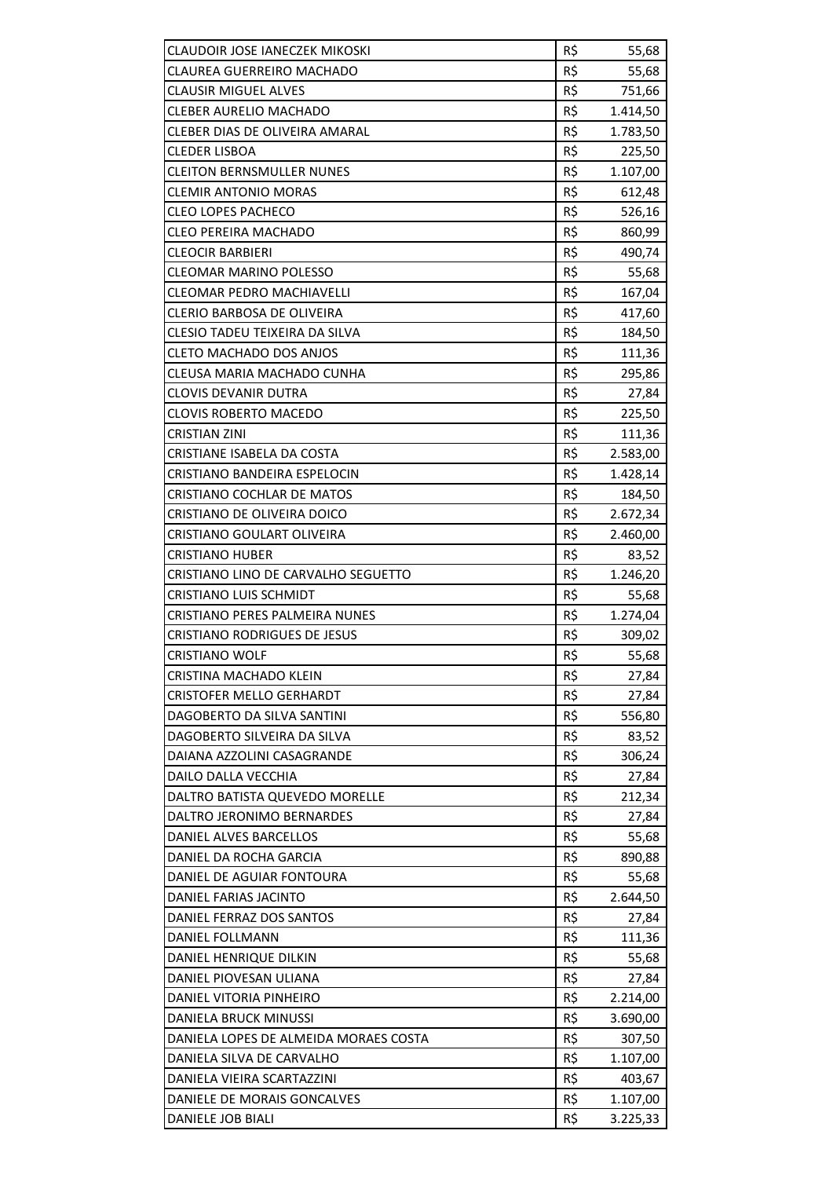| | | |
|---|---|---|
| CLAUDOIR JOSE IANECZEK MIKOSKI | R$ | 55,68 |
| CLAUREA GUERREIRO MACHADO | R$ | 55,68 |
| CLAUSIR MIGUEL ALVES | R$ | 751,66 |
| CLEBER AURELIO MACHADO | R$ | 1.414,50 |
| CLEBER DIAS DE OLIVEIRA AMARAL | R$ | 1.783,50 |
| CLEDER LISBOA | R$ | 225,50 |
| CLEITON BERNSMULLER NUNES | R$ | 1.107,00 |
| CLEMIR ANTONIO MORAS | R$ | 612,48 |
| CLEO LOPES PACHECO | R$ | 526,16 |
| CLEO PEREIRA MACHADO | R$ | 860,99 |
| CLEOCIR BARBIERI | R$ | 490,74 |
| CLEOMAR MARINO POLESSO | R$ | 55,68 |
| CLEOMAR PEDRO MACHIAVELLI | R$ | 167,04 |
| CLERIO BARBOSA DE OLIVEIRA | R$ | 417,60 |
| CLESIO TADEU TEIXEIRA DA SILVA | R$ | 184,50 |
| CLETO MACHADO DOS ANJOS | R$ | 111,36 |
| CLEUSA MARIA MACHADO CUNHA | R$ | 295,86 |
| CLOVIS DEVANIR DUTRA | R$ | 27,84 |
| CLOVIS ROBERTO MACEDO | R$ | 225,50 |
| CRISTIAN ZINI | R$ | 111,36 |
| CRISTIANE ISABELA DA COSTA | R$ | 2.583,00 |
| CRISTIANO BANDEIRA ESPELOCIN | R$ | 1.428,14 |
| CRISTIANO COCHLAR DE MATOS | R$ | 184,50 |
| CRISTIANO DE OLIVEIRA DOICO | R$ | 2.672,34 |
| CRISTIANO GOULART OLIVEIRA | R$ | 2.460,00 |
| CRISTIANO HUBER | R$ | 83,52 |
| CRISTIANO LINO DE CARVALHO SEGUETTO | R$ | 1.246,20 |
| CRISTIANO LUIS SCHMIDT | R$ | 55,68 |
| CRISTIANO PERES PALMEIRA NUNES | R$ | 1.274,04 |
| CRISTIANO RODRIGUES DE JESUS | R$ | 309,02 |
| CRISTIANO WOLF | R$ | 55,68 |
| CRISTINA MACHADO KLEIN | R$ | 27,84 |
| CRISTOFER MELLO GERHARDT | R$ | 27,84 |
| DAGOBERTO DA SILVA SANTINI | R$ | 556,80 |
| DAGOBERTO SILVEIRA DA SILVA | R$ | 83,52 |
| DAIANA AZZOLINI CASAGRANDE | R$ | 306,24 |
| DAILO DALLA VECCHIA | R$ | 27,84 |
| DALTRO BATISTA QUEVEDO MORELLE | R$ | 212,34 |
| DALTRO JERONIMO BERNARDES | R$ | 27,84 |
| DANIEL ALVES BARCELLOS | R$ | 55,68 |
| DANIEL DA ROCHA GARCIA | R$ | 890,88 |
| DANIEL DE AGUIAR FONTOURA | R$ | 55,68 |
| DANIEL FARIAS JACINTO | R$ | 2.644,50 |
| DANIEL FERRAZ DOS SANTOS | R$ | 27,84 |
| DANIEL FOLLMANN | R$ | 111,36 |
| DANIEL HENRIQUE DILKIN | R$ | 55,68 |
| DANIEL PIOVESAN ULIANA | R$ | 27,84 |
| DANIEL VITORIA PINHEIRO | R$ | 2.214,00 |
| DANIELA BRUCK MINUSSI | R$ | 3.690,00 |
| DANIELA LOPES DE ALMEIDA MORAES COSTA | R$ | 307,50 |
| DANIELA SILVA DE CARVALHO | R$ | 1.107,00 |
| DANIELA VIEIRA SCARTAZZINI | R$ | 403,67 |
| DANIELE DE MORAIS GONCALVES | R$ | 1.107,00 |
| DANIELE JOB BIALI | R$ | 3.225,33 |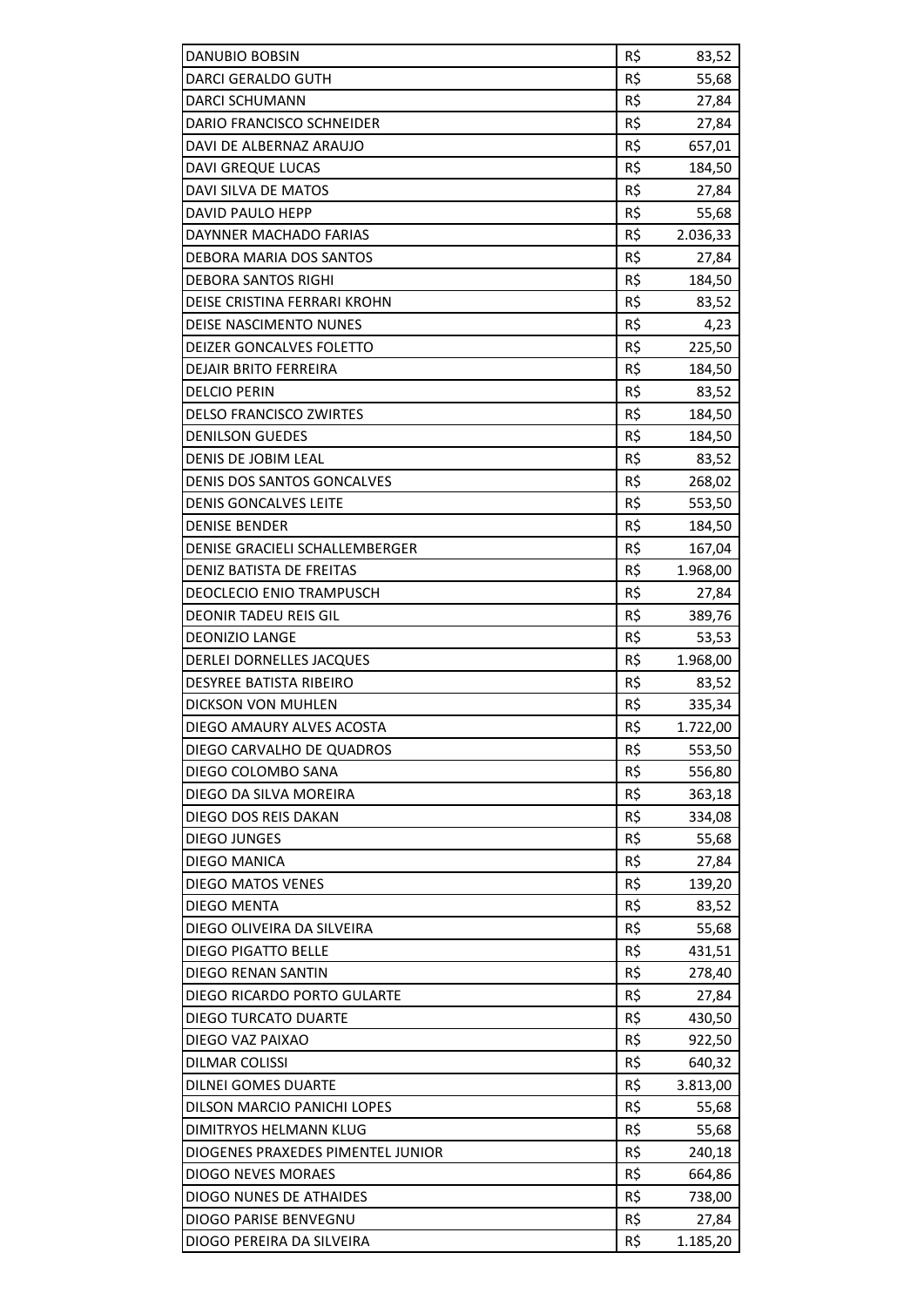| DANUBIO BOBSIN | R$ | 83,52 |
|---|---|---|
| DARCI GERALDO GUTH | R$ | 55,68 |
| DARCI SCHUMANN | R$ | 27,84 |
| DARIO FRANCISCO SCHNEIDER | R$ | 27,84 |
| DAVI DE ALBERNAZ ARAUJO | R$ | 657,01 |
| DAVI GREQUE LUCAS | R$ | 184,50 |
| DAVI SILVA DE MATOS | R$ | 27,84 |
| DAVID PAULO HEPP | R$ | 55,68 |
| DAYNNER MACHADO FARIAS | R$ | 2.036,33 |
| DEBORA MARIA DOS SANTOS | R$ | 27,84 |
| DEBORA SANTOS RIGHI | R$ | 184,50 |
| DEISE CRISTINA FERRARI KROHN | R$ | 83,52 |
| DEISE NASCIMENTO NUNES | R$ | 4,23 |
| DEIZER GONCALVES FOLETTO | R$ | 225,50 |
| DEJAIR BRITO FERREIRA | R$ | 184,50 |
| DELCIO PERIN | R$ | 83,52 |
| DELSO FRANCISCO ZWIRTES | R$ | 184,50 |
| DENILSON GUEDES | R$ | 184,50 |
| DENIS DE JOBIM LEAL | R$ | 83,52 |
| DENIS DOS SANTOS GONCALVES | R$ | 268,02 |
| DENIS GONCALVES LEITE | R$ | 553,50 |
| DENISE BENDER | R$ | 184,50 |
| DENISE GRACIELI SCHALLEMBERGER | R$ | 167,04 |
| DENIZ BATISTA DE FREITAS | R$ | 1.968,00 |
| DEOCLECIO ENIO TRAMPUSCH | R$ | 27,84 |
| DEONIR TADEU REIS GIL | R$ | 389,76 |
| DEONIZIO LANGE | R$ | 53,53 |
| DERLEI DORNELLES JACQUES | R$ | 1.968,00 |
| DESYREE BATISTA RIBEIRO | R$ | 83,52 |
| DICKSON VON MUHLEN | R$ | 335,34 |
| DIEGO AMAURY ALVES ACOSTA | R$ | 1.722,00 |
| DIEGO CARVALHO DE QUADROS | R$ | 553,50 |
| DIEGO COLOMBO SANA | R$ | 556,80 |
| DIEGO DA SILVA MOREIRA | R$ | 363,18 |
| DIEGO DOS REIS DAKAN | R$ | 334,08 |
| DIEGO JUNGES | R$ | 55,68 |
| DIEGO MANICA | R$ | 27,84 |
| DIEGO MATOS VENES | R$ | 139,20 |
| DIEGO MENTA | R$ | 83,52 |
| DIEGO OLIVEIRA DA SILVEIRA | R$ | 55,68 |
| DIEGO PIGATTO BELLE | R$ | 431,51 |
| DIEGO RENAN SANTIN | R$ | 278,40 |
| DIEGO RICARDO PORTO GULARTE | R$ | 27,84 |
| DIEGO TURCATO DUARTE | R$ | 430,50 |
| DIEGO VAZ PAIXAO | R$ | 922,50 |
| DILMAR COLISSI | R$ | 640,32 |
| DILNEI GOMES DUARTE | R$ | 3.813,00 |
| DILSON MARCIO PANICHI LOPES | R$ | 55,68 |
| DIMITRYOS HELMANN KLUG | R$ | 55,68 |
| DIOGENES PRAXEDES PIMENTEL JUNIOR | R$ | 240,18 |
| DIOGO NEVES MORAES | R$ | 664,86 |
| DIOGO NUNES DE ATHAIDES | R$ | 738,00 |
| DIOGO PARISE BENVEGNU | R$ | 27,84 |
| DIOGO PEREIRA DA SILVEIRA | R$ | 1.185,20 |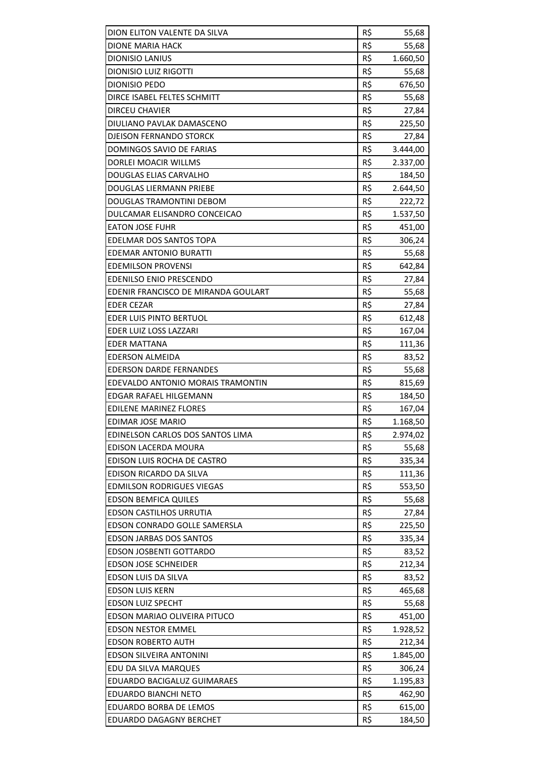| | | |
|---|---|---|
| DION ELITON VALENTE DA SILVA | R$ | 55,68 |
| DIONE MARIA HACK | R$ | 55,68 |
| DIONISIO LANIUS | R$ | 1.660,50 |
| DIONISIO LUIZ RIGOTTI | R$ | 55,68 |
| DIONISIO PEDO | R$ | 676,50 |
| DIRCE ISABEL FELTES SCHMITT | R$ | 55,68 |
| DIRCEU CHAVIER | R$ | 27,84 |
| DIULIANO PAVLAK DAMASCENO | R$ | 225,50 |
| DJEISON FERNANDO STORCK | R$ | 27,84 |
| DOMINGOS SAVIO DE FARIAS | R$ | 3.444,00 |
| DORLEI MOACIR WILLMS | R$ | 2.337,00 |
| DOUGLAS ELIAS CARVALHO | R$ | 184,50 |
| DOUGLAS LIERMANN PRIEBE | R$ | 2.644,50 |
| DOUGLAS TRAMONTINI DEBOM | R$ | 222,72 |
| DULCAMAR ELISANDRO CONCEICAO | R$ | 1.537,50 |
| EATON JOSE FUHR | R$ | 451,00 |
| EDELMAR DOS SANTOS TOPA | R$ | 306,24 |
| EDEMAR ANTONIO BURATTI | R$ | 55,68 |
| EDEMILSON PROVENSI | R$ | 642,84 |
| EDENILSO ENIO PRESCENDO | R$ | 27,84 |
| EDENIR FRANCISCO DE MIRANDA GOULART | R$ | 55,68 |
| EDER CEZAR | R$ | 27,84 |
| EDER LUIS PINTO BERTUOL | R$ | 612,48 |
| EDER LUIZ LOSS LAZZARI | R$ | 167,04 |
| EDER MATTANA | R$ | 111,36 |
| EDERSON ALMEIDA | R$ | 83,52 |
| EDERSON DARDE FERNANDES | R$ | 55,68 |
| EDEVALDO ANTONIO MORAIS TRAMONTIN | R$ | 815,69 |
| EDGAR RAFAEL HILGEMANN | R$ | 184,50 |
| EDILENE MARINEZ FLORES | R$ | 167,04 |
| EDIMAR JOSE MARIO | R$ | 1.168,50 |
| EDINELSON CARLOS DOS SANTOS LIMA | R$ | 2.974,02 |
| EDISON LACERDA MOURA | R$ | 55,68 |
| EDISON LUIS ROCHA DE CASTRO | R$ | 335,34 |
| EDISON RICARDO DA SILVA | R$ | 111,36 |
| EDMILSON RODRIGUES VIEGAS | R$ | 553,50 |
| EDSON BEMFICA QUILES | R$ | 55,68 |
| EDSON CASTILHOS URRUTIA | R$ | 27,84 |
| EDSON CONRADO GOLLE SAMERSLA | R$ | 225,50 |
| EDSON JARBAS DOS SANTOS | R$ | 335,34 |
| EDSON JOSBENTI GOTTARDO | R$ | 83,52 |
| EDSON JOSE SCHNEIDER | R$ | 212,34 |
| EDSON LUIS DA SILVA | R$ | 83,52 |
| EDSON LUIS KERN | R$ | 465,68 |
| EDSON LUIZ SPECHT | R$ | 55,68 |
| EDSON MARIAO OLIVEIRA PITUCO | R$ | 451,00 |
| EDSON NESTOR EMMEL | R$ | 1.928,52 |
| EDSON ROBERTO AUTH | R$ | 212,34 |
| EDSON SILVEIRA ANTONINI | R$ | 1.845,00 |
| EDU DA SILVA MARQUES | R$ | 306,24 |
| EDUARDO BACIGALUZ GUIMARAES | R$ | 1.195,83 |
| EDUARDO BIANCHI NETO | R$ | 462,90 |
| EDUARDO BORBA DE LEMOS | R$ | 615,00 |
| EDUARDO DAGAGNY BERCHET | R$ | 184,50 |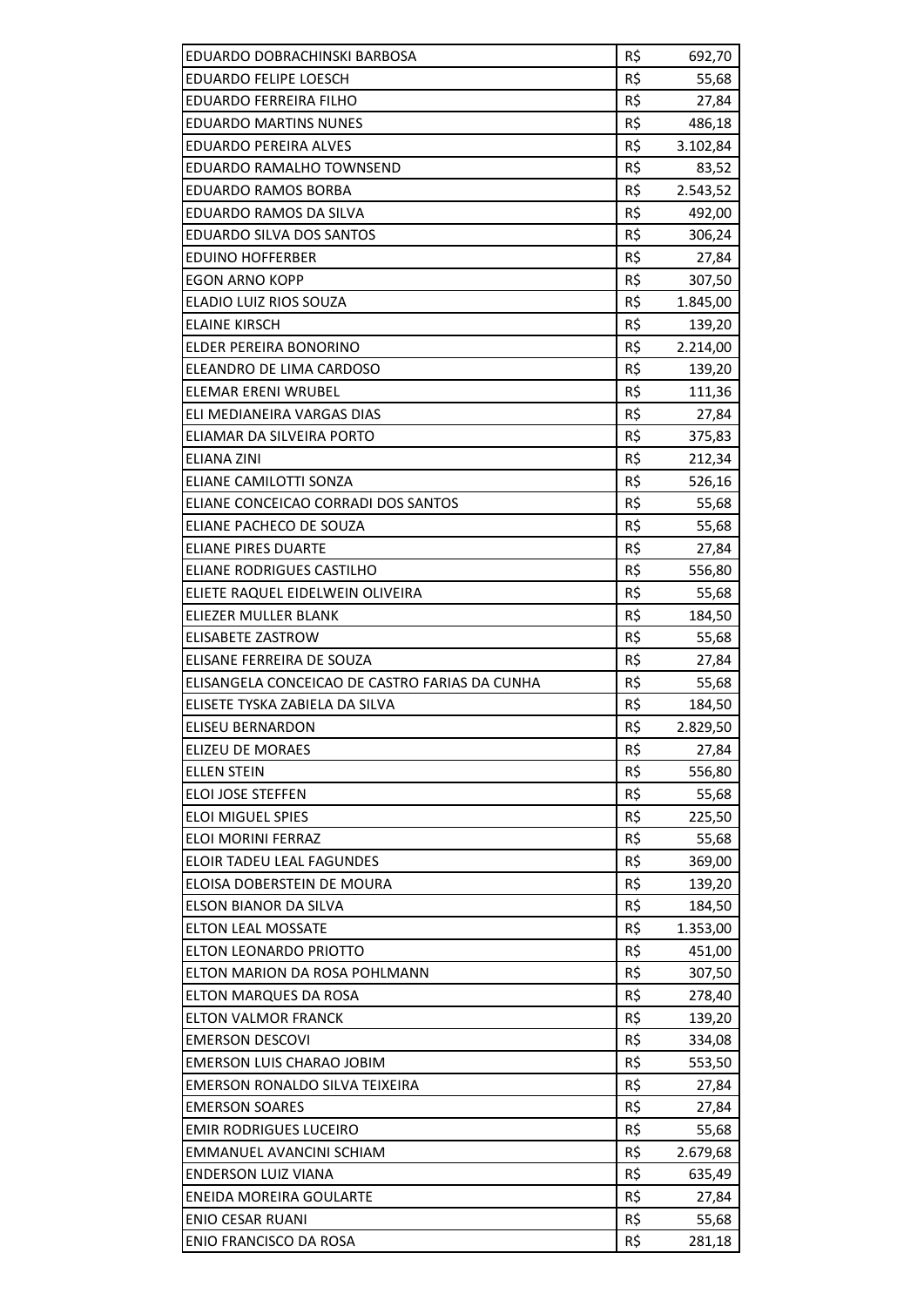| | | |
|---|---|---|
| EDUARDO DOBRACHINSKI BARBOSA | R$ | 692,70 |
| EDUARDO FELIPE LOESCH | R$ | 55,68 |
| EDUARDO FERREIRA FILHO | R$ | 27,84 |
| EDUARDO MARTINS NUNES | R$ | 486,18 |
| EDUARDO PEREIRA ALVES | R$ | 3.102,84 |
| EDUARDO RAMALHO TOWNSEND | R$ | 83,52 |
| EDUARDO RAMOS BORBA | R$ | 2.543,52 |
| EDUARDO RAMOS DA SILVA | R$ | 492,00 |
| EDUARDO SILVA DOS SANTOS | R$ | 306,24 |
| EDUINO HOFFERBER | R$ | 27,84 |
| EGON ARNO KOPP | R$ | 307,50 |
| ELADIO LUIZ RIOS SOUZA | R$ | 1.845,00 |
| ELAINE KIRSCH | R$ | 139,20 |
| ELDER PEREIRA BONORINO | R$ | 2.214,00 |
| ELEANDRO DE LIMA CARDOSO | R$ | 139,20 |
| ELEMAR ERENI WRUBEL | R$ | 111,36 |
| ELI MEDIANEIRA VARGAS DIAS | R$ | 27,84 |
| ELIAMAR DA SILVEIRA PORTO | R$ | 375,83 |
| ELIANA ZINI | R$ | 212,34 |
| ELIANE CAMILOTTI SONZA | R$ | 526,16 |
| ELIANE CONCEICAO CORRADI DOS SANTOS | R$ | 55,68 |
| ELIANE PACHECO DE SOUZA | R$ | 55,68 |
| ELIANE PIRES DUARTE | R$ | 27,84 |
| ELIANE RODRIGUES CASTILHO | R$ | 556,80 |
| ELIETE RAQUEL EIDELWEIN OLIVEIRA | R$ | 55,68 |
| ELIEZER MULLER BLANK | R$ | 184,50 |
| ELISABETE ZASTROW | R$ | 55,68 |
| ELISANE FERREIRA DE SOUZA | R$ | 27,84 |
| ELISANGELA CONCEICAO DE CASTRO FARIAS DA CUNHA | R$ | 55,68 |
| ELISETE TYSKA ZABIELA DA SILVA | R$ | 184,50 |
| ELISEU BERNARDON | R$ | 2.829,50 |
| ELIZEU DE MORAES | R$ | 27,84 |
| ELLEN STEIN | R$ | 556,80 |
| ELOI JOSE STEFFEN | R$ | 55,68 |
| ELOI MIGUEL SPIES | R$ | 225,50 |
| ELOI MORINI FERRAZ | R$ | 55,68 |
| ELOIR TADEU LEAL FAGUNDES | R$ | 369,00 |
| ELOISA DOBERSTEIN DE MOURA | R$ | 139,20 |
| ELSON BIANOR DA SILVA | R$ | 184,50 |
| ELTON LEAL MOSSATE | R$ | 1.353,00 |
| ELTON LEONARDO PRIOTTO | R$ | 451,00 |
| ELTON MARION DA ROSA POHLMANN | R$ | 307,50 |
| ELTON MARQUES DA ROSA | R$ | 278,40 |
| ELTON VALMOR FRANCK | R$ | 139,20 |
| EMERSON DESCOVI | R$ | 334,08 |
| EMERSON LUIS CHARAO JOBIM | R$ | 553,50 |
| EMERSON RONALDO SILVA TEIXEIRA | R$ | 27,84 |
| EMERSON SOARES | R$ | 27,84 |
| EMIR RODRIGUES LUCEIRO | R$ | 55,68 |
| EMMANUEL AVANCINI SCHIAM | R$ | 2.679,68 |
| ENDERSON LUIZ VIANA | R$ | 635,49 |
| ENEIDA MOREIRA GOULARTE | R$ | 27,84 |
| ENIO CESAR RUANI | R$ | 55,68 |
| ENIO FRANCISCO DA ROSA | R$ | 281,18 |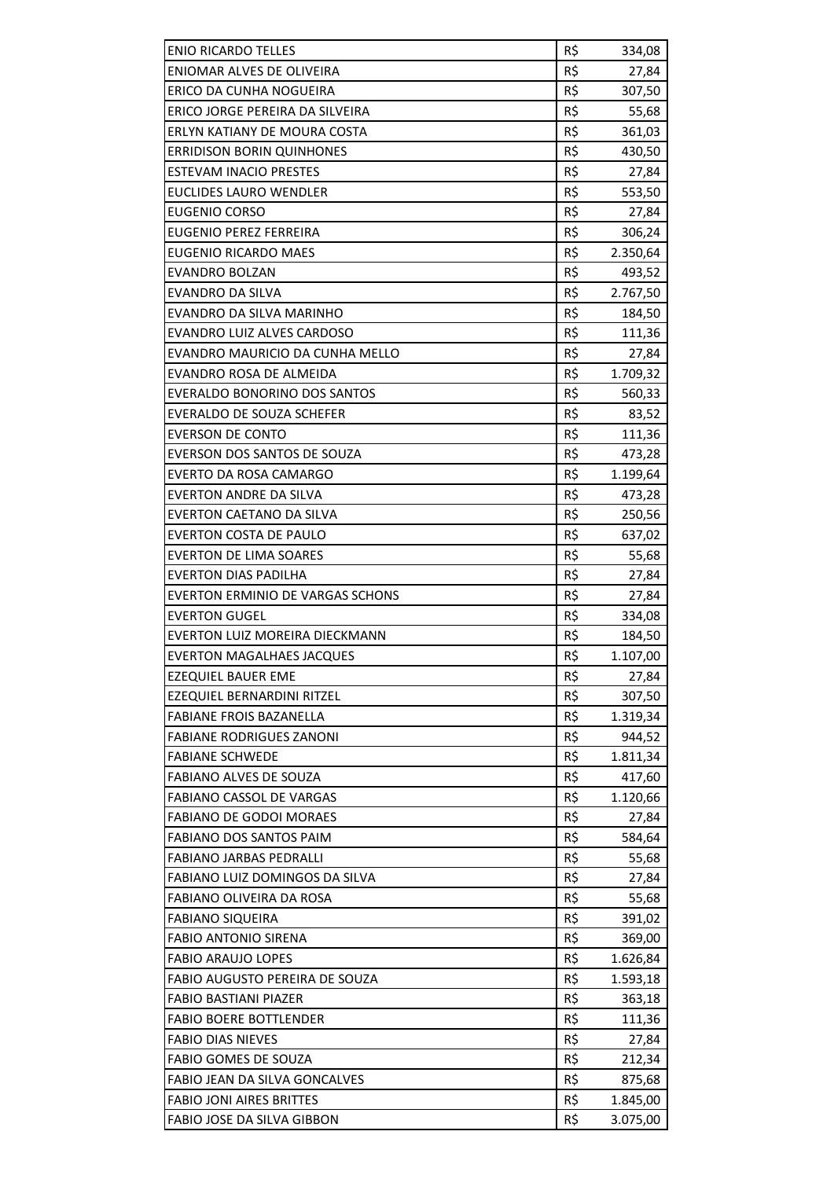| | | |
|---|---|---|
| ENIO RICARDO TELLES | R$ | 334,08 |
| ENIOMAR ALVES DE OLIVEIRA | R$ | 27,84 |
| ERICO DA CUNHA NOGUEIRA | R$ | 307,50 |
| ERICO JORGE PEREIRA DA SILVEIRA | R$ | 55,68 |
| ERLYN KATIANY DE MOURA COSTA | R$ | 361,03 |
| ERRIDISON BORIN QUINHONES | R$ | 430,50 |
| ESTEVAM INACIO PRESTES | R$ | 27,84 |
| EUCLIDES LAURO WENDLER | R$ | 553,50 |
| EUGENIO CORSO | R$ | 27,84 |
| EUGENIO PEREZ FERREIRA | R$ | 306,24 |
| EUGENIO RICARDO MAES | R$ | 2.350,64 |
| EVANDRO BOLZAN | R$ | 493,52 |
| EVANDRO DA SILVA | R$ | 2.767,50 |
| EVANDRO DA SILVA MARINHO | R$ | 184,50 |
| EVANDRO LUIZ ALVES CARDOSO | R$ | 111,36 |
| EVANDRO MAURICIO DA CUNHA MELLO | R$ | 27,84 |
| EVANDRO ROSA DE ALMEIDA | R$ | 1.709,32 |
| EVERALDO BONORINO DOS SANTOS | R$ | 560,33 |
| EVERALDO DE SOUZA SCHEFER | R$ | 83,52 |
| EVERSON DE CONTO | R$ | 111,36 |
| EVERSON DOS SANTOS DE SOUZA | R$ | 473,28 |
| EVERTO DA ROSA CAMARGO | R$ | 1.199,64 |
| EVERTON ANDRE DA SILVA | R$ | 473,28 |
| EVERTON CAETANO DA SILVA | R$ | 250,56 |
| EVERTON COSTA DE PAULO | R$ | 637,02 |
| EVERTON DE LIMA SOARES | R$ | 55,68 |
| EVERTON DIAS PADILHA | R$ | 27,84 |
| EVERTON ERMINIO DE VARGAS SCHONS | R$ | 27,84 |
| EVERTON GUGEL | R$ | 334,08 |
| EVERTON LUIZ MOREIRA DIECKMANN | R$ | 184,50 |
| EVERTON MAGALHAES JACQUES | R$ | 1.107,00 |
| EZEQUIEL BAUER EME | R$ | 27,84 |
| EZEQUIEL BERNARDINI RITZEL | R$ | 307,50 |
| FABIANE FROIS BAZANELLA | R$ | 1.319,34 |
| FABIANE RODRIGUES ZANONI | R$ | 944,52 |
| FABIANE SCHWEDE | R$ | 1.811,34 |
| FABIANO ALVES DE SOUZA | R$ | 417,60 |
| FABIANO CASSOL DE VARGAS | R$ | 1.120,66 |
| FABIANO DE GODOI MORAES | R$ | 27,84 |
| FABIANO DOS SANTOS PAIM | R$ | 584,64 |
| FABIANO JARBAS PEDRALLI | R$ | 55,68 |
| FABIANO LUIZ DOMINGOS DA SILVA | R$ | 27,84 |
| FABIANO OLIVEIRA DA ROSA | R$ | 55,68 |
| FABIANO SIQUEIRA | R$ | 391,02 |
| FABIO ANTONIO SIRENA | R$ | 369,00 |
| FABIO ARAUJO LOPES | R$ | 1.626,84 |
| FABIO AUGUSTO PEREIRA DE SOUZA | R$ | 1.593,18 |
| FABIO BASTIANI PIAZER | R$ | 363,18 |
| FABIO BOERE BOTTLENDER | R$ | 111,36 |
| FABIO DIAS NIEVES | R$ | 27,84 |
| FABIO GOMES DE SOUZA | R$ | 212,34 |
| FABIO JEAN DA SILVA GONCALVES | R$ | 875,68 |
| FABIO JONI AIRES BRITTES | R$ | 1.845,00 |
| FABIO JOSE DA SILVA GIBBON | R$ | 3.075,00 |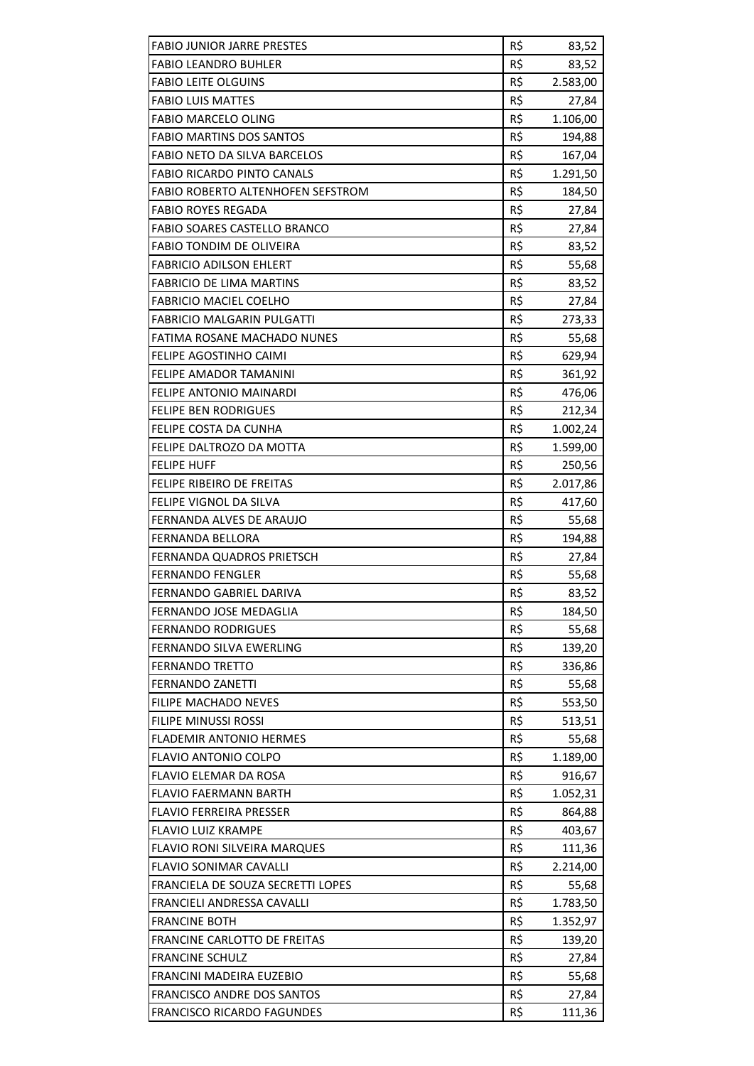| | | |
|---|---|---|
| FABIO JUNIOR JARRE PRESTES | R$ | 83,52 |
| FABIO LEANDRO BUHLER | R$ | 83,52 |
| FABIO LEITE OLGUINS | R$ | 2.583,00 |
| FABIO LUIS MATTES | R$ | 27,84 |
| FABIO MARCELO OLING | R$ | 1.106,00 |
| FABIO MARTINS DOS SANTOS | R$ | 194,88 |
| FABIO NETO DA SILVA BARCELOS | R$ | 167,04 |
| FABIO RICARDO PINTO CANALS | R$ | 1.291,50 |
| FABIO ROBERTO ALTENHOFEN SEFSTROM | R$ | 184,50 |
| FABIO ROYES REGADA | R$ | 27,84 |
| FABIO SOARES CASTELLO BRANCO | R$ | 27,84 |
| FABIO TONDIM DE OLIVEIRA | R$ | 83,52 |
| FABRICIO ADILSON EHLERT | R$ | 55,68 |
| FABRICIO DE LIMA MARTINS | R$ | 83,52 |
| FABRICIO MACIEL COELHO | R$ | 27,84 |
| FABRICIO MALGARIN PULGATTI | R$ | 273,33 |
| FATIMA ROSANE MACHADO NUNES | R$ | 55,68 |
| FELIPE AGOSTINHO CAIMI | R$ | 629,94 |
| FELIPE AMADOR TAMANINI | R$ | 361,92 |
| FELIPE ANTONIO MAINARDI | R$ | 476,06 |
| FELIPE BEN RODRIGUES | R$ | 212,34 |
| FELIPE COSTA DA CUNHA | R$ | 1.002,24 |
| FELIPE DALTROZO DA MOTTA | R$ | 1.599,00 |
| FELIPE HUFF | R$ | 250,56 |
| FELIPE RIBEIRO DE FREITAS | R$ | 2.017,86 |
| FELIPE VIGNOL DA SILVA | R$ | 417,60 |
| FERNANDA ALVES DE ARAUJO | R$ | 55,68 |
| FERNANDA BELLORA | R$ | 194,88 |
| FERNANDA QUADROS PRIETSCH | R$ | 27,84 |
| FERNANDO FENGLER | R$ | 55,68 |
| FERNANDO GABRIEL DARIVA | R$ | 83,52 |
| FERNANDO JOSE MEDAGLIA | R$ | 184,50 |
| FERNANDO RODRIGUES | R$ | 55,68 |
| FERNANDO SILVA EWERLING | R$ | 139,20 |
| FERNANDO TRETTO | R$ | 336,86 |
| FERNANDO ZANETTI | R$ | 55,68 |
| FILIPE MACHADO NEVES | R$ | 553,50 |
| FILIPE MINUSSI ROSSI | R$ | 513,51 |
| FLADEMIR ANTONIO HERMES | R$ | 55,68 |
| FLAVIO ANTONIO COLPO | R$ | 1.189,00 |
| FLAVIO ELEMAR DA ROSA | R$ | 916,67 |
| FLAVIO FAERMANN BARTH | R$ | 1.052,31 |
| FLAVIO FERREIRA PRESSER | R$ | 864,88 |
| FLAVIO LUIZ KRAMPE | R$ | 403,67 |
| FLAVIO RONI SILVEIRA MARQUES | R$ | 111,36 |
| FLAVIO SONIMAR CAVALLI | R$ | 2.214,00 |
| FRANCIELA DE SOUZA SECRETTI LOPES | R$ | 55,68 |
| FRANCIELI ANDRESSA CAVALLI | R$ | 1.783,50 |
| FRANCINE BOTH | R$ | 1.352,97 |
| FRANCINE CARLOTTO DE FREITAS | R$ | 139,20 |
| FRANCINE SCHULZ | R$ | 27,84 |
| FRANCINI MADEIRA EUZEBIO | R$ | 55,68 |
| FRANCISCO ANDRE DOS SANTOS | R$ | 27,84 |
| FRANCISCO RICARDO FAGUNDES | R$ | 111,36 |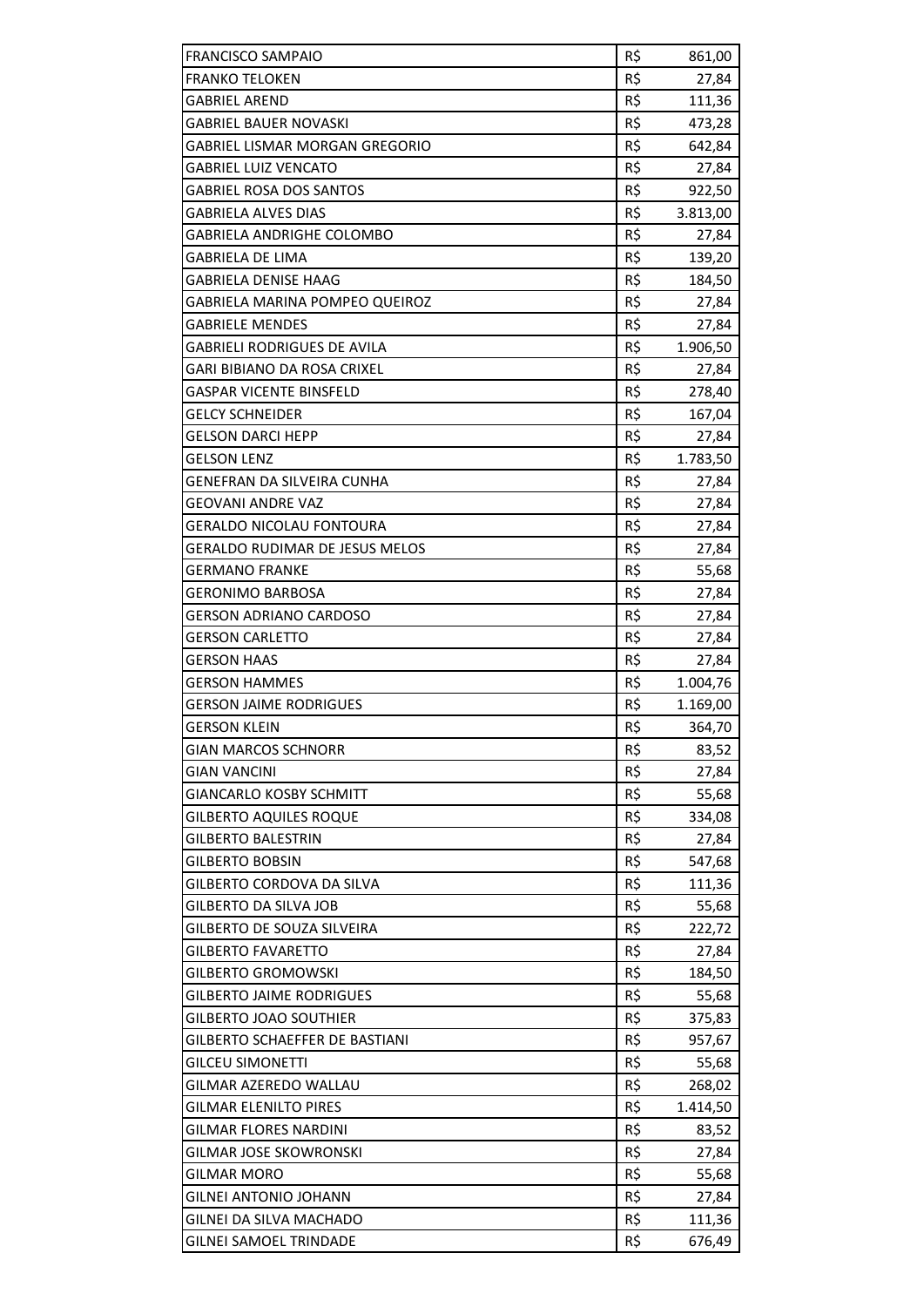| | | |
|---|---|---|
| FRANCISCO SAMPAIO | R$ | 861,00 |
| FRANKO TELOKEN | R$ | 27,84 |
| GABRIEL AREND | R$ | 111,36 |
| GABRIEL BAUER NOVASKI | R$ | 473,28 |
| GABRIEL LISMAR MORGAN GREGORIO | R$ | 642,84 |
| GABRIEL LUIZ VENCATO | R$ | 27,84 |
| GABRIEL ROSA DOS SANTOS | R$ | 922,50 |
| GABRIELA ALVES DIAS | R$ | 3.813,00 |
| GABRIELA ANDRIGHE COLOMBO | R$ | 27,84 |
| GABRIELA DE LIMA | R$ | 139,20 |
| GABRIELA DENISE HAAG | R$ | 184,50 |
| GABRIELA MARINA POMPEO QUEIROZ | R$ | 27,84 |
| GABRIELE MENDES | R$ | 27,84 |
| GABRIELI RODRIGUES DE AVILA | R$ | 1.906,50 |
| GARI BIBIANO DA ROSA CRIXEL | R$ | 27,84 |
| GASPAR VICENTE BINSFELD | R$ | 278,40 |
| GELCY SCHNEIDER | R$ | 167,04 |
| GELSON DARCI HEPP | R$ | 27,84 |
| GELSON LENZ | R$ | 1.783,50 |
| GENEFRAN DA SILVEIRA CUNHA | R$ | 27,84 |
| GEOVANI ANDRE VAZ | R$ | 27,84 |
| GERALDO NICOLAU FONTOURA | R$ | 27,84 |
| GERALDO RUDIMAR DE JESUS MELOS | R$ | 27,84 |
| GERMANO FRANKE | R$ | 55,68 |
| GERONIMO BARBOSA | R$ | 27,84 |
| GERSON ADRIANO CARDOSO | R$ | 27,84 |
| GERSON CARLETTO | R$ | 27,84 |
| GERSON HAAS | R$ | 27,84 |
| GERSON HAMMES | R$ | 1.004,76 |
| GERSON JAIME RODRIGUES | R$ | 1.169,00 |
| GERSON KLEIN | R$ | 364,70 |
| GIAN MARCOS SCHNORR | R$ | 83,52 |
| GIAN VANCINI | R$ | 27,84 |
| GIANCARLO KOSBY SCHMITT | R$ | 55,68 |
| GILBERTO AQUILES ROQUE | R$ | 334,08 |
| GILBERTO BALESTRIN | R$ | 27,84 |
| GILBERTO BOBSIN | R$ | 547,68 |
| GILBERTO CORDOVA DA SILVA | R$ | 111,36 |
| GILBERTO DA SILVA JOB | R$ | 55,68 |
| GILBERTO DE SOUZA SILVEIRA | R$ | 222,72 |
| GILBERTO FAVARETTO | R$ | 27,84 |
| GILBERTO GROMOWSKI | R$ | 184,50 |
| GILBERTO JAIME RODRIGUES | R$ | 55,68 |
| GILBERTO JOAO SOUTHIER | R$ | 375,83 |
| GILBERTO SCHAEFFER DE BASTIANI | R$ | 957,67 |
| GILCEU SIMONETTI | R$ | 55,68 |
| GILMAR AZEREDO WALLAU | R$ | 268,02 |
| GILMAR ELENILTO PIRES | R$ | 1.414,50 |
| GILMAR FLORES NARDINI | R$ | 83,52 |
| GILMAR JOSE SKOWRONSKI | R$ | 27,84 |
| GILMAR MORO | R$ | 55,68 |
| GILNEI ANTONIO JOHANN | R$ | 27,84 |
| GILNEI DA SILVA MACHADO | R$ | 111,36 |
| GILNEI SAMOEL TRINDADE | R$ | 676,49 |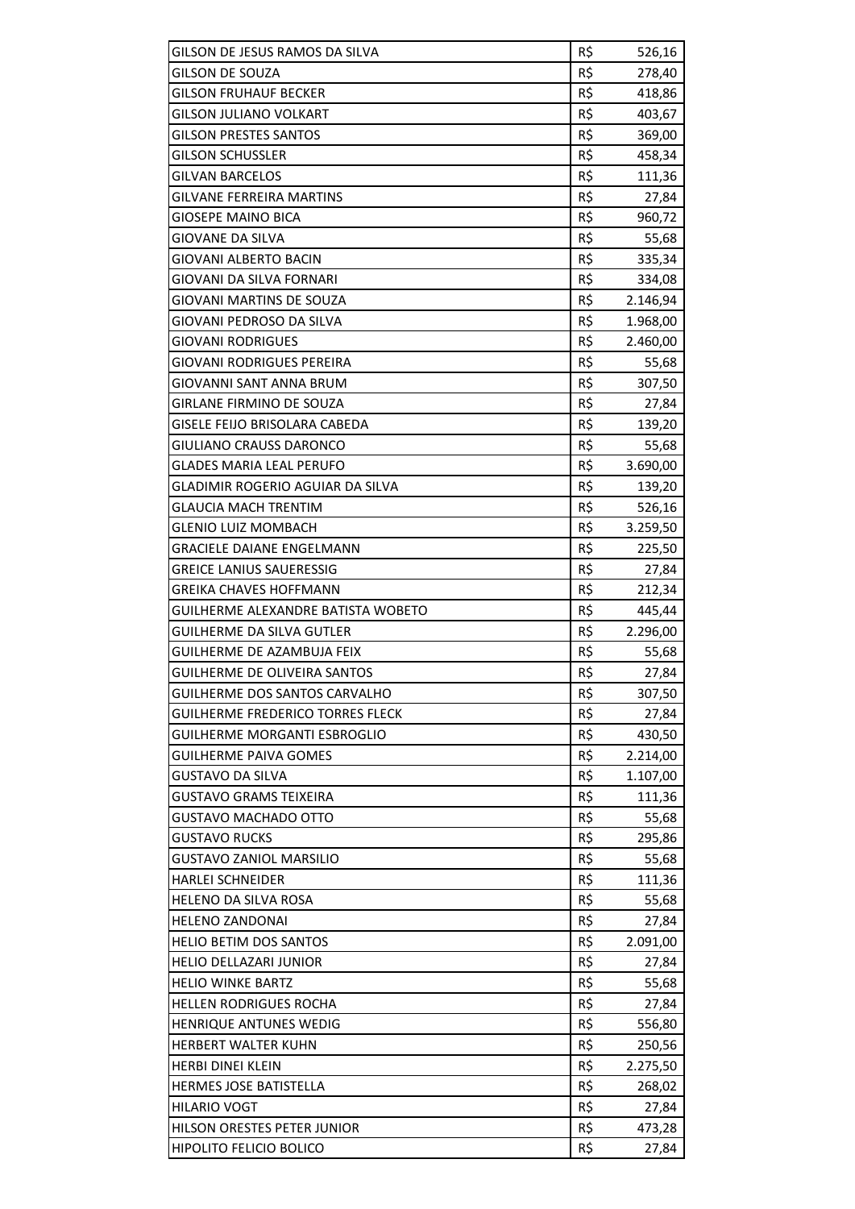| | | |
|---|---|---|
| GILSON DE JESUS RAMOS DA SILVA | R$ | 526,16 |
| GILSON DE SOUZA | R$ | 278,40 |
| GILSON FRUHAUF BECKER | R$ | 418,86 |
| GILSON JULIANO VOLKART | R$ | 403,67 |
| GILSON PRESTES SANTOS | R$ | 369,00 |
| GILSON SCHUSSLER | R$ | 458,34 |
| GILVAN BARCELOS | R$ | 111,36 |
| GILVANE FERREIRA MARTINS | R$ | 27,84 |
| GIOSEPE MAINO BICA | R$ | 960,72 |
| GIOVANE DA SILVA | R$ | 55,68 |
| GIOVANI ALBERTO BACIN | R$ | 335,34 |
| GIOVANI DA SILVA FORNARI | R$ | 334,08 |
| GIOVANI MARTINS DE SOUZA | R$ | 2.146,94 |
| GIOVANI PEDROSO DA SILVA | R$ | 1.968,00 |
| GIOVANI RODRIGUES | R$ | 2.460,00 |
| GIOVANI RODRIGUES PEREIRA | R$ | 55,68 |
| GIOVANNI SANT ANNA BRUM | R$ | 307,50 |
| GIRLANE FIRMINO DE SOUZA | R$ | 27,84 |
| GISELE FEIJO BRISOLARA CABEDA | R$ | 139,20 |
| GIULIANO CRAUSS DARONCO | R$ | 55,68 |
| GLADES MARIA LEAL PERUFO | R$ | 3.690,00 |
| GLADIMIR ROGERIO AGUIAR DA SILVA | R$ | 139,20 |
| GLAUCIA MACH TRENTIM | R$ | 526,16 |
| GLENIO LUIZ MOMBACH | R$ | 3.259,50 |
| GRACIELE DAIANE ENGELMANN | R$ | 225,50 |
| GREICE LANIUS SAUERESSIG | R$ | 27,84 |
| GREIKA CHAVES HOFFMANN | R$ | 212,34 |
| GUILHERME ALEXANDRE BATISTA WOBETO | R$ | 445,44 |
| GUILHERME DA SILVA GUTLER | R$ | 2.296,00 |
| GUILHERME DE AZAMBUJA FEIX | R$ | 55,68 |
| GUILHERME DE OLIVEIRA SANTOS | R$ | 27,84 |
| GUILHERME DOS SANTOS CARVALHO | R$ | 307,50 |
| GUILHERME FREDERICO TORRES FLECK | R$ | 27,84 |
| GUILHERME MORGANTI ESBROGLIO | R$ | 430,50 |
| GUILHERME PAIVA GOMES | R$ | 2.214,00 |
| GUSTAVO DA SILVA | R$ | 1.107,00 |
| GUSTAVO GRAMS TEIXEIRA | R$ | 111,36 |
| GUSTAVO MACHADO OTTO | R$ | 55,68 |
| GUSTAVO RUCKS | R$ | 295,86 |
| GUSTAVO ZANIOL MARSILIO | R$ | 55,68 |
| HARLEI SCHNEIDER | R$ | 111,36 |
| HELENO DA SILVA ROSA | R$ | 55,68 |
| HELENO ZANDONAI | R$ | 27,84 |
| HELIO BETIM DOS SANTOS | R$ | 2.091,00 |
| HELIO DELLAZARI JUNIOR | R$ | 27,84 |
| HELIO WINKE BARTZ | R$ | 55,68 |
| HELLEN RODRIGUES ROCHA | R$ | 27,84 |
| HENRIQUE ANTUNES WEDIG | R$ | 556,80 |
| HERBERT WALTER KUHN | R$ | 250,56 |
| HERBI DINEI KLEIN | R$ | 2.275,50 |
| HERMES JOSE BATISTELLA | R$ | 268,02 |
| HILARIO VOGT | R$ | 27,84 |
| HILSON ORESTES PETER JUNIOR | R$ | 473,28 |
| HIPOLITO FELICIO BOLICO | R$ | 27,84 |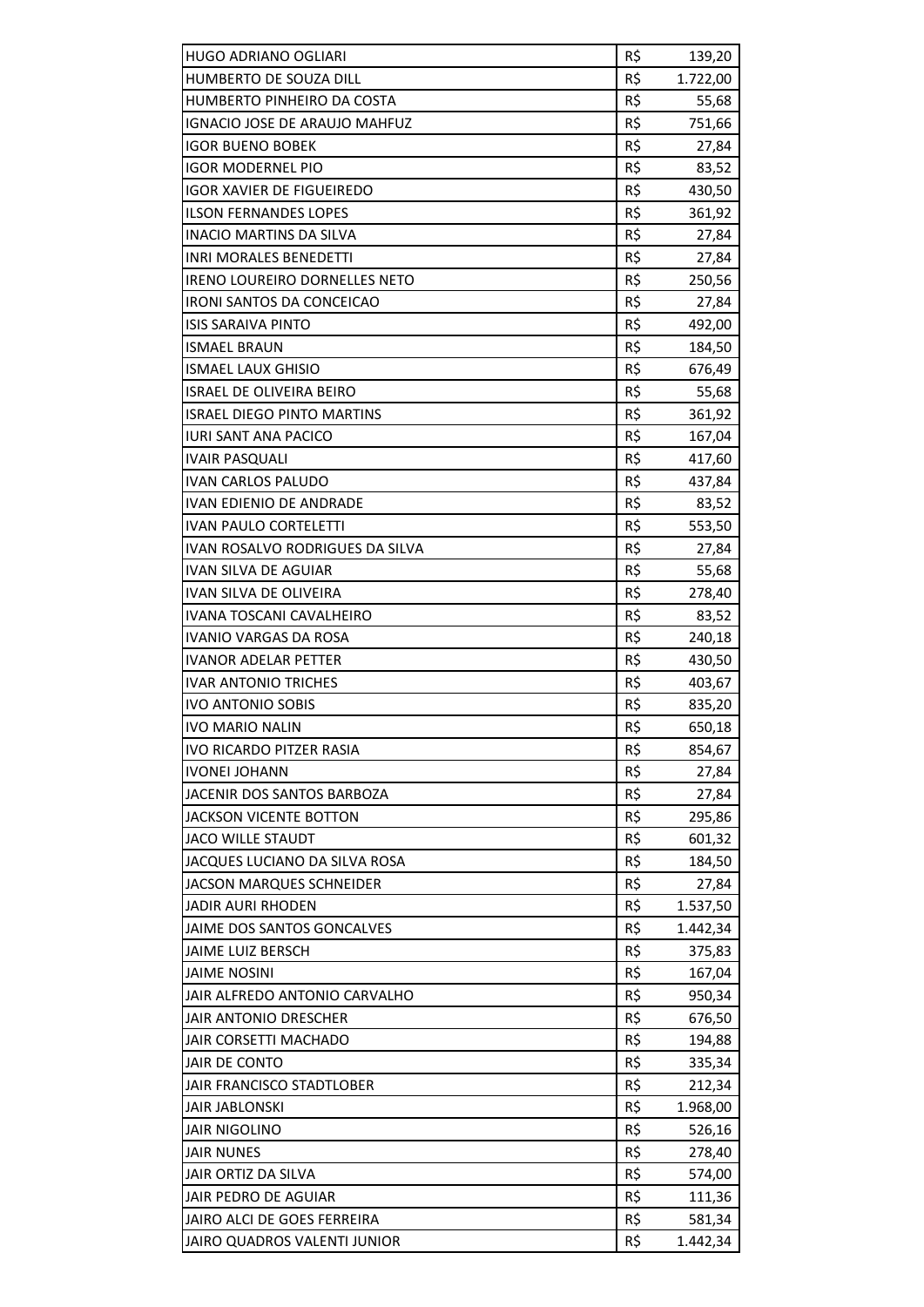| | | |
|---|---|---|
| HUGO ADRIANO OGLIARI | R$ | 139,20 |
| HUMBERTO DE SOUZA DILL | R$ | 1.722,00 |
| HUMBERTO PINHEIRO DA COSTA | R$ | 55,68 |
| IGNACIO JOSE DE ARAUJO MAHFUZ | R$ | 751,66 |
| IGOR BUENO BOBEK | R$ | 27,84 |
| IGOR MODERNEL PIO | R$ | 83,52 |
| IGOR XAVIER DE FIGUEIREDO | R$ | 430,50 |
| ILSON FERNANDES LOPES | R$ | 361,92 |
| INACIO MARTINS DA SILVA | R$ | 27,84 |
| INRI MORALES BENEDETTI | R$ | 27,84 |
| IRENO LOUREIRO DORNELLES NETO | R$ | 250,56 |
| IRONI SANTOS DA CONCEICAO | R$ | 27,84 |
| ISIS SARAIVA PINTO | R$ | 492,00 |
| ISMAEL BRAUN | R$ | 184,50 |
| ISMAEL LAUX GHISIO | R$ | 676,49 |
| ISRAEL DE OLIVEIRA BEIRO | R$ | 55,68 |
| ISRAEL DIEGO PINTO MARTINS | R$ | 361,92 |
| IURI SANT ANA PACICO | R$ | 167,04 |
| IVAIR PASQUALI | R$ | 417,60 |
| IVAN CARLOS PALUDO | R$ | 437,84 |
| IVAN EDIENIO DE ANDRADE | R$ | 83,52 |
| IVAN PAULO CORTELETTI | R$ | 553,50 |
| IVAN ROSALVO RODRIGUES DA SILVA | R$ | 27,84 |
| IVAN SILVA DE AGUIAR | R$ | 55,68 |
| IVAN SILVA DE OLIVEIRA | R$ | 278,40 |
| IVANA TOSCANI CAVALHEIRO | R$ | 83,52 |
| IVANIO VARGAS DA ROSA | R$ | 240,18 |
| IVANOR ADELAR PETTER | R$ | 430,50 |
| IVAR ANTONIO TRICHES | R$ | 403,67 |
| IVO ANTONIO SOBIS | R$ | 835,20 |
| IVO MARIO NALIN | R$ | 650,18 |
| IVO RICARDO PITZER RASIA | R$ | 854,67 |
| IVONEI JOHANN | R$ | 27,84 |
| JACENIR DOS SANTOS BARBOZA | R$ | 27,84 |
| JACKSON VICENTE BOTTON | R$ | 295,86 |
| JACO WILLE STAUDT | R$ | 601,32 |
| JACQUES LUCIANO DA SILVA ROSA | R$ | 184,50 |
| JACSON MARQUES SCHNEIDER | R$ | 27,84 |
| JADIR AURI RHODEN | R$ | 1.537,50 |
| JAIME DOS SANTOS GONCALVES | R$ | 1.442,34 |
| JAIME LUIZ BERSCH | R$ | 375,83 |
| JAIME NOSINI | R$ | 167,04 |
| JAIR ALFREDO ANTONIO CARVALHO | R$ | 950,34 |
| JAIR ANTONIO DRESCHER | R$ | 676,50 |
| JAIR CORSETTI MACHADO | R$ | 194,88 |
| JAIR DE CONTO | R$ | 335,34 |
| JAIR FRANCISCO STADTLOBER | R$ | 212,34 |
| JAIR JABLONSKI | R$ | 1.968,00 |
| JAIR NIGOLINO | R$ | 526,16 |
| JAIR NUNES | R$ | 278,40 |
| JAIR ORTIZ DA SILVA | R$ | 574,00 |
| JAIR PEDRO DE AGUIAR | R$ | 111,36 |
| JAIRO ALCI DE GOES FERREIRA | R$ | 581,34 |
| JAIRO QUADROS VALENTI JUNIOR | R$ | 1.442,34 |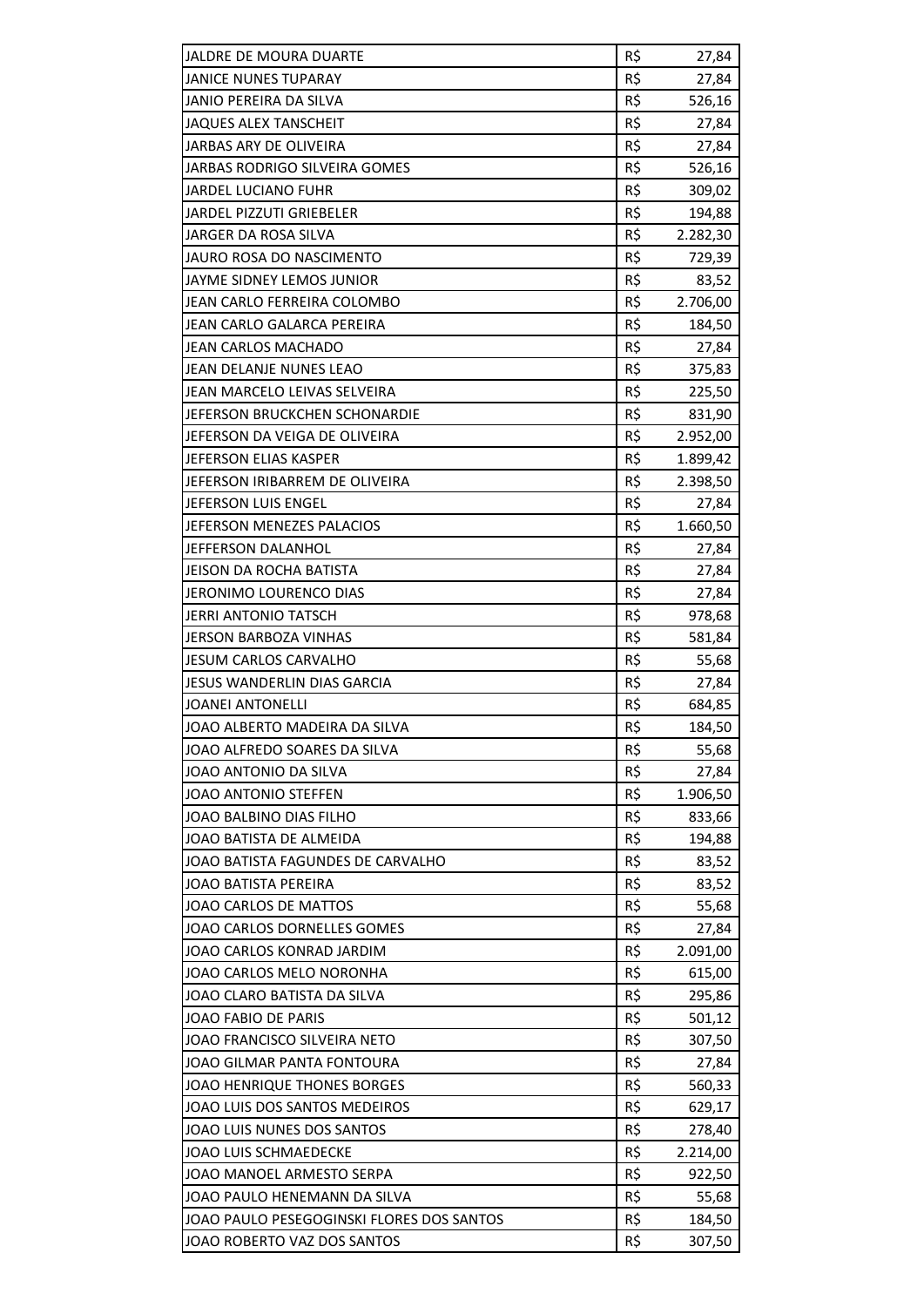| | | |
|---|---|---|
| JALDRE DE MOURA DUARTE | R$ | 27,84 |
| JANICE NUNES TUPARAY | R$ | 27,84 |
| JANIO PEREIRA DA SILVA | R$ | 526,16 |
| JAQUES ALEX TANSCHEIT | R$ | 27,84 |
| JARBAS ARY DE OLIVEIRA | R$ | 27,84 |
| JARBAS RODRIGO SILVEIRA GOMES | R$ | 526,16 |
| JARDEL LUCIANO FUHR | R$ | 309,02 |
| JARDEL PIZZUTI GRIEBELER | R$ | 194,88 |
| JARGER DA ROSA SILVA | R$ | 2.282,30 |
| JAURO ROSA DO NASCIMENTO | R$ | 729,39 |
| JAYME SIDNEY LEMOS JUNIOR | R$ | 83,52 |
| JEAN CARLO FERREIRA COLOMBO | R$ | 2.706,00 |
| JEAN CARLO GALARCA PEREIRA | R$ | 184,50 |
| JEAN CARLOS MACHADO | R$ | 27,84 |
| JEAN DELANJE NUNES LEAO | R$ | 375,83 |
| JEAN MARCELO LEIVAS SELVEIRA | R$ | 225,50 |
| JEFERSON BRUCKCHEN SCHONARDIE | R$ | 831,90 |
| JEFERSON DA VEIGA DE OLIVEIRA | R$ | 2.952,00 |
| JEFERSON ELIAS KASPER | R$ | 1.899,42 |
| JEFERSON IRIBARREM DE OLIVEIRA | R$ | 2.398,50 |
| JEFERSON LUIS ENGEL | R$ | 27,84 |
| JEFERSON MENEZES PALACIOS | R$ | 1.660,50 |
| JEFFERSON DALANHOL | R$ | 27,84 |
| JEISON DA ROCHA BATISTA | R$ | 27,84 |
| JERONIMO LOURENCO DIAS | R$ | 27,84 |
| JERRI ANTONIO TATSCH | R$ | 978,68 |
| JERSON BARBOZA VINHAS | R$ | 581,84 |
| JESUM CARLOS CARVALHO | R$ | 55,68 |
| JESUS WANDERLIN DIAS GARCIA | R$ | 27,84 |
| JOANEI ANTONELLI | R$ | 684,85 |
| JOAO ALBERTO MADEIRA DA SILVA | R$ | 184,50 |
| JOAO ALFREDO SOARES DA SILVA | R$ | 55,68 |
| JOAO ANTONIO DA SILVA | R$ | 27,84 |
| JOAO ANTONIO STEFFEN | R$ | 1.906,50 |
| JOAO BALBINO DIAS FILHO | R$ | 833,66 |
| JOAO BATISTA DE ALMEIDA | R$ | 194,88 |
| JOAO BATISTA FAGUNDES DE CARVALHO | R$ | 83,52 |
| JOAO BATISTA PEREIRA | R$ | 83,52 |
| JOAO CARLOS DE MATTOS | R$ | 55,68 |
| JOAO CARLOS DORNELLES GOMES | R$ | 27,84 |
| JOAO CARLOS KONRAD JARDIM | R$ | 2.091,00 |
| JOAO CARLOS MELO NORONHA | R$ | 615,00 |
| JOAO CLARO BATISTA DA SILVA | R$ | 295,86 |
| JOAO FABIO DE PARIS | R$ | 501,12 |
| JOAO FRANCISCO SILVEIRA NETO | R$ | 307,50 |
| JOAO GILMAR PANTA FONTOURA | R$ | 27,84 |
| JOAO HENRIQUE THONES BORGES | R$ | 560,33 |
| JOAO LUIS DOS SANTOS MEDEIROS | R$ | 629,17 |
| JOAO LUIS NUNES DOS SANTOS | R$ | 278,40 |
| JOAO LUIS SCHMAEDECKE | R$ | 2.214,00 |
| JOAO MANOEL ARMESTO SERPA | R$ | 922,50 |
| JOAO PAULO HENEMANN DA SILVA | R$ | 55,68 |
| JOAO PAULO PESEGOGINSKI FLORES DOS SANTOS | R$ | 184,50 |
| JOAO ROBERTO VAZ DOS SANTOS | R$ | 307,50 |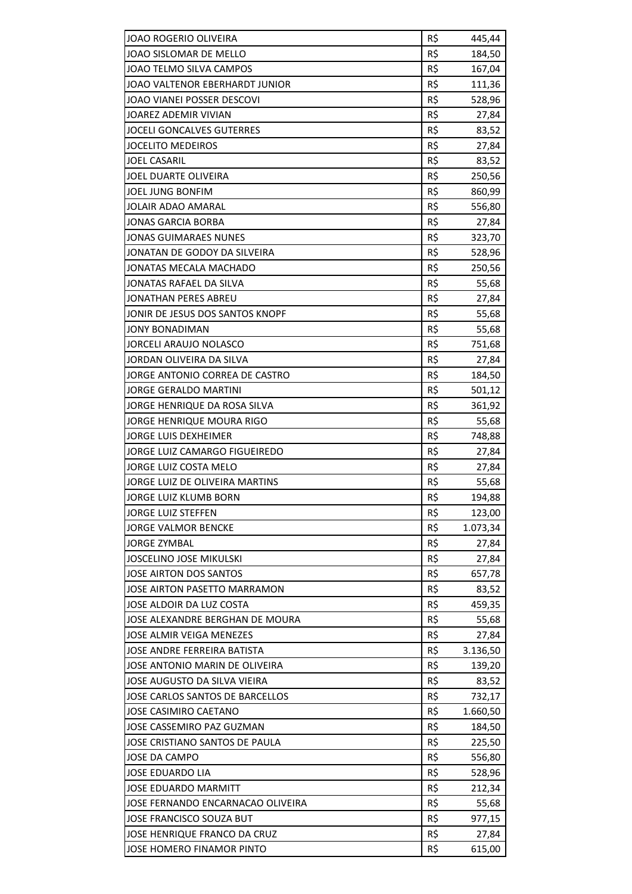| | | |
|---|---|---|
| JOAO ROGERIO OLIVEIRA | R$ | 445,44 |
| JOAO SISLOMAR DE MELLO | R$ | 184,50 |
| JOAO TELMO SILVA CAMPOS | R$ | 167,04 |
| JOAO VALTENOR EBERHARDT JUNIOR | R$ | 111,36 |
| JOAO VIANEI POSSER DESCOVI | R$ | 528,96 |
| JOAREZ ADEMIR VIVIAN | R$ | 27,84 |
| JOCELI GONCALVES GUTERRES | R$ | 83,52 |
| JOCELITO MEDEIROS | R$ | 27,84 |
| JOEL CASARIL | R$ | 83,52 |
| JOEL DUARTE OLIVEIRA | R$ | 250,56 |
| JOEL JUNG BONFIM | R$ | 860,99 |
| JOLAIR ADAO AMARAL | R$ | 556,80 |
| JONAS GARCIA BORBA | R$ | 27,84 |
| JONAS GUIMARAES NUNES | R$ | 323,70 |
| JONATAN DE GODOY DA SILVEIRA | R$ | 528,96 |
| JONATAS MECALA MACHADO | R$ | 250,56 |
| JONATAS RAFAEL DA SILVA | R$ | 55,68 |
| JONATHAN PERES ABREU | R$ | 27,84 |
| JONIR DE JESUS DOS SANTOS KNOPF | R$ | 55,68 |
| JONY BONADIMAN | R$ | 55,68 |
| JORCELI ARAUJO NOLASCO | R$ | 751,68 |
| JORDAN OLIVEIRA DA SILVA | R$ | 27,84 |
| JORGE ANTONIO CORREA DE CASTRO | R$ | 184,50 |
| JORGE GERALDO MARTINI | R$ | 501,12 |
| JORGE HENRIQUE DA ROSA SILVA | R$ | 361,92 |
| JORGE HENRIQUE MOURA RIGO | R$ | 55,68 |
| JORGE LUIS DEXHEIMER | R$ | 748,88 |
| JORGE LUIZ CAMARGO FIGUEIREDO | R$ | 27,84 |
| JORGE LUIZ COSTA MELO | R$ | 27,84 |
| JORGE LUIZ DE OLIVEIRA MARTINS | R$ | 55,68 |
| JORGE LUIZ KLUMB BORN | R$ | 194,88 |
| JORGE LUIZ STEFFEN | R$ | 123,00 |
| JORGE VALMOR BENCKE | R$ | 1.073,34 |
| JORGE ZYMBAL | R$ | 27,84 |
| JOSCELINO JOSE MIKULSKI | R$ | 27,84 |
| JOSE AIRTON DOS SANTOS | R$ | 657,78 |
| JOSE AIRTON PASETTO MARRAMON | R$ | 83,52 |
| JOSE ALDOIR DA LUZ COSTA | R$ | 459,35 |
| JOSE ALEXANDRE BERGHAN DE MOURA | R$ | 55,68 |
| JOSE ALMIR VEIGA MENEZES | R$ | 27,84 |
| JOSE ANDRE FERREIRA BATISTA | R$ | 3.136,50 |
| JOSE ANTONIO MARIN DE OLIVEIRA | R$ | 139,20 |
| JOSE AUGUSTO DA SILVA VIEIRA | R$ | 83,52 |
| JOSE CARLOS SANTOS DE BARCELLOS | R$ | 732,17 |
| JOSE CASIMIRO CAETANO | R$ | 1.660,50 |
| JOSE CASSEMIRO PAZ GUZMAN | R$ | 184,50 |
| JOSE CRISTIANO SANTOS DE PAULA | R$ | 225,50 |
| JOSE DA CAMPO | R$ | 556,80 |
| JOSE EDUARDO LIA | R$ | 528,96 |
| JOSE EDUARDO MARMITT | R$ | 212,34 |
| JOSE FERNANDO ENCARNACAO OLIVEIRA | R$ | 55,68 |
| JOSE FRANCISCO SOUZA BUT | R$ | 977,15 |
| JOSE HENRIQUE FRANCO DA CRUZ | R$ | 27,84 |
| JOSE HOMERO FINAMOR PINTO | R$ | 615,00 |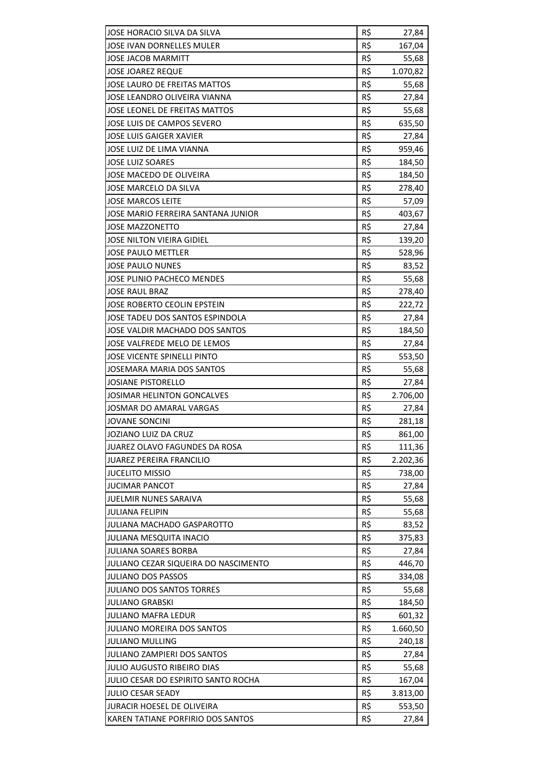| | | |
|---|---|---|
| JOSE HORACIO SILVA DA SILVA | R$ | 27,84 |
| JOSE IVAN DORNELLES MULER | R$ | 167,04 |
| JOSE JACOB MARMITT | R$ | 55,68 |
| JOSE JOAREZ REQUE | R$ | 1.070,82 |
| JOSE LAURO DE FREITAS MATTOS | R$ | 55,68 |
| JOSE LEANDRO OLIVEIRA VIANNA | R$ | 27,84 |
| JOSE LEONEL DE FREITAS MATTOS | R$ | 55,68 |
| JOSE LUIS DE CAMPOS SEVERO | R$ | 635,50 |
| JOSE LUIS GAIGER XAVIER | R$ | 27,84 |
| JOSE LUIZ DE LIMA VIANNA | R$ | 959,46 |
| JOSE LUIZ SOARES | R$ | 184,50 |
| JOSE MACEDO DE OLIVEIRA | R$ | 184,50 |
| JOSE MARCELO DA SILVA | R$ | 278,40 |
| JOSE MARCOS LEITE | R$ | 57,09 |
| JOSE MARIO FERREIRA SANTANA JUNIOR | R$ | 403,67 |
| JOSE MAZZONETTO | R$ | 27,84 |
| JOSE NILTON VIEIRA GIDIEL | R$ | 139,20 |
| JOSE PAULO METTLER | R$ | 528,96 |
| JOSE PAULO NUNES | R$ | 83,52 |
| JOSE PLINIO PACHECO MENDES | R$ | 55,68 |
| JOSE RAUL BRAZ | R$ | 278,40 |
| JOSE ROBERTO CEOLIN EPSTEIN | R$ | 222,72 |
| JOSE TADEU DOS SANTOS ESPINDOLA | R$ | 27,84 |
| JOSE VALDIR MACHADO DOS SANTOS | R$ | 184,50 |
| JOSE VALFREDE MELO DE LEMOS | R$ | 27,84 |
| JOSE VICENTE SPINELLI PINTO | R$ | 553,50 |
| JOSEMARA MARIA DOS SANTOS | R$ | 55,68 |
| JOSIANE PISTORELLO | R$ | 27,84 |
| JOSIMAR HELINTON GONCALVES | R$ | 2.706,00 |
| JOSMAR DO AMARAL VARGAS | R$ | 27,84 |
| JOVANE SONCINI | R$ | 281,18 |
| JOZIANO LUIZ DA CRUZ | R$ | 861,00 |
| JUAREZ OLAVO FAGUNDES DA ROSA | R$ | 111,36 |
| JUAREZ PEREIRA FRANCILIO | R$ | 2.202,36 |
| JUCELITO MISSIO | R$ | 738,00 |
| JUCIMAR PANCOT | R$ | 27,84 |
| JUELMIR NUNES SARAIVA | R$ | 55,68 |
| JULIANA FELIPIN | R$ | 55,68 |
| JULIANA MACHADO GASPAROTTO | R$ | 83,52 |
| JULIANA MESQUITA INACIO | R$ | 375,83 |
| JULIANA SOARES BORBA | R$ | 27,84 |
| JULIANO CEZAR SIQUEIRA DO NASCIMENTO | R$ | 446,70 |
| JULIANO DOS PASSOS | R$ | 334,08 |
| JULIANO DOS SANTOS TORRES | R$ | 55,68 |
| JULIANO GRABSKI | R$ | 184,50 |
| JULIANO MAFRA LEDUR | R$ | 601,32 |
| JULIANO MOREIRA DOS SANTOS | R$ | 1.660,50 |
| JULIANO MULLING | R$ | 240,18 |
| JULIANO ZAMPIERI DOS SANTOS | R$ | 27,84 |
| JULIO AUGUSTO RIBEIRO DIAS | R$ | 55,68 |
| JULIO CESAR DO ESPIRITO SANTO ROCHA | R$ | 167,04 |
| JULIO CESAR SEADY | R$ | 3.813,00 |
| JURACIR HOESEL DE OLIVEIRA | R$ | 553,50 |
| KAREN TATIANE PORFIRIO DOS SANTOS | R$ | 27,84 |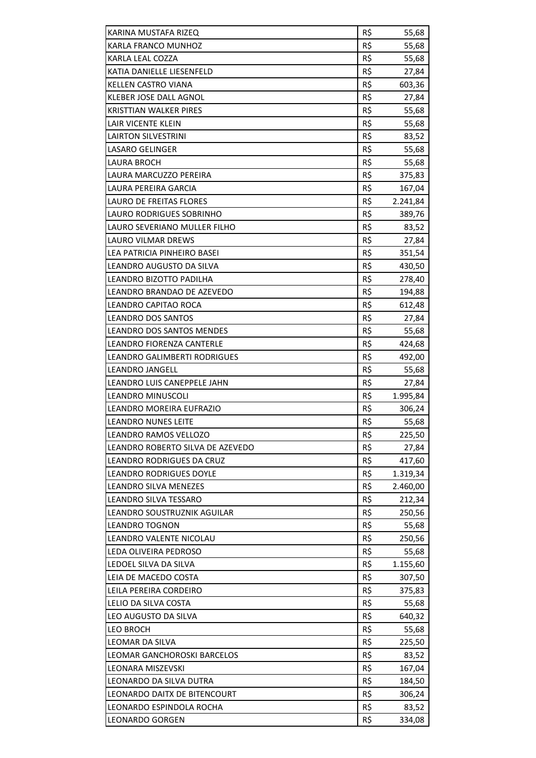| | | |
|---|---|---|
| KARINA MUSTAFA RIZEQ | R$ | 55,68 |
| KARLA FRANCO MUNHOZ | R$ | 55,68 |
| KARLA LEAL COZZA | R$ | 55,68 |
| KATIA DANIELLE LIESENFELD | R$ | 27,84 |
| KELLEN CASTRO VIANA | R$ | 603,36 |
| KLEBER JOSE DALL AGNOL | R$ | 27,84 |
| KRISTTIAN WALKER PIRES | R$ | 55,68 |
| LAIR VICENTE KLEIN | R$ | 55,68 |
| LAIRTON SILVESTRINI | R$ | 83,52 |
| LASARO GELINGER | R$ | 55,68 |
| LAURA BROCH | R$ | 55,68 |
| LAURA MARCUZZO PEREIRA | R$ | 375,83 |
| LAURA PEREIRA GARCIA | R$ | 167,04 |
| LAURO DE FREITAS FLORES | R$ | 2.241,84 |
| LAURO RODRIGUES SOBRINHO | R$ | 389,76 |
| LAURO SEVERIANO MULLER FILHO | R$ | 83,52 |
| LAURO VILMAR DREWS | R$ | 27,84 |
| LEA PATRICIA PINHEIRO BASEI | R$ | 351,54 |
| LEANDRO AUGUSTO DA SILVA | R$ | 430,50 |
| LEANDRO BIZOTTO PADILHA | R$ | 278,40 |
| LEANDRO BRANDAO DE AZEVEDO | R$ | 194,88 |
| LEANDRO CAPITAO ROCA | R$ | 612,48 |
| LEANDRO DOS SANTOS | R$ | 27,84 |
| LEANDRO DOS SANTOS MENDES | R$ | 55,68 |
| LEANDRO FIORENZA CANTERLE | R$ | 424,68 |
| LEANDRO GALIMBERTI RODRIGUES | R$ | 492,00 |
| LEANDRO JANGELL | R$ | 55,68 |
| LEANDRO LUIS CANEPPELE JAHN | R$ | 27,84 |
| LEANDRO MINUSCOLI | R$ | 1.995,84 |
| LEANDRO MOREIRA EUFRAZIO | R$ | 306,24 |
| LEANDRO NUNES LEITE | R$ | 55,68 |
| LEANDRO RAMOS VELLOZO | R$ | 225,50 |
| LEANDRO ROBERTO SILVA DE AZEVEDO | R$ | 27,84 |
| LEANDRO RODRIGUES DA CRUZ | R$ | 417,60 |
| LEANDRO RODRIGUES DOYLE | R$ | 1.319,34 |
| LEANDRO SILVA MENEZES | R$ | 2.460,00 |
| LEANDRO SILVA TESSARO | R$ | 212,34 |
| LEANDRO SOUSTRUZNIK AGUILAR | R$ | 250,56 |
| LEANDRO TOGNON | R$ | 55,68 |
| LEANDRO VALENTE NICOLAU | R$ | 250,56 |
| LEDA OLIVEIRA PEDROSO | R$ | 55,68 |
| LEDOEL SILVA DA SILVA | R$ | 1.155,60 |
| LEIA DE MACEDO COSTA | R$ | 307,50 |
| LEILA PEREIRA CORDEIRO | R$ | 375,83 |
| LELIO DA SILVA COSTA | R$ | 55,68 |
| LEO AUGUSTO DA SILVA | R$ | 640,32 |
| LEO BROCH | R$ | 55,68 |
| LEOMAR DA SILVA | R$ | 225,50 |
| LEOMAR GANCHOROSKI BARCELOS | R$ | 83,52 |
| LEONARA MISZEVSKI | R$ | 167,04 |
| LEONARDO DA SILVA DUTRA | R$ | 184,50 |
| LEONARDO DAITX DE BITENCOURT | R$ | 306,24 |
| LEONARDO ESPINDOLA ROCHA | R$ | 83,52 |
| LEONARDO GORGEN | R$ | 334,08 |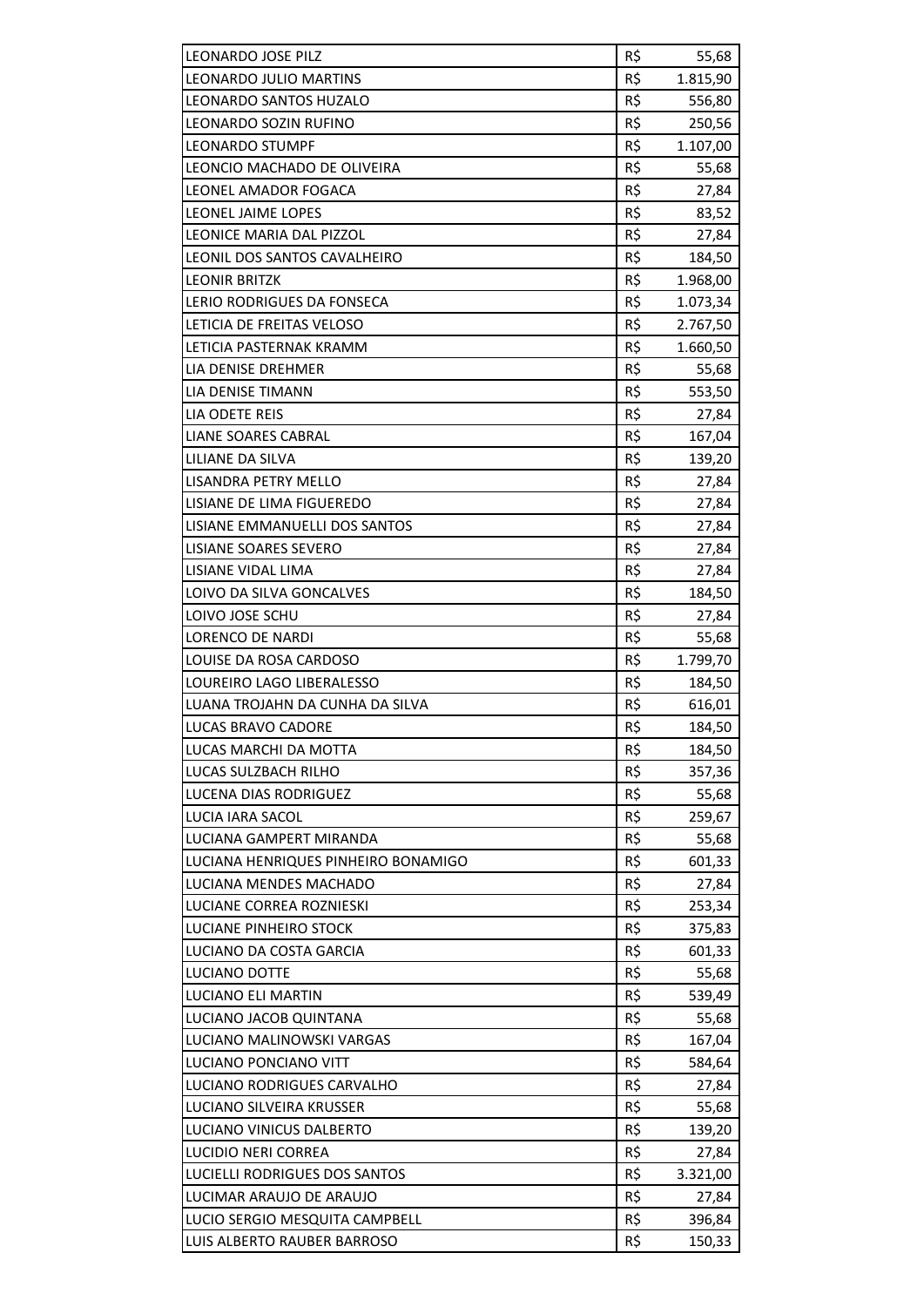| | | |
|---|---|---|
| LEONARDO JOSE PILZ | R$ | 55,68 |
| LEONARDO JULIO MARTINS | R$ | 1.815,90 |
| LEONARDO SANTOS HUZALO | R$ | 556,80 |
| LEONARDO SOZIN RUFINO | R$ | 250,56 |
| LEONARDO STUMPF | R$ | 1.107,00 |
| LEONCIO MACHADO DE OLIVEIRA | R$ | 55,68 |
| LEONEL AMADOR FOGACA | R$ | 27,84 |
| LEONEL JAIME LOPES | R$ | 83,52 |
| LEONICE MARIA DAL PIZZOL | R$ | 27,84 |
| LEONIL DOS SANTOS CAVALHEIRO | R$ | 184,50 |
| LEONIR BRITZK | R$ | 1.968,00 |
| LERIO RODRIGUES DA FONSECA | R$ | 1.073,34 |
| LETICIA DE FREITAS VELOSO | R$ | 2.767,50 |
| LETICIA PASTERNAK KRAMM | R$ | 1.660,50 |
| LIA DENISE DREHMER | R$ | 55,68 |
| LIA DENISE TIMANN | R$ | 553,50 |
| LIA ODETE REIS | R$ | 27,84 |
| LIANE SOARES CABRAL | R$ | 167,04 |
| LILIANE DA SILVA | R$ | 139,20 |
| LISANDRA PETRY MELLO | R$ | 27,84 |
| LISIANE DE LIMA FIGUEREDO | R$ | 27,84 |
| LISIANE EMMANUELLI DOS SANTOS | R$ | 27,84 |
| LISIANE SOARES SEVERO | R$ | 27,84 |
| LISIANE VIDAL LIMA | R$ | 27,84 |
| LOIVO DA SILVA GONCALVES | R$ | 184,50 |
| LOIVO JOSE SCHU | R$ | 27,84 |
| LORENCO DE NARDI | R$ | 55,68 |
| LOUISE DA ROSA CARDOSO | R$ | 1.799,70 |
| LOUREIRO LAGO LIBERALESSO | R$ | 184,50 |
| LUANA TROJAHN DA CUNHA DA SILVA | R$ | 616,01 |
| LUCAS BRAVO CADORE | R$ | 184,50 |
| LUCAS MARCHI DA MOTTA | R$ | 184,50 |
| LUCAS SULZBACH RILHO | R$ | 357,36 |
| LUCENA DIAS RODRIGUEZ | R$ | 55,68 |
| LUCIA IARA SACOL | R$ | 259,67 |
| LUCIANA GAMPERT MIRANDA | R$ | 55,68 |
| LUCIANA HENRIQUES PINHEIRO BONAMIGO | R$ | 601,33 |
| LUCIANA MENDES MACHADO | R$ | 27,84 |
| LUCIANE CORREA ROZNIESKI | R$ | 253,34 |
| LUCIANE PINHEIRO STOCK | R$ | 375,83 |
| LUCIANO DA COSTA GARCIA | R$ | 601,33 |
| LUCIANO DOTTE | R$ | 55,68 |
| LUCIANO ELI MARTIN | R$ | 539,49 |
| LUCIANO JACOB QUINTANA | R$ | 55,68 |
| LUCIANO MALINOWSKI VARGAS | R$ | 167,04 |
| LUCIANO PONCIANO VITT | R$ | 584,64 |
| LUCIANO RODRIGUES CARVALHO | R$ | 27,84 |
| LUCIANO SILVEIRA KRUSSER | R$ | 55,68 |
| LUCIANO VINICUS DALBERTO | R$ | 139,20 |
| LUCIDIO NERI CORREA | R$ | 27,84 |
| LUCIELLI RODRIGUES DOS SANTOS | R$ | 3.321,00 |
| LUCIMAR ARAUJO DE ARAUJO | R$ | 27,84 |
| LUCIO SERGIO MESQUITA CAMPBELL | R$ | 396,84 |
| LUIS ALBERTO RAUBER BARROSO | R$ | 150,33 |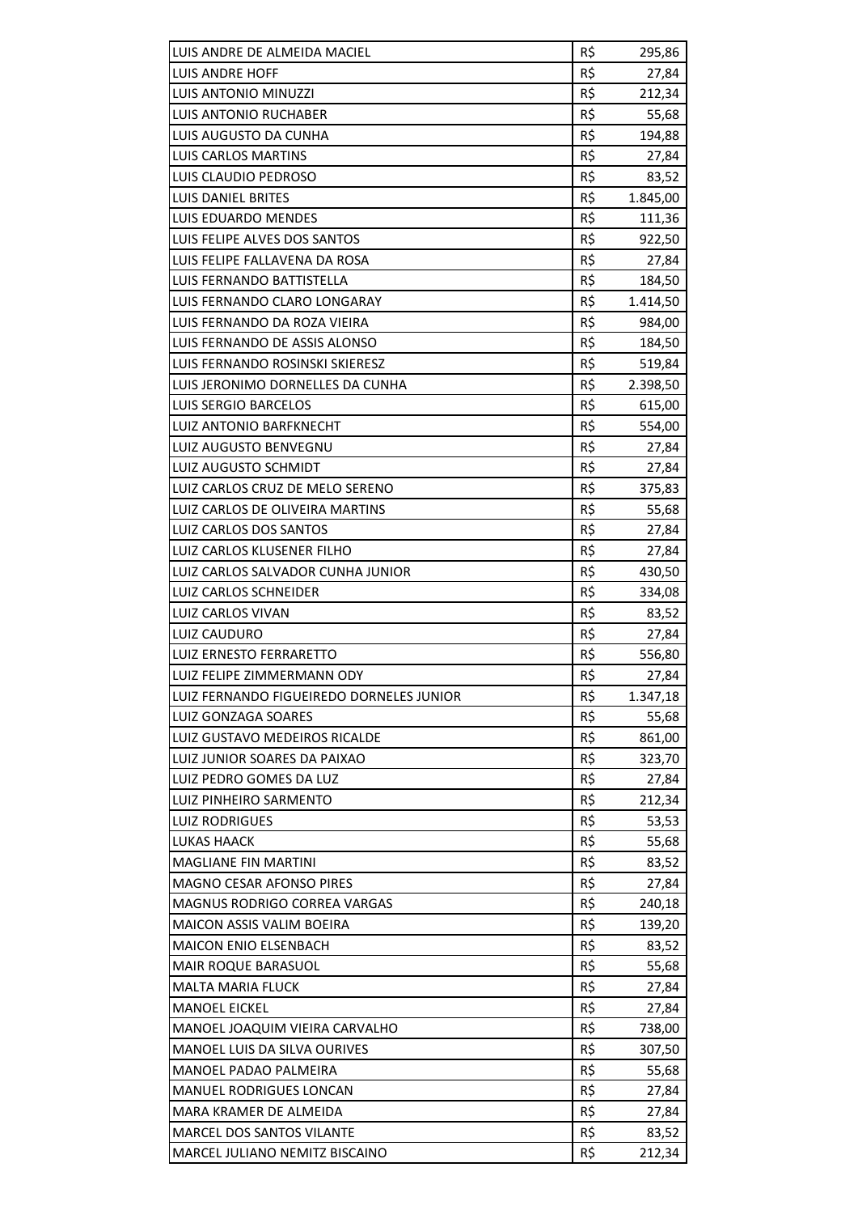| | | |
|---|---|---|
| LUIS ANDRE DE ALMEIDA MACIEL | R$ | 295,86 |
| LUIS ANDRE HOFF | R$ | 27,84 |
| LUIS ANTONIO MINUZZI | R$ | 212,34 |
| LUIS ANTONIO RUCHABER | R$ | 55,68 |
| LUIS AUGUSTO DA CUNHA | R$ | 194,88 |
| LUIS CARLOS MARTINS | R$ | 27,84 |
| LUIS CLAUDIO PEDROSO | R$ | 83,52 |
| LUIS DANIEL BRITES | R$ | 1.845,00 |
| LUIS EDUARDO MENDES | R$ | 111,36 |
| LUIS FELIPE ALVES DOS SANTOS | R$ | 922,50 |
| LUIS FELIPE FALLAVENA DA ROSA | R$ | 27,84 |
| LUIS FERNANDO BATTISTELLA | R$ | 184,50 |
| LUIS FERNANDO CLARO LONGARAY | R$ | 1.414,50 |
| LUIS FERNANDO DA ROZA VIEIRA | R$ | 984,00 |
| LUIS FERNANDO DE ASSIS ALONSO | R$ | 184,50 |
| LUIS FERNANDO ROSINSKI SKIERESZ | R$ | 519,84 |
| LUIS JERONIMO DORNELLES DA CUNHA | R$ | 2.398,50 |
| LUIS SERGIO BARCELOS | R$ | 615,00 |
| LUIZ ANTONIO BARFKNECHT | R$ | 554,00 |
| LUIZ AUGUSTO BENVEGNU | R$ | 27,84 |
| LUIZ AUGUSTO SCHMIDT | R$ | 27,84 |
| LUIZ CARLOS CRUZ DE MELO SERENO | R$ | 375,83 |
| LUIZ CARLOS DE OLIVEIRA MARTINS | R$ | 55,68 |
| LUIZ CARLOS DOS SANTOS | R$ | 27,84 |
| LUIZ CARLOS KLUSENER FILHO | R$ | 27,84 |
| LUIZ CARLOS SALVADOR CUNHA JUNIOR | R$ | 430,50 |
| LUIZ CARLOS SCHNEIDER | R$ | 334,08 |
| LUIZ CARLOS VIVAN | R$ | 83,52 |
| LUIZ CAUDURO | R$ | 27,84 |
| LUIZ ERNESTO FERRARETTO | R$ | 556,80 |
| LUIZ FELIPE ZIMMERMANN ODY | R$ | 27,84 |
| LUIZ FERNANDO FIGUEIREDO DORNELES JUNIOR | R$ | 1.347,18 |
| LUIZ GONZAGA SOARES | R$ | 55,68 |
| LUIZ GUSTAVO MEDEIROS RICALDE | R$ | 861,00 |
| LUIZ JUNIOR SOARES DA PAIXAO | R$ | 323,70 |
| LUIZ PEDRO GOMES DA LUZ | R$ | 27,84 |
| LUIZ PINHEIRO SARMENTO | R$ | 212,34 |
| LUIZ RODRIGUES | R$ | 53,53 |
| LUKAS HAACK | R$ | 55,68 |
| MAGLIANE FIN MARTINI | R$ | 83,52 |
| MAGNO CESAR AFONSO PIRES | R$ | 27,84 |
| MAGNUS RODRIGO CORREA VARGAS | R$ | 240,18 |
| MAICON ASSIS VALIM BOEIRA | R$ | 139,20 |
| MAICON ENIO ELSENBACH | R$ | 83,52 |
| MAIR ROQUE BARASUOL | R$ | 55,68 |
| MALTA MARIA FLUCK | R$ | 27,84 |
| MANOEL EICKEL | R$ | 27,84 |
| MANOEL JOAQUIM VIEIRA CARVALHO | R$ | 738,00 |
| MANOEL LUIS DA SILVA OURIVES | R$ | 307,50 |
| MANOEL PADAO PALMEIRA | R$ | 55,68 |
| MANUEL RODRIGUES LONCAN | R$ | 27,84 |
| MARA KRAMER DE ALMEIDA | R$ | 27,84 |
| MARCEL DOS SANTOS VILANTE | R$ | 83,52 |
| MARCEL JULIANO NEMITZ BISCAINO | R$ | 212,34 |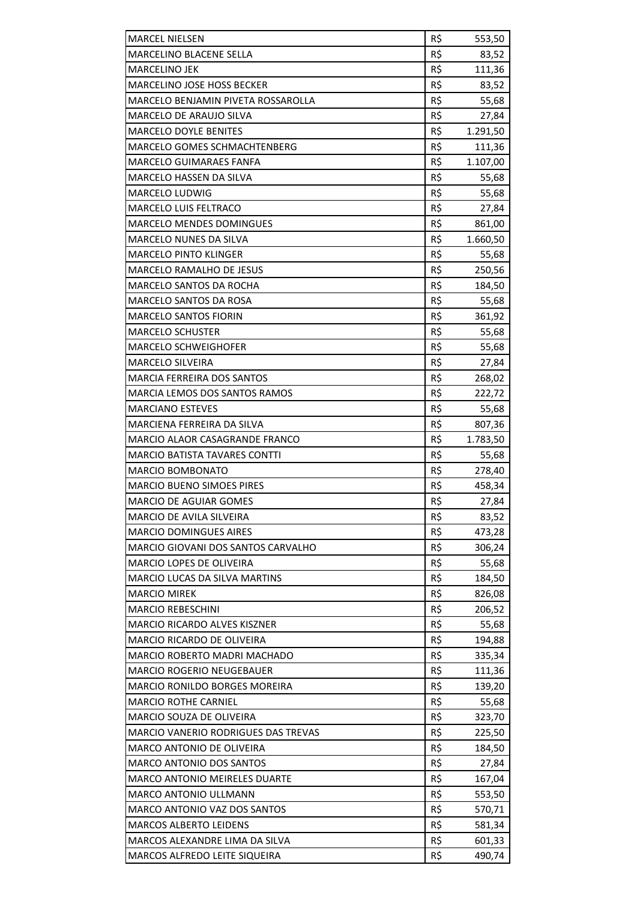| | | |
|---|---|---|
| MARCEL NIELSEN | R$ | 553,50 |
| MARCELINO BLACENE SELLA | R$ | 83,52 |
| MARCELINO JEK | R$ | 111,36 |
| MARCELINO JOSE HOSS BECKER | R$ | 83,52 |
| MARCELO BENJAMIN PIVETA ROSSAROLLA | R$ | 55,68 |
| MARCELO DE ARAUJO SILVA | R$ | 27,84 |
| MARCELO DOYLE BENITES | R$ | 1.291,50 |
| MARCELO GOMES SCHMACHTENBERG | R$ | 111,36 |
| MARCELO GUIMARAES FANFA | R$ | 1.107,00 |
| MARCELO HASSEN DA SILVA | R$ | 55,68 |
| MARCELO LUDWIG | R$ | 55,68 |
| MARCELO LUIS FELTRACO | R$ | 27,84 |
| MARCELO MENDES DOMINGUES | R$ | 861,00 |
| MARCELO NUNES DA SILVA | R$ | 1.660,50 |
| MARCELO PINTO KLINGER | R$ | 55,68 |
| MARCELO RAMALHO DE JESUS | R$ | 250,56 |
| MARCELO SANTOS DA ROCHA | R$ | 184,50 |
| MARCELO SANTOS DA ROSA | R$ | 55,68 |
| MARCELO SANTOS FIORIN | R$ | 361,92 |
| MARCELO SCHUSTER | R$ | 55,68 |
| MARCELO SCHWEIGHOFER | R$ | 55,68 |
| MARCELO SILVEIRA | R$ | 27,84 |
| MARCIA FERREIRA DOS SANTOS | R$ | 268,02 |
| MARCIA LEMOS DOS SANTOS RAMOS | R$ | 222,72 |
| MARCIANO ESTEVES | R$ | 55,68 |
| MARCIENA FERREIRA DA SILVA | R$ | 807,36 |
| MARCIO ALAOR CASAGRANDE FRANCO | R$ | 1.783,50 |
| MARCIO BATISTA TAVARES CONTTI | R$ | 55,68 |
| MARCIO BOMBONATO | R$ | 278,40 |
| MARCIO BUENO SIMOES PIRES | R$ | 458,34 |
| MARCIO DE AGUIAR GOMES | R$ | 27,84 |
| MARCIO DE AVILA SILVEIRA | R$ | 83,52 |
| MARCIO DOMINGUES AIRES | R$ | 473,28 |
| MARCIO GIOVANI DOS SANTOS CARVALHO | R$ | 306,24 |
| MARCIO LOPES DE OLIVEIRA | R$ | 55,68 |
| MARCIO LUCAS DA SILVA MARTINS | R$ | 184,50 |
| MARCIO MIREK | R$ | 826,08 |
| MARCIO REBESCHINI | R$ | 206,52 |
| MARCIO RICARDO ALVES KISZNER | R$ | 55,68 |
| MARCIO RICARDO DE OLIVEIRA | R$ | 194,88 |
| MARCIO ROBERTO MADRI MACHADO | R$ | 335,34 |
| MARCIO ROGERIO NEUGEBAUER | R$ | 111,36 |
| MARCIO RONILDO BORGES MOREIRA | R$ | 139,20 |
| MARCIO ROTHE CARNIEL | R$ | 55,68 |
| MARCIO SOUZA DE OLIVEIRA | R$ | 323,70 |
| MARCIO VANERIO RODRIGUES DAS TREVAS | R$ | 225,50 |
| MARCO ANTONIO DE OLIVEIRA | R$ | 184,50 |
| MARCO ANTONIO DOS SANTOS | R$ | 27,84 |
| MARCO ANTONIO MEIRELES DUARTE | R$ | 167,04 |
| MARCO ANTONIO ULLMANN | R$ | 553,50 |
| MARCO ANTONIO VAZ DOS SANTOS | R$ | 570,71 |
| MARCOS ALBERTO LEIDENS | R$ | 581,34 |
| MARCOS ALEXANDRE LIMA DA SILVA | R$ | 601,33 |
| MARCOS ALFREDO LEITE SIQUEIRA | R$ | 490,74 |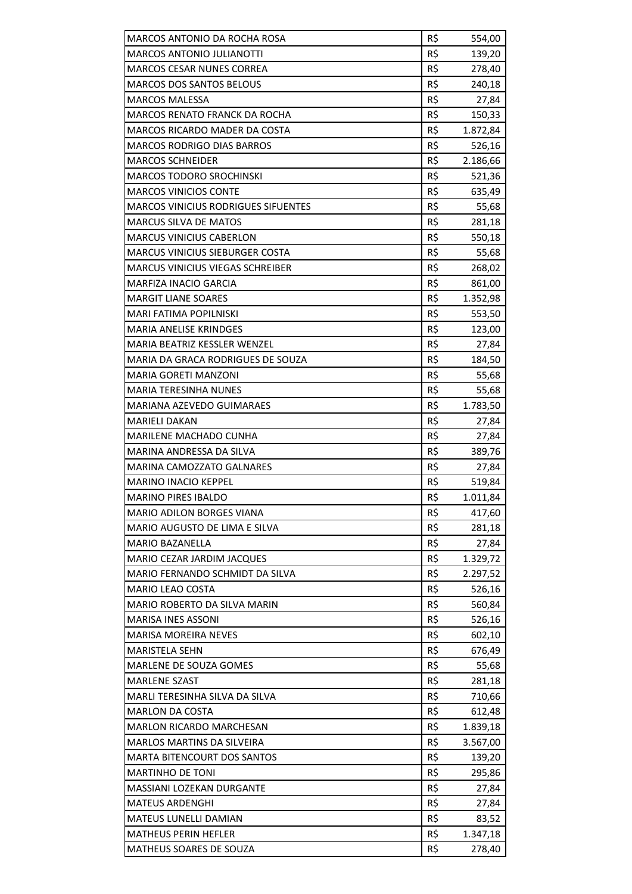| | | |
|---|---|---|
| MARCOS ANTONIO DA ROCHA ROSA | R$ | 554,00 |
| MARCOS ANTONIO JULIANOTTI | R$ | 139,20 |
| MARCOS CESAR NUNES CORREA | R$ | 278,40 |
| MARCOS DOS SANTOS BELOUS | R$ | 240,18 |
| MARCOS MALESSA | R$ | 27,84 |
| MARCOS RENATO FRANCK DA ROCHA | R$ | 150,33 |
| MARCOS RICARDO MADER DA COSTA | R$ | 1.872,84 |
| MARCOS RODRIGO DIAS BARROS | R$ | 526,16 |
| MARCOS SCHNEIDER | R$ | 2.186,66 |
| MARCOS TODORO SROCHINSKI | R$ | 521,36 |
| MARCOS VINICIOS CONTE | R$ | 635,49 |
| MARCOS VINICIUS RODRIGUES SIFUENTES | R$ | 55,68 |
| MARCUS SILVA DE MATOS | R$ | 281,18 |
| MARCUS VINICIUS CABERLON | R$ | 550,18 |
| MARCUS VINICIUS SIEBURGER COSTA | R$ | 55,68 |
| MARCUS VINICIUS VIEGAS SCHREIBER | R$ | 268,02 |
| MARFIZA INACIO GARCIA | R$ | 861,00 |
| MARGIT LIANE SOARES | R$ | 1.352,98 |
| MARI FATIMA POPILNISKI | R$ | 553,50 |
| MARIA ANELISE KRINDGES | R$ | 123,00 |
| MARIA BEATRIZ KESSLER WENZEL | R$ | 27,84 |
| MARIA DA GRACA RODRIGUES DE SOUZA | R$ | 184,50 |
| MARIA GORETI MANZONI | R$ | 55,68 |
| MARIA TERESINHA NUNES | R$ | 55,68 |
| MARIANA AZEVEDO GUIMARAES | R$ | 1.783,50 |
| MARIELI DAKAN | R$ | 27,84 |
| MARILENE MACHADO CUNHA | R$ | 27,84 |
| MARINA ANDRESSA DA SILVA | R$ | 389,76 |
| MARINA CAMOZZATO GALNARES | R$ | 27,84 |
| MARINO INACIO KEPPEL | R$ | 519,84 |
| MARINO PIRES IBALDO | R$ | 1.011,84 |
| MARIO ADILON BORGES VIANA | R$ | 417,60 |
| MARIO AUGUSTO DE LIMA E SILVA | R$ | 281,18 |
| MARIO BAZANELLA | R$ | 27,84 |
| MARIO CEZAR JARDIM JACQUES | R$ | 1.329,72 |
| MARIO FERNANDO SCHMIDT DA SILVA | R$ | 2.297,52 |
| MARIO LEAO COSTA | R$ | 526,16 |
| MARIO ROBERTO DA SILVA MARIN | R$ | 560,84 |
| MARISA INES ASSONI | R$ | 526,16 |
| MARISA MOREIRA NEVES | R$ | 602,10 |
| MARISTELA SEHN | R$ | 676,49 |
| MARLENE DE SOUZA GOMES | R$ | 55,68 |
| MARLENE SZAST | R$ | 281,18 |
| MARLI TERESINHA SILVA DA SILVA | R$ | 710,66 |
| MARLON DA COSTA | R$ | 612,48 |
| MARLON RICARDO MARCHESAN | R$ | 1.839,18 |
| MARLOS MARTINS DA SILVEIRA | R$ | 3.567,00 |
| MARTA BITENCOURT DOS SANTOS | R$ | 139,20 |
| MARTINHO DE TONI | R$ | 295,86 |
| MASSIANI LOZEKAN DURGANTE | R$ | 27,84 |
| MATEUS ARDENGHI | R$ | 27,84 |
| MATEUS LUNELLI DAMIAN | R$ | 83,52 |
| MATHEUS PERIN HEFLER | R$ | 1.347,18 |
| MATHEUS SOARES DE SOUZA | R$ | 278,40 |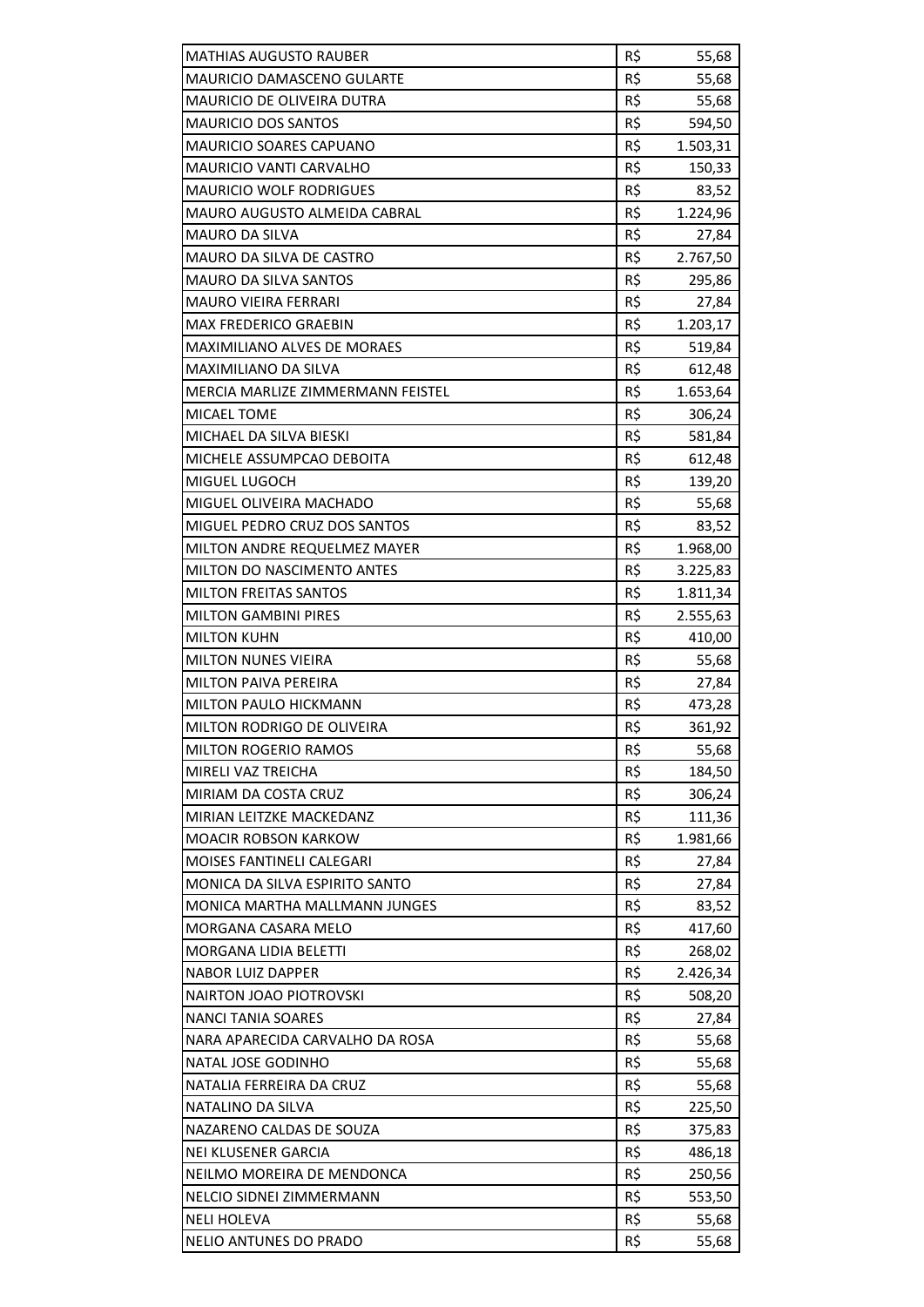| | | |
|---|---|---|
| MATHIAS AUGUSTO RAUBER | R$ | 55,68 |
| MAURICIO DAMASCENO GULARTE | R$ | 55,68 |
| MAURICIO DE OLIVEIRA DUTRA | R$ | 55,68 |
| MAURICIO DOS SANTOS | R$ | 594,50 |
| MAURICIO SOARES CAPUANO | R$ | 1.503,31 |
| MAURICIO VANTI CARVALHO | R$ | 150,33 |
| MAURICIO WOLF RODRIGUES | R$ | 83,52 |
| MAURO AUGUSTO ALMEIDA CABRAL | R$ | 1.224,96 |
| MAURO DA SILVA | R$ | 27,84 |
| MAURO DA SILVA DE CASTRO | R$ | 2.767,50 |
| MAURO DA SILVA SANTOS | R$ | 295,86 |
| MAURO VIEIRA FERRARI | R$ | 27,84 |
| MAX FREDERICO GRAEBIN | R$ | 1.203,17 |
| MAXIMILIANO ALVES DE MORAES | R$ | 519,84 |
| MAXIMILIANO DA SILVA | R$ | 612,48 |
| MERCIA MARLIZE ZIMMERMANN FEISTEL | R$ | 1.653,64 |
| MICAEL TOME | R$ | 306,24 |
| MICHAEL DA SILVA BIESKI | R$ | 581,84 |
| MICHELE ASSUMPCAO DEBOITA | R$ | 612,48 |
| MIGUEL LUGOCH | R$ | 139,20 |
| MIGUEL OLIVEIRA MACHADO | R$ | 55,68 |
| MIGUEL PEDRO CRUZ DOS SANTOS | R$ | 83,52 |
| MILTON ANDRE REQUELMEZ MAYER | R$ | 1.968,00 |
| MILTON DO NASCIMENTO ANTES | R$ | 3.225,83 |
| MILTON FREITAS SANTOS | R$ | 1.811,34 |
| MILTON GAMBINI PIRES | R$ | 2.555,63 |
| MILTON KUHN | R$ | 410,00 |
| MILTON NUNES VIEIRA | R$ | 55,68 |
| MILTON PAIVA PEREIRA | R$ | 27,84 |
| MILTON PAULO HICKMANN | R$ | 473,28 |
| MILTON RODRIGO DE OLIVEIRA | R$ | 361,92 |
| MILTON ROGERIO RAMOS | R$ | 55,68 |
| MIRELI VAZ TREICHA | R$ | 184,50 |
| MIRIAM DA COSTA CRUZ | R$ | 306,24 |
| MIRIAN LEITZKE MACKEDANZ | R$ | 111,36 |
| MOACIR ROBSON KARKOW | R$ | 1.981,66 |
| MOISES FANTINELI CALEGARI | R$ | 27,84 |
| MONICA DA SILVA ESPIRITO SANTO | R$ | 27,84 |
| MONICA MARTHA MALLMANN JUNGES | R$ | 83,52 |
| MORGANA CASARA MELO | R$ | 417,60 |
| MORGANA LIDIA BELETTI | R$ | 268,02 |
| NABOR LUIZ DAPPER | R$ | 2.426,34 |
| NAIRTON JOAO PIOTROVSKI | R$ | 508,20 |
| NANCI TANIA SOARES | R$ | 27,84 |
| NARA APARECIDA CARVALHO DA ROSA | R$ | 55,68 |
| NATAL JOSE GODINHO | R$ | 55,68 |
| NATALIA FERREIRA DA CRUZ | R$ | 55,68 |
| NATALINO DA SILVA | R$ | 225,50 |
| NAZARENO CALDAS DE SOUZA | R$ | 375,83 |
| NEI KLUSENER GARCIA | R$ | 486,18 |
| NEILMO MOREIRA DE MENDONCA | R$ | 250,56 |
| NELCIO SIDNEI ZIMMERMANN | R$ | 553,50 |
| NELI HOLEVA | R$ | 55,68 |
| NELIO ANTUNES DO PRADO | R$ | 55,68 |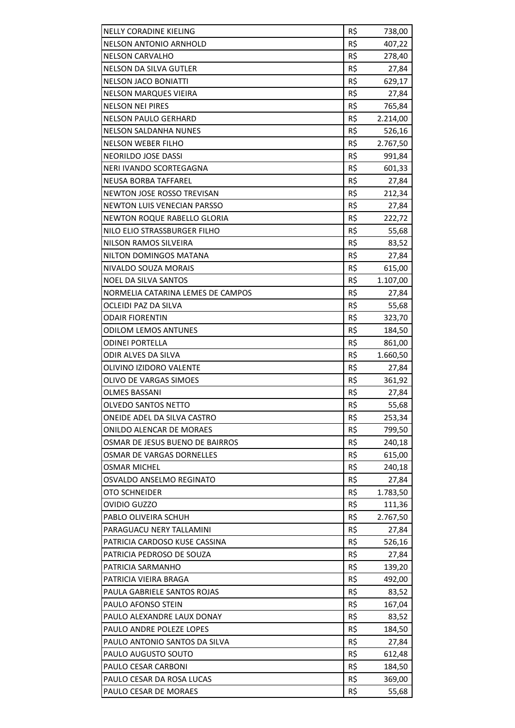| | | |
|---|---|---|
| NELLY CORADINE KIELING | R$ | 738,00 |
| NELSON ANTONIO ARNHOLD | R$ | 407,22 |
| NELSON CARVALHO | R$ | 278,40 |
| NELSON DA SILVA GUTLER | R$ | 27,84 |
| NELSON JACO BONIATTI | R$ | 629,17 |
| NELSON MARQUES VIEIRA | R$ | 27,84 |
| NELSON NEI PIRES | R$ | 765,84 |
| NELSON PAULO GERHARD | R$ | 2.214,00 |
| NELSON SALDANHA NUNES | R$ | 526,16 |
| NELSON WEBER FILHO | R$ | 2.767,50 |
| NEORILDO JOSE DASSI | R$ | 991,84 |
| NERI IVANDO SCORTEGAGNA | R$ | 601,33 |
| NEUSA BORBA TAFFAREL | R$ | 27,84 |
| NEWTON JOSE ROSSO TREVISAN | R$ | 212,34 |
| NEWTON LUIS VENECIAN PARSSO | R$ | 27,84 |
| NEWTON ROQUE RABELLO GLORIA | R$ | 222,72 |
| NILO ELIO STRASSBURGER FILHO | R$ | 55,68 |
| NILSON RAMOS SILVEIRA | R$ | 83,52 |
| NILTON DOMINGOS MATANA | R$ | 27,84 |
| NIVALDO SOUZA MORAIS | R$ | 615,00 |
| NOEL DA SILVA SANTOS | R$ | 1.107,00 |
| NORMELIA CATARINA LEMES DE CAMPOS | R$ | 27,84 |
| OCLEIDI PAZ DA SILVA | R$ | 55,68 |
| ODAIR FIORENTIN | R$ | 323,70 |
| ODILOM LEMOS ANTUNES | R$ | 184,50 |
| ODINEI PORTELLA | R$ | 861,00 |
| ODIR ALVES DA SILVA | R$ | 1.660,50 |
| OLIVINO IZIDORO VALENTE | R$ | 27,84 |
| OLIVO DE VARGAS SIMOES | R$ | 361,92 |
| OLMES BASSANI | R$ | 27,84 |
| OLVEDO SANTOS NETTO | R$ | 55,68 |
| ONEIDE ADEL DA SILVA CASTRO | R$ | 253,34 |
| ONILDO ALENCAR DE MORAES | R$ | 799,50 |
| OSMAR DE JESUS BUENO DE BAIRROS | R$ | 240,18 |
| OSMAR DE VARGAS DORNELLES | R$ | 615,00 |
| OSMAR MICHEL | R$ | 240,18 |
| OSVALDO ANSELMO REGINATO | R$ | 27,84 |
| OTO SCHNEIDER | R$ | 1.783,50 |
| OVIDIO GUZZO | R$ | 111,36 |
| PABLO OLIVEIRA SCHUH | R$ | 2.767,50 |
| PARAGUACU NERY TALLAMINI | R$ | 27,84 |
| PATRICIA CARDOSO KUSE CASSINA | R$ | 526,16 |
| PATRICIA PEDROSO DE SOUZA | R$ | 27,84 |
| PATRICIA SARMANHO | R$ | 139,20 |
| PATRICIA VIEIRA BRAGA | R$ | 492,00 |
| PAULA GABRIELE SANTOS ROJAS | R$ | 83,52 |
| PAULO AFONSO STEIN | R$ | 167,04 |
| PAULO ALEXANDRE LAUX DONAY | R$ | 83,52 |
| PAULO ANDRE POLEZE LOPES | R$ | 184,50 |
| PAULO ANTONIO SANTOS DA SILVA | R$ | 27,84 |
| PAULO AUGUSTO SOUTO | R$ | 612,48 |
| PAULO CESAR CARBONI | R$ | 184,50 |
| PAULO CESAR DA ROSA LUCAS | R$ | 369,00 |
| PAULO CESAR DE MORAES | R$ | 55,68 |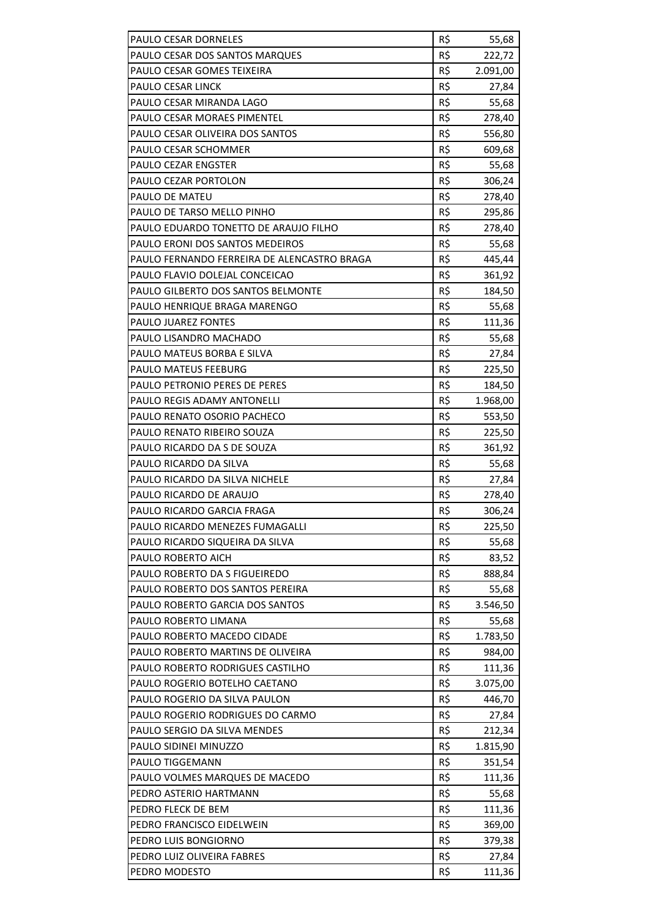| | | |
|---|---|---|
| PAULO CESAR DORNELES | R$ | 55,68 |
| PAULO CESAR DOS SANTOS MARQUES | R$ | 222,72 |
| PAULO CESAR GOMES TEIXEIRA | R$ | 2.091,00 |
| PAULO CESAR LINCK | R$ | 27,84 |
| PAULO CESAR MIRANDA LAGO | R$ | 55,68 |
| PAULO CESAR MORAES PIMENTEL | R$ | 278,40 |
| PAULO CESAR OLIVEIRA DOS SANTOS | R$ | 556,80 |
| PAULO CESAR SCHOMMER | R$ | 609,68 |
| PAULO CEZAR ENGSTER | R$ | 55,68 |
| PAULO CEZAR PORTOLON | R$ | 306,24 |
| PAULO DE MATEU | R$ | 278,40 |
| PAULO DE TARSO MELLO PINHO | R$ | 295,86 |
| PAULO EDUARDO TONETTO DE ARAUJO FILHO | R$ | 278,40 |
| PAULO ERONI DOS SANTOS MEDEIROS | R$ | 55,68 |
| PAULO FERNANDO FERREIRA DE ALENCASTRO BRAGA | R$ | 445,44 |
| PAULO FLAVIO DOLEJAL CONCEICAO | R$ | 361,92 |
| PAULO GILBERTO DOS SANTOS BELMONTE | R$ | 184,50 |
| PAULO HENRIQUE BRAGA MARENGO | R$ | 55,68 |
| PAULO JUAREZ FONTES | R$ | 111,36 |
| PAULO LISANDRO MACHADO | R$ | 55,68 |
| PAULO MATEUS BORBA E SILVA | R$ | 27,84 |
| PAULO MATEUS FEEBURG | R$ | 225,50 |
| PAULO PETRONIO PERES DE PERES | R$ | 184,50 |
| PAULO REGIS ADAMY ANTONELLI | R$ | 1.968,00 |
| PAULO RENATO OSORIO PACHECO | R$ | 553,50 |
| PAULO RENATO RIBEIRO SOUZA | R$ | 225,50 |
| PAULO RICARDO DA S DE SOUZA | R$ | 361,92 |
| PAULO RICARDO DA SILVA | R$ | 55,68 |
| PAULO RICARDO DA SILVA NICHELE | R$ | 27,84 |
| PAULO RICARDO DE ARAUJO | R$ | 278,40 |
| PAULO RICARDO GARCIA FRAGA | R$ | 306,24 |
| PAULO RICARDO MENEZES FUMAGALLI | R$ | 225,50 |
| PAULO RICARDO SIQUEIRA DA SILVA | R$ | 55,68 |
| PAULO ROBERTO AICH | R$ | 83,52 |
| PAULO ROBERTO DA S FIGUEIREDO | R$ | 888,84 |
| PAULO ROBERTO DOS SANTOS PEREIRA | R$ | 55,68 |
| PAULO ROBERTO GARCIA DOS SANTOS | R$ | 3.546,50 |
| PAULO ROBERTO LIMANA | R$ | 55,68 |
| PAULO ROBERTO MACEDO CIDADE | R$ | 1.783,50 |
| PAULO ROBERTO MARTINS DE OLIVEIRA | R$ | 984,00 |
| PAULO ROBERTO RODRIGUES CASTILHO | R$ | 111,36 |
| PAULO ROGERIO BOTELHO CAETANO | R$ | 3.075,00 |
| PAULO ROGERIO DA SILVA PAULON | R$ | 446,70 |
| PAULO ROGERIO RODRIGUES DO CARMO | R$ | 27,84 |
| PAULO SERGIO DA SILVA MENDES | R$ | 212,34 |
| PAULO SIDINEI MINUZZO | R$ | 1.815,90 |
| PAULO TIGGEMANN | R$ | 351,54 |
| PAULO VOLMES MARQUES DE MACEDO | R$ | 111,36 |
| PEDRO ASTERIO HARTMANN | R$ | 55,68 |
| PEDRO FLECK DE BEM | R$ | 111,36 |
| PEDRO FRANCISCO EIDELWEIN | R$ | 369,00 |
| PEDRO LUIS BONGIORNO | R$ | 379,38 |
| PEDRO LUIZ OLIVEIRA FABRES | R$ | 27,84 |
| PEDRO MODESTO | R$ | 111,36 |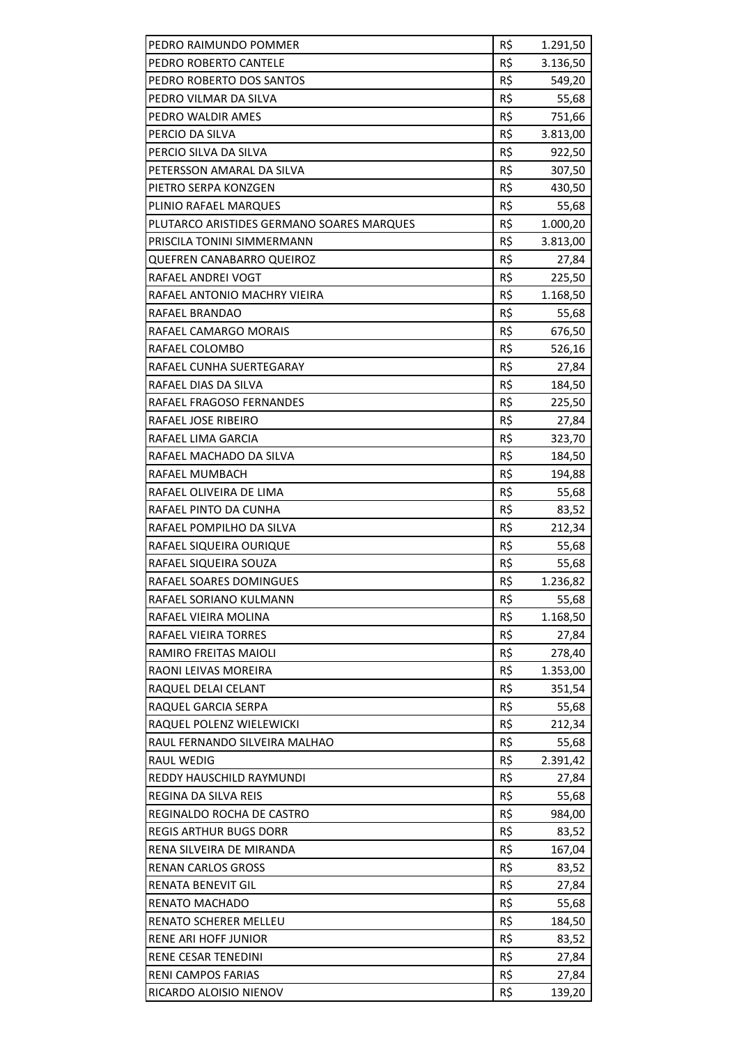| | | |
|---|---|---|
| PEDRO RAIMUNDO POMMER | R$ | 1.291,50 |
| PEDRO ROBERTO CANTELE | R$ | 3.136,50 |
| PEDRO ROBERTO DOS SANTOS | R$ | 549,20 |
| PEDRO VILMAR DA SILVA | R$ | 55,68 |
| PEDRO WALDIR AMES | R$ | 751,66 |
| PERCIO DA SILVA | R$ | 3.813,00 |
| PERCIO SILVA DA SILVA | R$ | 922,50 |
| PETERSSON AMARAL DA SILVA | R$ | 307,50 |
| PIETRO SERPA KONZGEN | R$ | 430,50 |
| PLINIO RAFAEL MARQUES | R$ | 55,68 |
| PLUTARCO ARISTIDES GERMANO SOARES MARQUES | R$ | 1.000,20 |
| PRISCILA TONINI SIMMERMANN | R$ | 3.813,00 |
| QUEFREN CANABARRO QUEIROZ | R$ | 27,84 |
| RAFAEL ANDREI VOGT | R$ | 225,50 |
| RAFAEL ANTONIO MACHRY VIEIRA | R$ | 1.168,50 |
| RAFAEL BRANDAO | R$ | 55,68 |
| RAFAEL CAMARGO MORAIS | R$ | 676,50 |
| RAFAEL COLOMBO | R$ | 526,16 |
| RAFAEL CUNHA SUERTEGARAY | R$ | 27,84 |
| RAFAEL DIAS DA SILVA | R$ | 184,50 |
| RAFAEL FRAGOSO FERNANDES | R$ | 225,50 |
| RAFAEL JOSE RIBEIRO | R$ | 27,84 |
| RAFAEL LIMA GARCIA | R$ | 323,70 |
| RAFAEL MACHADO DA SILVA | R$ | 184,50 |
| RAFAEL MUMBACH | R$ | 194,88 |
| RAFAEL OLIVEIRA DE LIMA | R$ | 55,68 |
| RAFAEL PINTO DA CUNHA | R$ | 83,52 |
| RAFAEL POMPILHO DA SILVA | R$ | 212,34 |
| RAFAEL SIQUEIRA OURIQUE | R$ | 55,68 |
| RAFAEL SIQUEIRA SOUZA | R$ | 55,68 |
| RAFAEL SOARES DOMINGUES | R$ | 1.236,82 |
| RAFAEL SORIANO KULMANN | R$ | 55,68 |
| RAFAEL VIEIRA MOLINA | R$ | 1.168,50 |
| RAFAEL VIEIRA TORRES | R$ | 27,84 |
| RAMIRO FREITAS MAIOLI | R$ | 278,40 |
| RAONI LEIVAS MOREIRA | R$ | 1.353,00 |
| RAQUEL DELAI CELANT | R$ | 351,54 |
| RAQUEL GARCIA SERPA | R$ | 55,68 |
| RAQUEL POLENZ WIELEWICKI | R$ | 212,34 |
| RAUL FERNANDO SILVEIRA MALHAO | R$ | 55,68 |
| RAUL WEDIG | R$ | 2.391,42 |
| REDDY HAUSCHILD RAYMUNDI | R$ | 27,84 |
| REGINA DA SILVA REIS | R$ | 55,68 |
| REGINALDO ROCHA DE CASTRO | R$ | 984,00 |
| REGIS ARTHUR BUGS DORR | R$ | 83,52 |
| RENA SILVEIRA DE MIRANDA | R$ | 167,04 |
| RENAN CARLOS GROSS | R$ | 83,52 |
| RENATA BENEVIT GIL | R$ | 27,84 |
| RENATO MACHADO | R$ | 55,68 |
| RENATO SCHERER MELLEU | R$ | 184,50 |
| RENE ARI HOFF JUNIOR | R$ | 83,52 |
| RENE CESAR TENEDINI | R$ | 27,84 |
| RENI CAMPOS FARIAS | R$ | 27,84 |
| RICARDO ALOISIO NIENOV | R$ | 139,20 |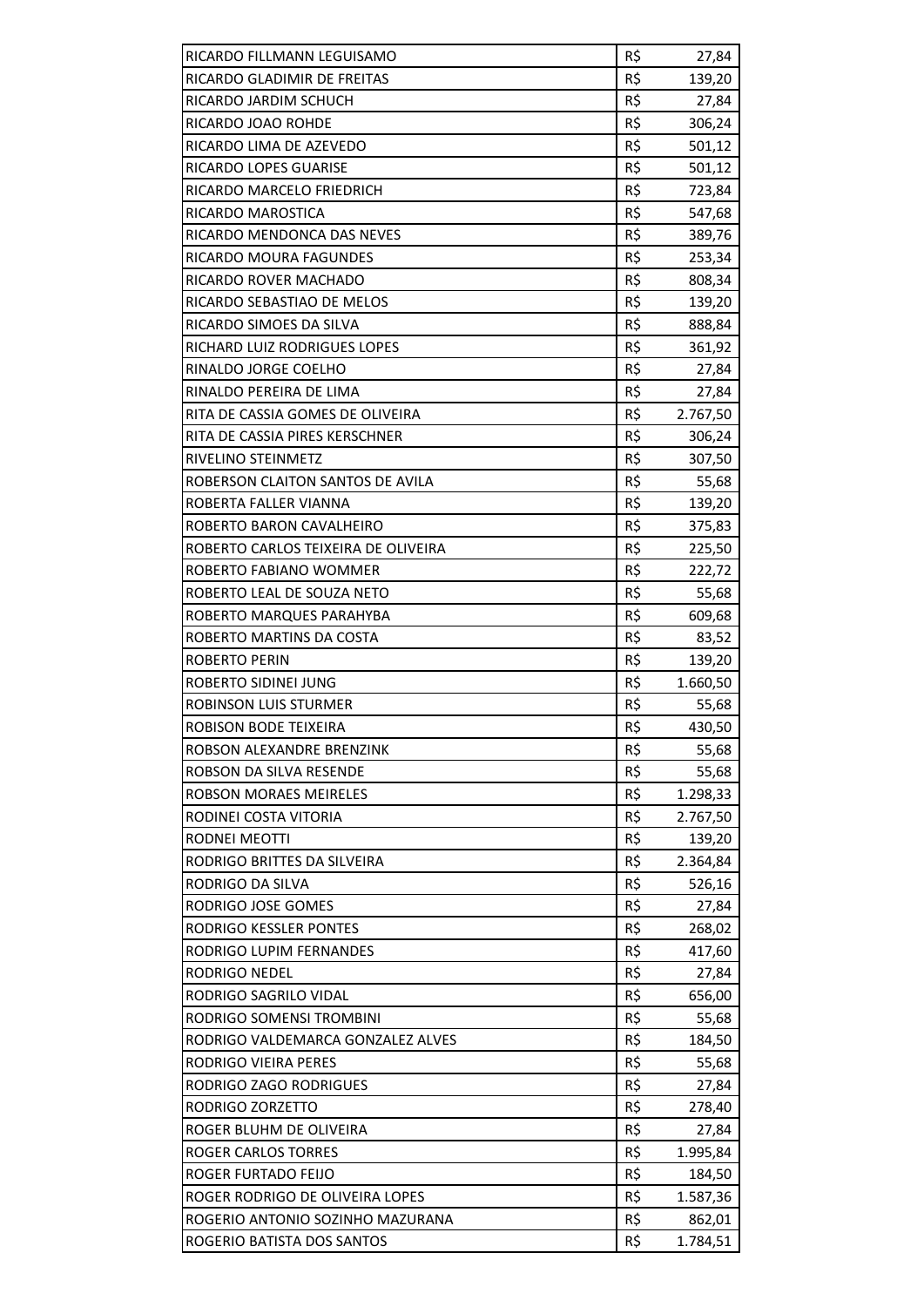| | | |
|---|---|---|
| RICARDO FILLMANN LEGUISAMO | R$ | 27,84 |
| RICARDO GLADIMIR DE FREITAS | R$ | 139,20 |
| RICARDO JARDIM SCHUCH | R$ | 27,84 |
| RICARDO JOAO ROHDE | R$ | 306,24 |
| RICARDO LIMA DE AZEVEDO | R$ | 501,12 |
| RICARDO LOPES GUARISE | R$ | 501,12 |
| RICARDO MARCELO FRIEDRICH | R$ | 723,84 |
| RICARDO MAROSTICA | R$ | 547,68 |
| RICARDO MENDONCA DAS NEVES | R$ | 389,76 |
| RICARDO MOURA FAGUNDES | R$ | 253,34 |
| RICARDO ROVER MACHADO | R$ | 808,34 |
| RICARDO SEBASTIAO DE MELOS | R$ | 139,20 |
| RICARDO SIMOES DA SILVA | R$ | 888,84 |
| RICHARD LUIZ RODRIGUES LOPES | R$ | 361,92 |
| RINALDO JORGE COELHO | R$ | 27,84 |
| RINALDO PEREIRA DE LIMA | R$ | 27,84 |
| RITA DE CASSIA GOMES DE OLIVEIRA | R$ | 2.767,50 |
| RITA DE CASSIA PIRES KERSCHNER | R$ | 306,24 |
| RIVELINO STEINMETZ | R$ | 307,50 |
| ROBERSON CLAITON SANTOS DE AVILA | R$ | 55,68 |
| ROBERTA FALLER VIANNA | R$ | 139,20 |
| ROBERTO BARON CAVALHEIRO | R$ | 375,83 |
| ROBERTO CARLOS TEIXEIRA DE OLIVEIRA | R$ | 225,50 |
| ROBERTO FABIANO WOMMER | R$ | 222,72 |
| ROBERTO LEAL DE SOUZA NETO | R$ | 55,68 |
| ROBERTO MARQUES PARAHYBA | R$ | 609,68 |
| ROBERTO MARTINS DA COSTA | R$ | 83,52 |
| ROBERTO PERIN | R$ | 139,20 |
| ROBERTO SIDINEI JUNG | R$ | 1.660,50 |
| ROBINSON LUIS STURMER | R$ | 55,68 |
| ROBISON BODE TEIXEIRA | R$ | 430,50 |
| ROBSON ALEXANDRE BRENZINK | R$ | 55,68 |
| ROBSON DA SILVA RESENDE | R$ | 55,68 |
| ROBSON MORAES MEIRELES | R$ | 1.298,33 |
| RODINEI COSTA VITORIA | R$ | 2.767,50 |
| RODNEI MEOTTI | R$ | 139,20 |
| RODRIGO BRITTES DA SILVEIRA | R$ | 2.364,84 |
| RODRIGO DA SILVA | R$ | 526,16 |
| RODRIGO JOSE GOMES | R$ | 27,84 |
| RODRIGO KESSLER PONTES | R$ | 268,02 |
| RODRIGO LUPIM FERNANDES | R$ | 417,60 |
| RODRIGO NEDEL | R$ | 27,84 |
| RODRIGO SAGRILO VIDAL | R$ | 656,00 |
| RODRIGO SOMENSI TROMBINI | R$ | 55,68 |
| RODRIGO VALDEMARCA GONZALEZ ALVES | R$ | 184,50 |
| RODRIGO VIEIRA PERES | R$ | 55,68 |
| RODRIGO ZAGO RODRIGUES | R$ | 27,84 |
| RODRIGO ZORZETTO | R$ | 278,40 |
| ROGER BLUHM DE OLIVEIRA | R$ | 27,84 |
| ROGER CARLOS TORRES | R$ | 1.995,84 |
| ROGER FURTADO FEIJO | R$ | 184,50 |
| ROGER RODRIGO DE OLIVEIRA LOPES | R$ | 1.587,36 |
| ROGERIO ANTONIO SOZINHO MAZURANA | R$ | 862,01 |
| ROGERIO BATISTA DOS SANTOS | R$ | 1.784,51 |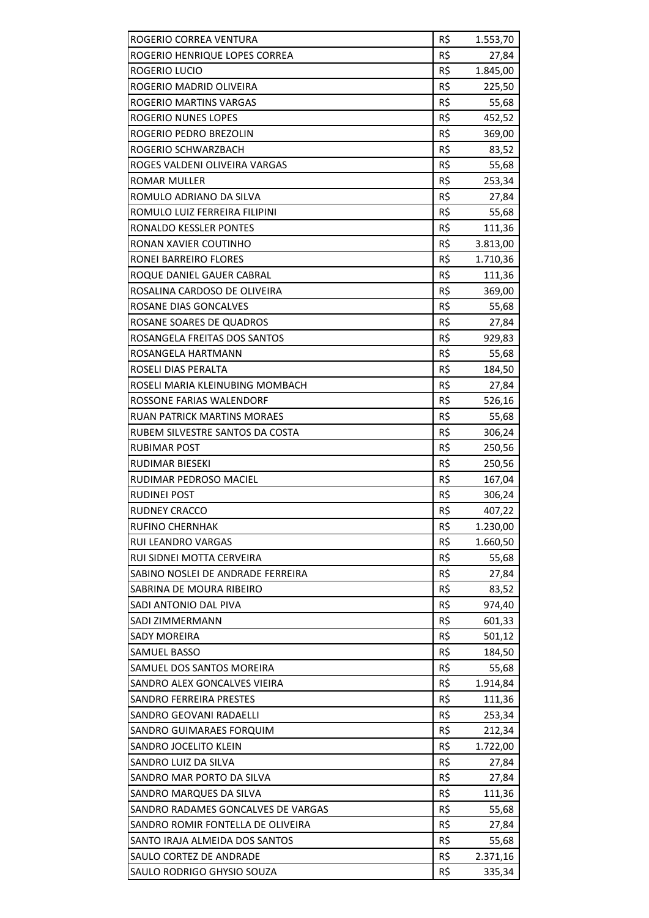| | | |
|---|---|---|
| ROGERIO CORREA VENTURA | R$ | 1.553,70 |
| ROGERIO HENRIQUE LOPES CORREA | R$ | 27,84 |
| ROGERIO LUCIO | R$ | 1.845,00 |
| ROGERIO MADRID OLIVEIRA | R$ | 225,50 |
| ROGERIO MARTINS VARGAS | R$ | 55,68 |
| ROGERIO NUNES LOPES | R$ | 452,52 |
| ROGERIO PEDRO BREZOLIN | R$ | 369,00 |
| ROGERIO SCHWARZBACH | R$ | 83,52 |
| ROGES VALDENI OLIVEIRA VARGAS | R$ | 55,68 |
| ROMAR MULLER | R$ | 253,34 |
| ROMULO ADRIANO DA SILVA | R$ | 27,84 |
| ROMULO LUIZ FERREIRA FILIPINI | R$ | 55,68 |
| RONALDO KESSLER PONTES | R$ | 111,36 |
| RONAN XAVIER COUTINHO | R$ | 3.813,00 |
| RONEI BARREIRO FLORES | R$ | 1.710,36 |
| ROQUE DANIEL GAUER CABRAL | R$ | 111,36 |
| ROSALINA CARDOSO DE OLIVEIRA | R$ | 369,00 |
| ROSANE DIAS GONCALVES | R$ | 55,68 |
| ROSANE SOARES DE QUADROS | R$ | 27,84 |
| ROSANGELA FREITAS DOS SANTOS | R$ | 929,83 |
| ROSANGELA HARTMANN | R$ | 55,68 |
| ROSELI DIAS PERALTA | R$ | 184,50 |
| ROSELI MARIA KLEINUBING MOMBACH | R$ | 27,84 |
| ROSSONE FARIAS WALENDORF | R$ | 526,16 |
| RUAN PATRICK MARTINS MORAES | R$ | 55,68 |
| RUBEM SILVESTRE SANTOS DA COSTA | R$ | 306,24 |
| RUBIMAR POST | R$ | 250,56 |
| RUDIMAR BIESEKI | R$ | 250,56 |
| RUDIMAR PEDROSO MACIEL | R$ | 167,04 |
| RUDINEI POST | R$ | 306,24 |
| RUDNEY CRACCO | R$ | 407,22 |
| RUFINO CHERNHAK | R$ | 1.230,00 |
| RUI LEANDRO VARGAS | R$ | 1.660,50 |
| RUI SIDNEI MOTTA CERVEIRA | R$ | 55,68 |
| SABINO NOSLEI DE ANDRADE FERREIRA | R$ | 27,84 |
| SABRINA DE MOURA RIBEIRO | R$ | 83,52 |
| SADI ANTONIO DAL PIVA | R$ | 974,40 |
| SADI ZIMMERMANN | R$ | 601,33 |
| SADY MOREIRA | R$ | 501,12 |
| SAMUEL BASSO | R$ | 184,50 |
| SAMUEL DOS SANTOS MOREIRA | R$ | 55,68 |
| SANDRO ALEX GONCALVES VIEIRA | R$ | 1.914,84 |
| SANDRO FERREIRA PRESTES | R$ | 111,36 |
| SANDRO GEOVANI RADAELLI | R$ | 253,34 |
| SANDRO GUIMARAES FORQUIM | R$ | 212,34 |
| SANDRO JOCELITO KLEIN | R$ | 1.722,00 |
| SANDRO LUIZ DA SILVA | R$ | 27,84 |
| SANDRO MAR PORTO DA SILVA | R$ | 27,84 |
| SANDRO MARQUES DA SILVA | R$ | 111,36 |
| SANDRO RADAMES GONCALVES DE VARGAS | R$ | 55,68 |
| SANDRO ROMIR FONTELLA DE OLIVEIRA | R$ | 27,84 |
| SANTO IRAJA ALMEIDA DOS SANTOS | R$ | 55,68 |
| SAULO CORTEZ DE ANDRADE | R$ | 2.371,16 |
| SAULO RODRIGO GHYSIO SOUZA | R$ | 335,34 |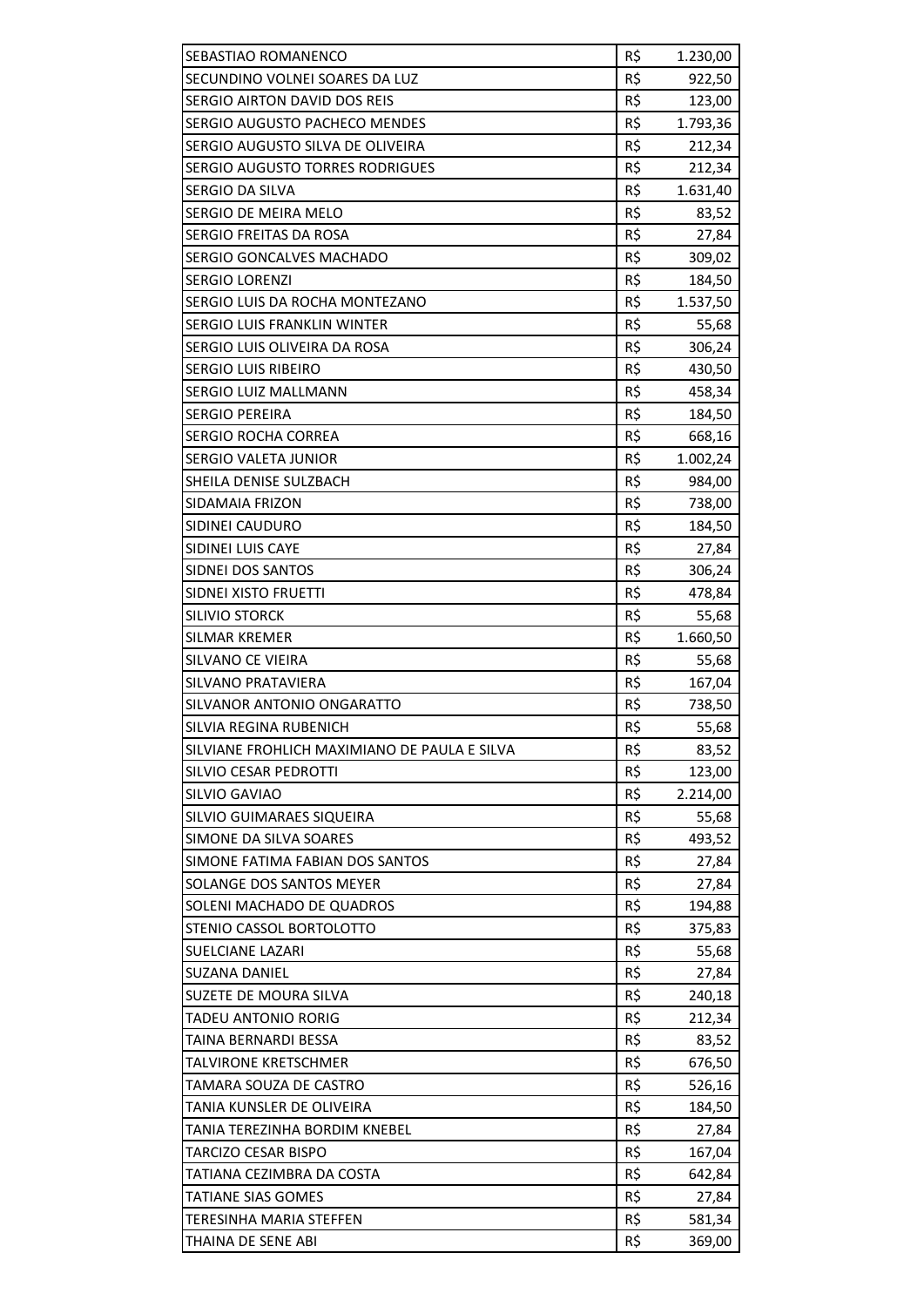| | | |
|---|---|---|
| SEBASTIAO ROMANENCO | R$ | 1.230,00 |
| SECUNDINO VOLNEI SOARES DA LUZ | R$ | 922,50 |
| SERGIO AIRTON DAVID DOS REIS | R$ | 123,00 |
| SERGIO AUGUSTO PACHECO MENDES | R$ | 1.793,36 |
| SERGIO AUGUSTO SILVA DE OLIVEIRA | R$ | 212,34 |
| SERGIO AUGUSTO TORRES RODRIGUES | R$ | 212,34 |
| SERGIO DA SILVA | R$ | 1.631,40 |
| SERGIO DE MEIRA MELO | R$ | 83,52 |
| SERGIO FREITAS DA ROSA | R$ | 27,84 |
| SERGIO GONCALVES MACHADO | R$ | 309,02 |
| SERGIO LORENZI | R$ | 184,50 |
| SERGIO LUIS DA ROCHA MONTEZANO | R$ | 1.537,50 |
| SERGIO LUIS FRANKLIN WINTER | R$ | 55,68 |
| SERGIO LUIS OLIVEIRA DA ROSA | R$ | 306,24 |
| SERGIO LUIS RIBEIRO | R$ | 430,50 |
| SERGIO LUIZ MALLMANN | R$ | 458,34 |
| SERGIO PEREIRA | R$ | 184,50 |
| SERGIO ROCHA CORREA | R$ | 668,16 |
| SERGIO VALETA JUNIOR | R$ | 1.002,24 |
| SHEILA DENISE SULZBACH | R$ | 984,00 |
| SIDAMAIA FRIZON | R$ | 738,00 |
| SIDINEI CAUDURO | R$ | 184,50 |
| SIDINEI LUIS CAYE | R$ | 27,84 |
| SIDNEI DOS SANTOS | R$ | 306,24 |
| SIDNEI XISTO FRUETTI | R$ | 478,84 |
| SILIVIO STORCK | R$ | 55,68 |
| SILMAR KREMER | R$ | 1.660,50 |
| SILVANO CE VIEIRA | R$ | 55,68 |
| SILVANO PRATAVIERA | R$ | 167,04 |
| SILVANOR ANTONIO ONGARATTO | R$ | 738,50 |
| SILVIA REGINA RUBENICH | R$ | 55,68 |
| SILVIANE FROHLICH MAXIMIANO DE PAULA E SILVA | R$ | 83,52 |
| SILVIO CESAR PEDROTTI | R$ | 123,00 |
| SILVIO GAVIAO | R$ | 2.214,00 |
| SILVIO GUIMARAES SIQUEIRA | R$ | 55,68 |
| SIMONE DA SILVA SOARES | R$ | 493,52 |
| SIMONE FATIMA FABIAN DOS SANTOS | R$ | 27,84 |
| SOLANGE DOS SANTOS MEYER | R$ | 27,84 |
| SOLENI MACHADO DE QUADROS | R$ | 194,88 |
| STENIO CASSOL BORTOLOTTO | R$ | 375,83 |
| SUELCIANE LAZARI | R$ | 55,68 |
| SUZANA DANIEL | R$ | 27,84 |
| SUZETE DE MOURA SILVA | R$ | 240,18 |
| TADEU ANTONIO RORIG | R$ | 212,34 |
| TAINA BERNARDI BESSA | R$ | 83,52 |
| TALVIRONE KRETSCHMER | R$ | 676,50 |
| TAMARA SOUZA DE CASTRO | R$ | 526,16 |
| TANIA KUNSLER DE OLIVEIRA | R$ | 184,50 |
| TANIA TEREZINHA BORDIM KNEBEL | R$ | 27,84 |
| TARCIZO CESAR BISPO | R$ | 167,04 |
| TATIANA CEZIMBRA DA COSTA | R$ | 642,84 |
| TATIANE SIAS GOMES | R$ | 27,84 |
| TERESINHA MARIA STEFFEN | R$ | 581,34 |
| THAINA DE SENE ABI | R$ | 369,00 |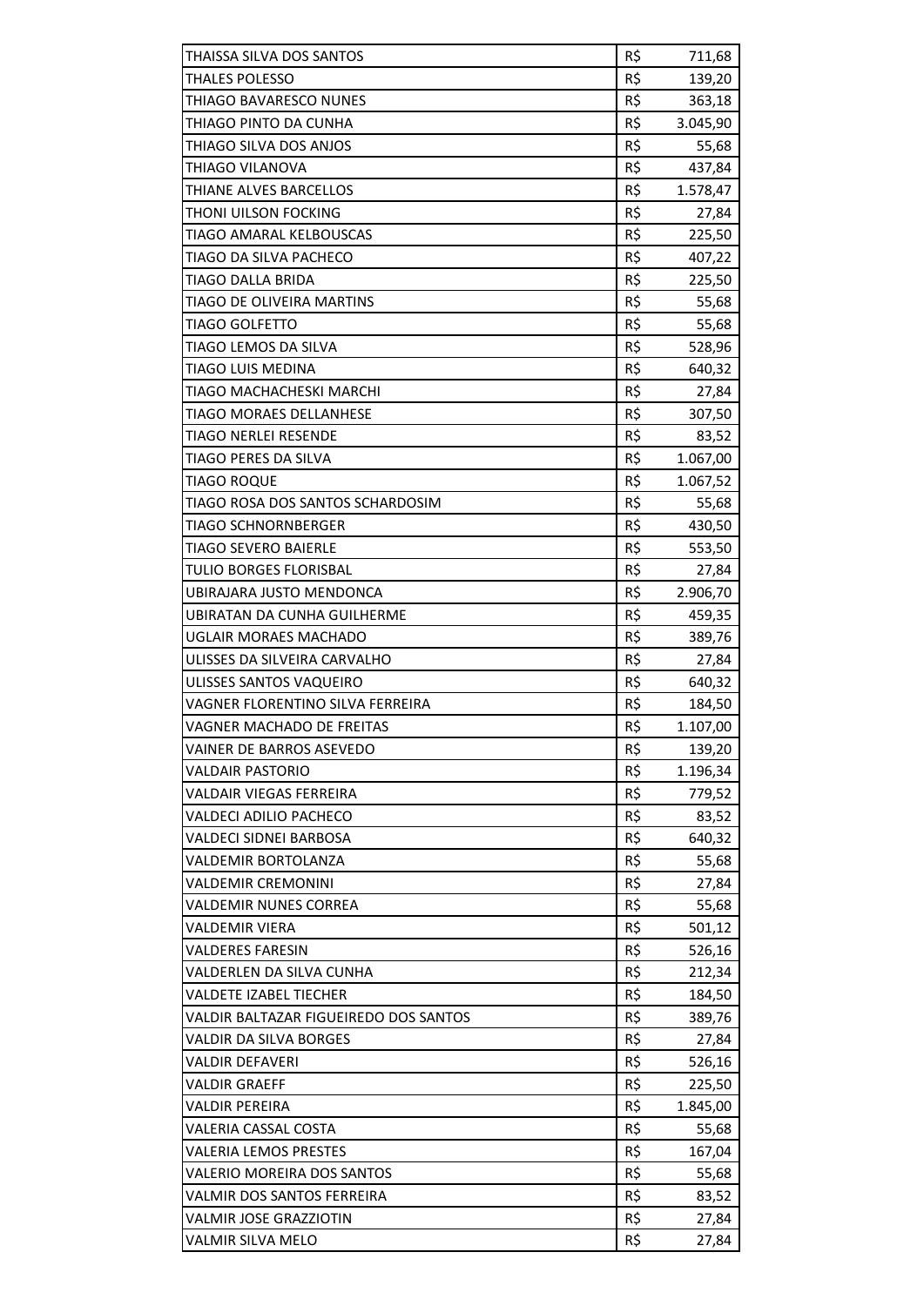| THAISSA SILVA DOS SANTOS | R$ | 711,68 |
|---|---|---|
| THALES POLESSO | R$ | 139,20 |
| THIAGO BAVARESCO NUNES | R$ | 363,18 |
| THIAGO PINTO DA CUNHA | R$ | 3.045,90 |
| THIAGO SILVA DOS ANJOS | R$ | 55,68 |
| THIAGO VILANOVA | R$ | 437,84 |
| THIANE ALVES BARCELLOS | R$ | 1.578,47 |
| THONI UILSON FOCKING | R$ | 27,84 |
| TIAGO AMARAL KELBOUSCAS | R$ | 225,50 |
| TIAGO DA SILVA PACHECO | R$ | 407,22 |
| TIAGO DALLA BRIDA | R$ | 225,50 |
| TIAGO DE OLIVEIRA MARTINS | R$ | 55,68 |
| TIAGO GOLFETTO | R$ | 55,68 |
| TIAGO LEMOS DA SILVA | R$ | 528,96 |
| TIAGO LUIS MEDINA | R$ | 640,32 |
| TIAGO MACHACHESKI MARCHI | R$ | 27,84 |
| TIAGO MORAES DELLANHESE | R$ | 307,50 |
| TIAGO NERLEI RESENDE | R$ | 83,52 |
| TIAGO PERES DA SILVA | R$ | 1.067,00 |
| TIAGO ROQUE | R$ | 1.067,52 |
| TIAGO ROSA DOS SANTOS SCHARDOSIM | R$ | 55,68 |
| TIAGO SCHNORNBERGER | R$ | 430,50 |
| TIAGO SEVERO BAIERLE | R$ | 553,50 |
| TULIO BORGES FLORISBAL | R$ | 27,84 |
| UBIRAJARA JUSTO MENDONCA | R$ | 2.906,70 |
| UBIRATAN DA CUNHA GUILHERME | R$ | 459,35 |
| UGLAIR MORAES MACHADO | R$ | 389,76 |
| ULISSES DA SILVEIRA CARVALHO | R$ | 27,84 |
| ULISSES SANTOS VAQUEIRO | R$ | 640,32 |
| VAGNER FLORENTINO SILVA FERREIRA | R$ | 184,50 |
| VAGNER MACHADO DE FREITAS | R$ | 1.107,00 |
| VAINER DE BARROS ASEVEDO | R$ | 139,20 |
| VALDAIR PASTORIO | R$ | 1.196,34 |
| VALDAIR VIEGAS FERREIRA | R$ | 779,52 |
| VALDECI ADILIO PACHECO | R$ | 83,52 |
| VALDECI SIDNEI BARBOSA | R$ | 640,32 |
| VALDEMIR BORTOLANZA | R$ | 55,68 |
| VALDEMIR CREMONINI | R$ | 27,84 |
| VALDEMIR NUNES CORREA | R$ | 55,68 |
| VALDEMIR VIERA | R$ | 501,12 |
| VALDERES FARESIN | R$ | 526,16 |
| VALDERLEN DA SILVA CUNHA | R$ | 212,34 |
| VALDETE IZABEL TIECHER | R$ | 184,50 |
| VALDIR BALTAZAR FIGUEIREDO DOS SANTOS | R$ | 389,76 |
| VALDIR DA SILVA BORGES | R$ | 27,84 |
| VALDIR DEFAVERI | R$ | 526,16 |
| VALDIR GRAEFF | R$ | 225,50 |
| VALDIR PEREIRA | R$ | 1.845,00 |
| VALERIA CASSAL COSTA | R$ | 55,68 |
| VALERIA LEMOS PRESTES | R$ | 167,04 |
| VALERIO MOREIRA DOS SANTOS | R$ | 55,68 |
| VALMIR DOS SANTOS FERREIRA | R$ | 83,52 |
| VALMIR JOSE GRAZZIOTIN | R$ | 27,84 |
| VALMIR SILVA MELO | R$ | 27,84 |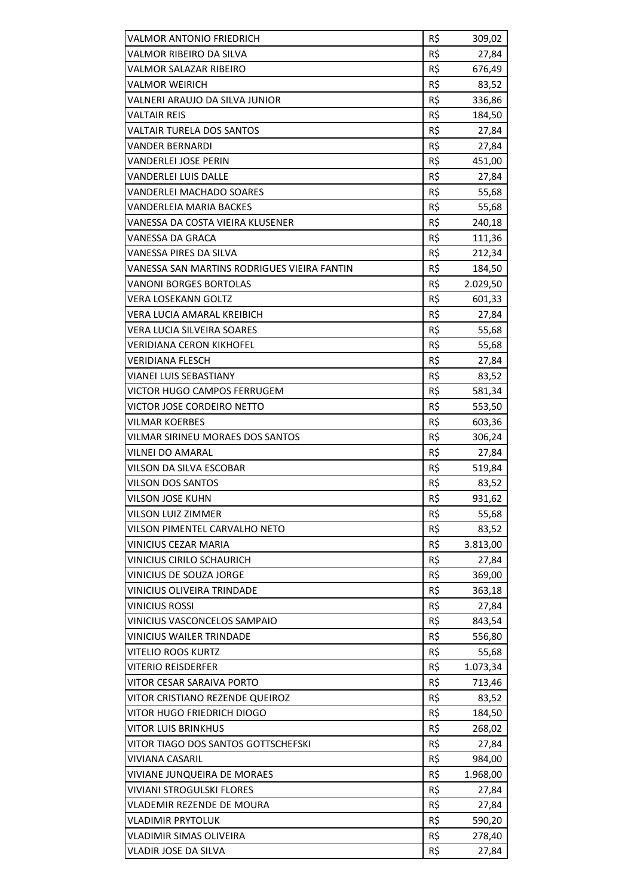| | | |
|---|---|---|
| VALMOR ANTONIO FRIEDRICH | R$ | 309,02 |
| VALMOR RIBEIRO DA SILVA | R$ | 27,84 |
| VALMOR SALAZAR RIBEIRO | R$ | 676,49 |
| VALMOR WEIRICH | R$ | 83,52 |
| VALNERI ARAUJO DA SILVA JUNIOR | R$ | 336,86 |
| VALTAIR REIS | R$ | 184,50 |
| VALTAIR TURELA DOS SANTOS | R$ | 27,84 |
| VANDER BERNARDI | R$ | 27,84 |
| VANDERLEI JOSE PERIN | R$ | 451,00 |
| VANDERLEI LUIS DALLE | R$ | 27,84 |
| VANDERLEI MACHADO SOARES | R$ | 55,68 |
| VANDERLEIA MARIA BACKES | R$ | 55,68 |
| VANESSA DA COSTA VIEIRA KLUSENER | R$ | 240,18 |
| VANESSA DA GRACA | R$ | 111,36 |
| VANESSA PIRES DA SILVA | R$ | 212,34 |
| VANESSA SAN MARTINS RODRIGUES VIEIRA FANTIN | R$ | 184,50 |
| VANONI BORGES BORTOLAS | R$ | 2.029,50 |
| VERA LOSEKANN GOLTZ | R$ | 601,33 |
| VERA LUCIA AMARAL KREIBICH | R$ | 27,84 |
| VERA LUCIA SILVEIRA SOARES | R$ | 55,68 |
| VERIDIANA CERON KIKHOFEL | R$ | 55,68 |
| VERIDIANA FLESCH | R$ | 27,84 |
| VIANEI LUIS SEBASTIANY | R$ | 83,52 |
| VICTOR HUGO CAMPOS FERRUGEM | R$ | 581,34 |
| VICTOR JOSE CORDEIRO NETTO | R$ | 553,50 |
| VILMAR KOERBES | R$ | 603,36 |
| VILMAR SIRINEU MORAES DOS SANTOS | R$ | 306,24 |
| VILNEI DO AMARAL | R$ | 27,84 |
| VILSON DA SILVA ESCOBAR | R$ | 519,84 |
| VILSON DOS SANTOS | R$ | 83,52 |
| VILSON JOSE KUHN | R$ | 931,62 |
| VILSON LUIZ ZIMMER | R$ | 55,68 |
| VILSON PIMENTEL CARVALHO NETO | R$ | 83,52 |
| VINICIUS CEZAR MARIA | R$ | 3.813,00 |
| VINICIUS CIRILO SCHAURICH | R$ | 27,84 |
| VINICIUS DE SOUZA JORGE | R$ | 369,00 |
| VINICIUS OLIVEIRA TRINDADE | R$ | 363,18 |
| VINICIUS ROSSI | R$ | 27,84 |
| VINICIUS VASCONCELOS SAMPAIO | R$ | 843,54 |
| VINICIUS WAILER TRINDADE | R$ | 556,80 |
| VITELIO ROOS KURTZ | R$ | 55,68 |
| VITERIO REISDERFER | R$ | 1.073,34 |
| VITOR CESAR SARAIVA PORTO | R$ | 713,46 |
| VITOR CRISTIANO REZENDE QUEIROZ | R$ | 83,52 |
| VITOR HUGO FRIEDRICH DIOGO | R$ | 184,50 |
| VITOR LUIS BRINKHUS | R$ | 268,02 |
| VITOR TIAGO DOS SANTOS GOTTSCHEFSKI | R$ | 27,84 |
| VIVIANA CASARIL | R$ | 984,00 |
| VIVIANE JUNQUEIRA DE MORAES | R$ | 1.968,00 |
| VIVIANI STROGULSKI FLORES | R$ | 27,84 |
| VLADEMIR REZENDE DE MOURA | R$ | 27,84 |
| VLADIMIR PRYTOLUK | R$ | 590,20 |
| VLADIMIR SIMAS OLIVEIRA | R$ | 278,40 |
| VLADIR JOSE DA SILVA | R$ | 27,84 |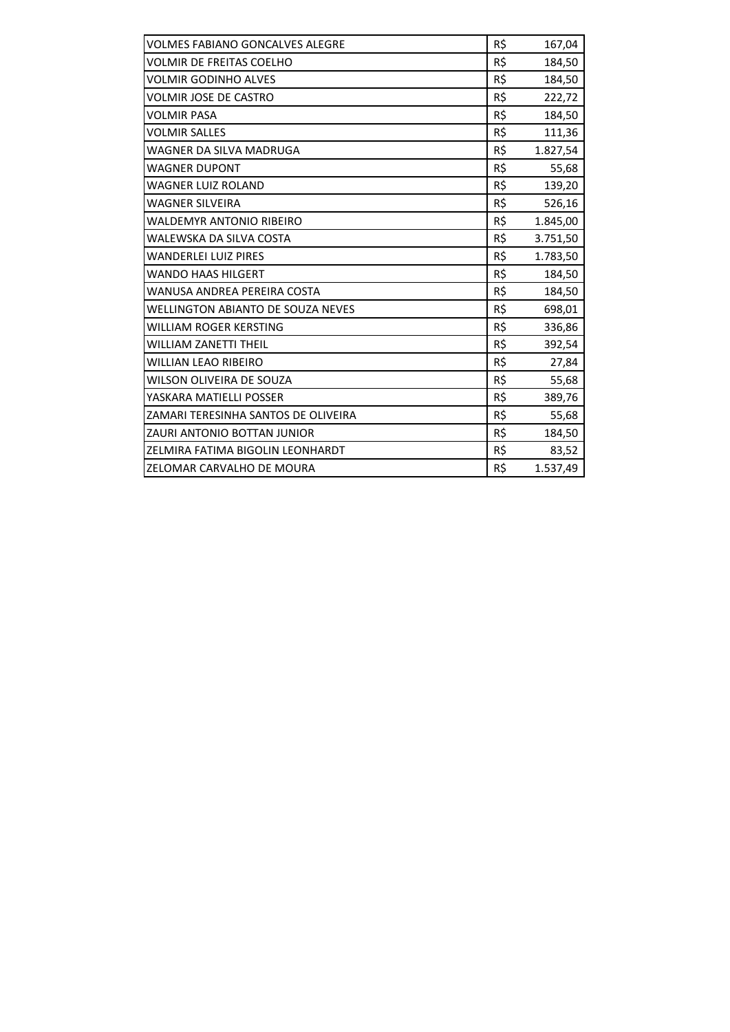| | | |
|---|---|---|
| VOLMES FABIANO GONCALVES ALEGRE | R$ | 167,04 |
| VOLMIR DE FREITAS COELHO | R$ | 184,50 |
| VOLMIR GODINHO ALVES | R$ | 184,50 |
| VOLMIR JOSE DE CASTRO | R$ | 222,72 |
| VOLMIR PASA | R$ | 184,50 |
| VOLMIR SALLES | R$ | 111,36 |
| WAGNER DA SILVA MADRUGA | R$ | 1.827,54 |
| WAGNER DUPONT | R$ | 55,68 |
| WAGNER LUIZ ROLAND | R$ | 139,20 |
| WAGNER SILVEIRA | R$ | 526,16 |
| WALDEMYR ANTONIO RIBEIRO | R$ | 1.845,00 |
| WALEWSKA DA SILVA COSTA | R$ | 3.751,50 |
| WANDERLEI LUIZ PIRES | R$ | 1.783,50 |
| WANDO HAAS HILGERT | R$ | 184,50 |
| WANUSA ANDREA PEREIRA COSTA | R$ | 184,50 |
| WELLINGTON ABIANTO DE SOUZA NEVES | R$ | 698,01 |
| WILLIAM ROGER KERSTING | R$ | 336,86 |
| WILLIAM ZANETTI THEIL | R$ | 392,54 |
| WILLIAN LEAO RIBEIRO | R$ | 27,84 |
| WILSON OLIVEIRA DE SOUZA | R$ | 55,68 |
| YASKARA MATIELLI POSSER | R$ | 389,76 |
| ZAMARI TERESINHA SANTOS DE OLIVEIRA | R$ | 55,68 |
| ZAURI ANTONIO BOTTAN JUNIOR | R$ | 184,50 |
| ZELMIRA FATIMA BIGOLIN LEONHARDT | R$ | 83,52 |
| ZELOMAR CARVALHO DE MOURA | R$ | 1.537,49 |